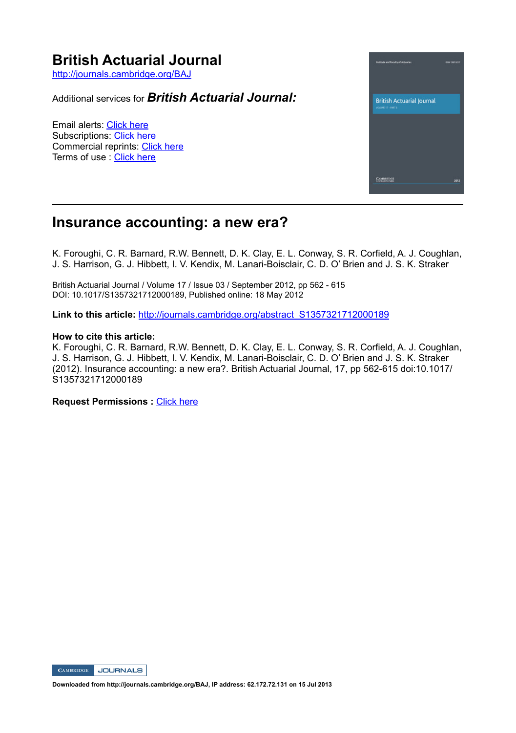# British Actuarial Journal

http://journals.cambridge.org/BAJ

Additional services for ***British Actuarial Journal:***

Email alerts: Click here
Subscriptions: Click here
Commercial reprints: Click here
Terms of use : Click here

## Insurance accounting: a new era?

K. Foroughi, C. R. Barnard, R.W. Bennett, D. K. Clay, E. L. Conway, S. R. Corfield, A. J. Coughlan, J. S. Harrison, G. J. Hibbett, I. V. Kendix, M. Lanari-Boisclair, C. D. O' Brien and J. S. K. Straker

British Actuarial Journal / Volume 17 / Issue 03 / September 2012, pp 562 - 615
DOI: 10.1017/S1357321712000189, Published online: 18 May 2012

**Link to this article:** http://journals.cambridge.org/abstract_S1357321712000189

**How to cite this article:**
K. Foroughi, C. R. Barnard, R.W. Bennett, D. K. Clay, E. L. Conway, S. R. Corfield, A. J. Coughlan, J. S. Harrison, G. J. Hibbett, I. V. Kendix, M. Lanari-Boisclair, C. D. O' Brien and J. S. K. Straker (2012). Insurance accounting: a new era?. British Actuarial Journal, 17, pp 562-615 doi:10.1017/S1357321712000189

**Request Permissions :** Click here

**Downloaded from http://journals.cambridge.org/BAJ, IP address: 62.172.72.131 on 15 Jul 2013**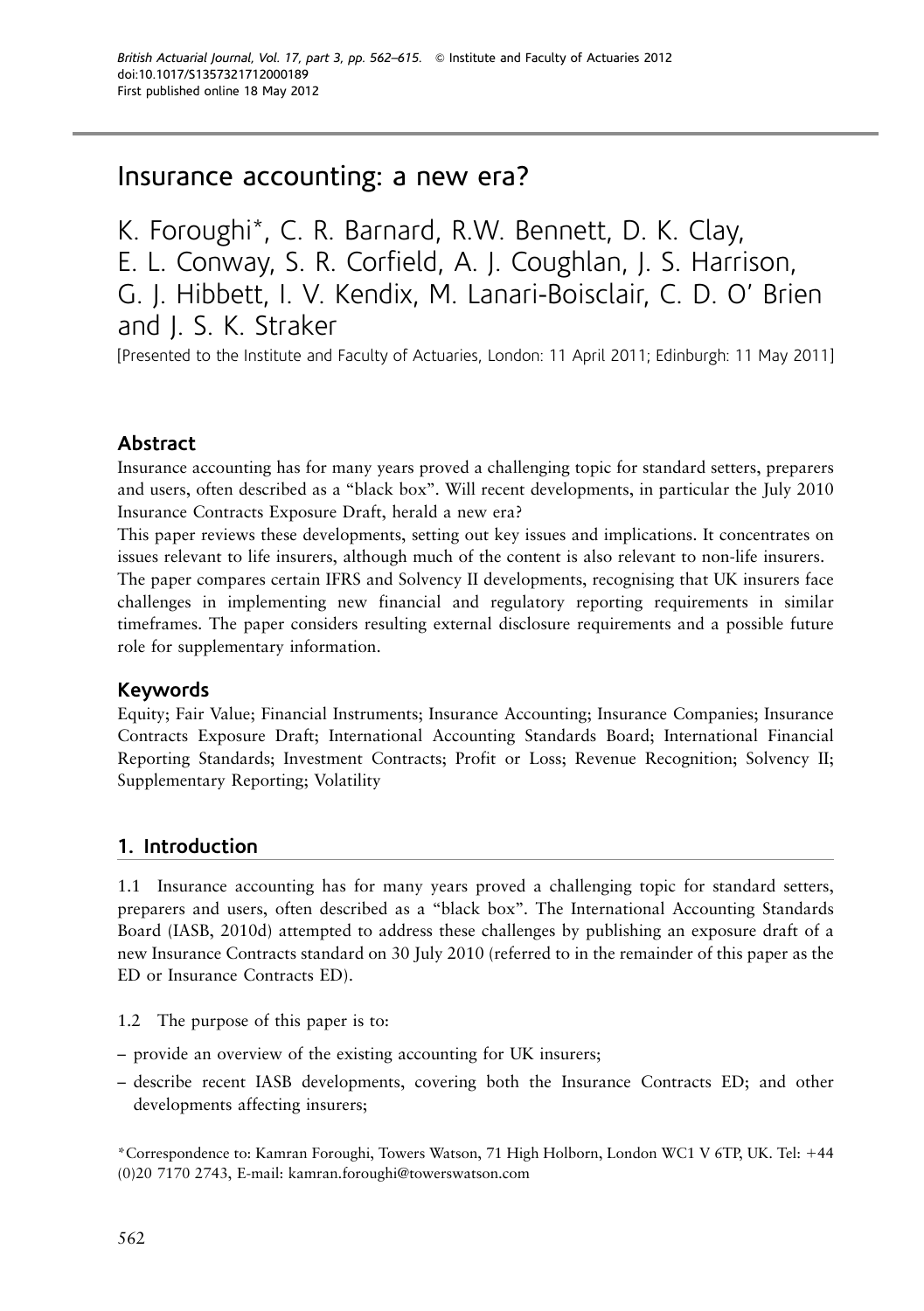# Insurance accounting: a new era?

K. Foroughi*, C. R. Barnard, R.W. Bennett, D. K. Clay, E. L. Conway, S. R. Corfield, A. J. Coughlan, J. S. Harrison, G. J. Hibbett, I. V. Kendix, M. Lanari-Boisclair, C. D. O' Brien and J. S. K. Straker

[Presented to the Institute and Faculty of Actuaries, London: 11 April 2011; Edinburgh: 11 May 2011]

### Abstract

Insurance accounting has for many years proved a challenging topic for standard setters, preparers and users, often described as a "black box". Will recent developments, in particular the July 2010 Insurance Contracts Exposure Draft, herald a new era?

This paper reviews these developments, setting out key issues and implications. It concentrates on issues relevant to life insurers, although much of the content is also relevant to non-life insurers.

The paper compares certain IFRS and Solvency II developments, recognising that UK insurers face challenges in implementing new financial and regulatory reporting requirements in similar timeframes. The paper considers resulting external disclosure requirements and a possible future role for supplementary information.

### Keywords

Equity; Fair Value; Financial Instruments; Insurance Accounting; Insurance Companies; Insurance Contracts Exposure Draft; International Accounting Standards Board; International Financial Reporting Standards; Investment Contracts; Profit or Loss; Revenue Recognition; Solvency II; Supplementary Reporting; Volatility

## 1. Introduction

1.1 Insurance accounting has for many years proved a challenging topic for standard setters, preparers and users, often described as a "black box". The International Accounting Standards Board (IASB, 2010d) attempted to address these challenges by publishing an exposure draft of a new Insurance Contracts standard on 30 July 2010 (referred to in the remainder of this paper as the ED or Insurance Contracts ED).

1.2 The purpose of this paper is to:

– provide an overview of the existing accounting for UK insurers;
– describe recent IASB developments, covering both the Insurance Contracts ED; and other developments affecting insurers;

*Correspondence to: Kamran Foroughi, Towers Watson, 71 High Holborn, London WC1 V 6TP, UK. Tel: +44 (0)20 7170 2743, E-mail: kamran.foroughi@towerswatson.com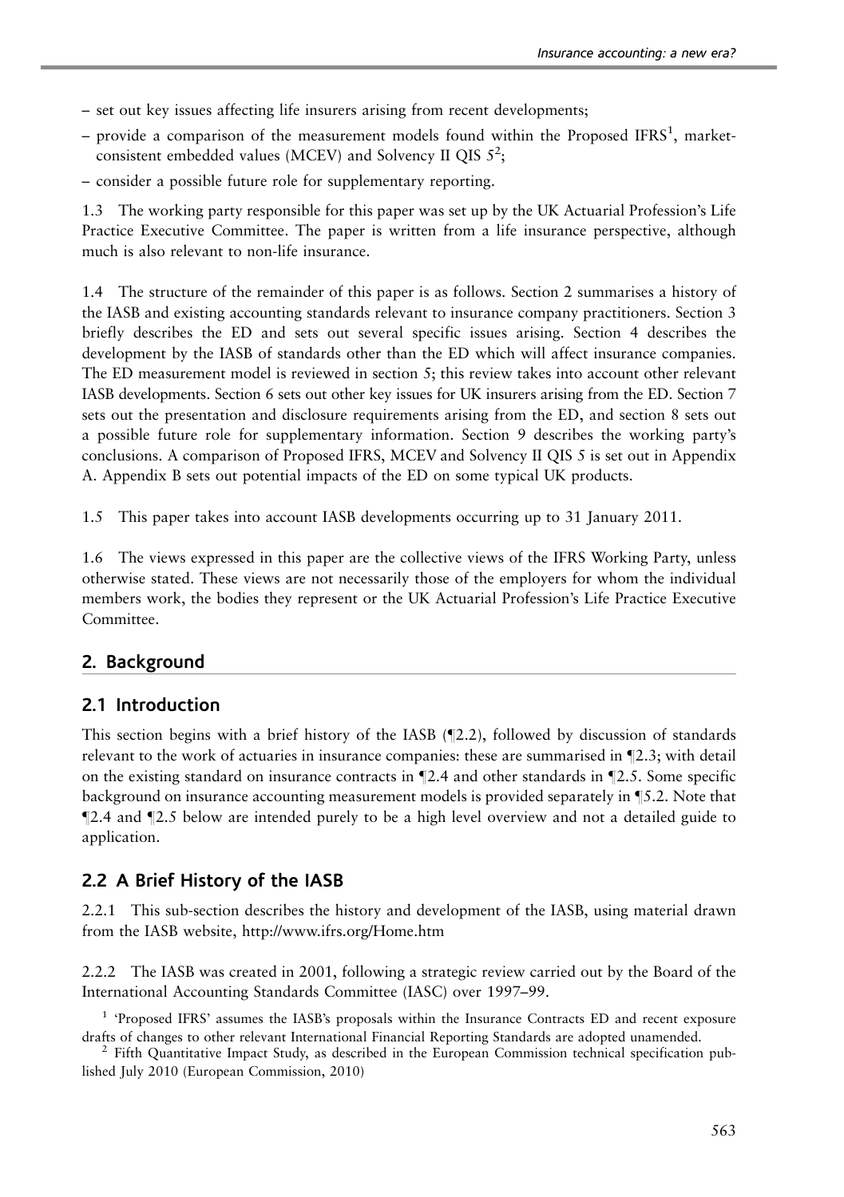– set out key issues affecting life insurers arising from recent developments;
– provide a comparison of the measurement models found within the Proposed IFRS[1], market-consistent embedded values (MCEV) and Solvency II QIS 5[2];
– consider a possible future role for supplementary reporting.

1.3 The working party responsible for this paper was set up by the UK Actuarial Profession's Life Practice Executive Committee. The paper is written from a life insurance perspective, although much is also relevant to non-life insurance.

1.4 The structure of the remainder of this paper is as follows. Section 2 summarises a history of the IASB and existing accounting standards relevant to insurance company practitioners. Section 3 briefly describes the ED and sets out several specific issues arising. Section 4 describes the development by the IASB of standards other than the ED which will affect insurance companies. The ED measurement model is reviewed in section 5; this review takes into account other relevant IASB developments. Section 6 sets out other key issues for UK insurers arising from the ED. Section 7 sets out the presentation and disclosure requirements arising from the ED, and section 8 sets out a possible future role for supplementary information. Section 9 describes the working party's conclusions. A comparison of Proposed IFRS, MCEV and Solvency II QIS 5 is set out in Appendix A. Appendix B sets out potential impacts of the ED on some typical UK products.

1.5 This paper takes into account IASB developments occurring up to 31 January 2011.

1.6 The views expressed in this paper are the collective views of the IFRS Working Party, unless otherwise stated. These views are not necessarily those of the employers for whom the individual members work, the bodies they represent or the UK Actuarial Profession's Life Practice Executive Committee.

## 2. Background

### 2.1 Introduction

This section begins with a brief history of the IASB (¶2.2), followed by discussion of standards relevant to the work of actuaries in insurance companies: these are summarised in ¶2.3; with detail on the existing standard on insurance contracts in ¶2.4 and other standards in ¶2.5. Some specific background on insurance accounting measurement models is provided separately in ¶5.2. Note that ¶2.4 and ¶2.5 below are intended purely to be a high level overview and not a detailed guide to application.

### 2.2 A Brief History of the IASB

2.2.1 This sub-section describes the history and development of the IASB, using material drawn from the IASB website, http://www.ifrs.org/Home.htm

2.2.2 The IASB was created in 2001, following a strategic review carried out by the Board of the International Accounting Standards Committee (IASC) over 1997–99.

[1] 'Proposed IFRS' assumes the IASB's proposals within the Insurance Contracts ED and recent exposure drafts of changes to other relevant International Financial Reporting Standards are adopted unamended.

[2] Fifth Quantitative Impact Study, as described in the European Commission technical specification published July 2010 (European Commission, 2010)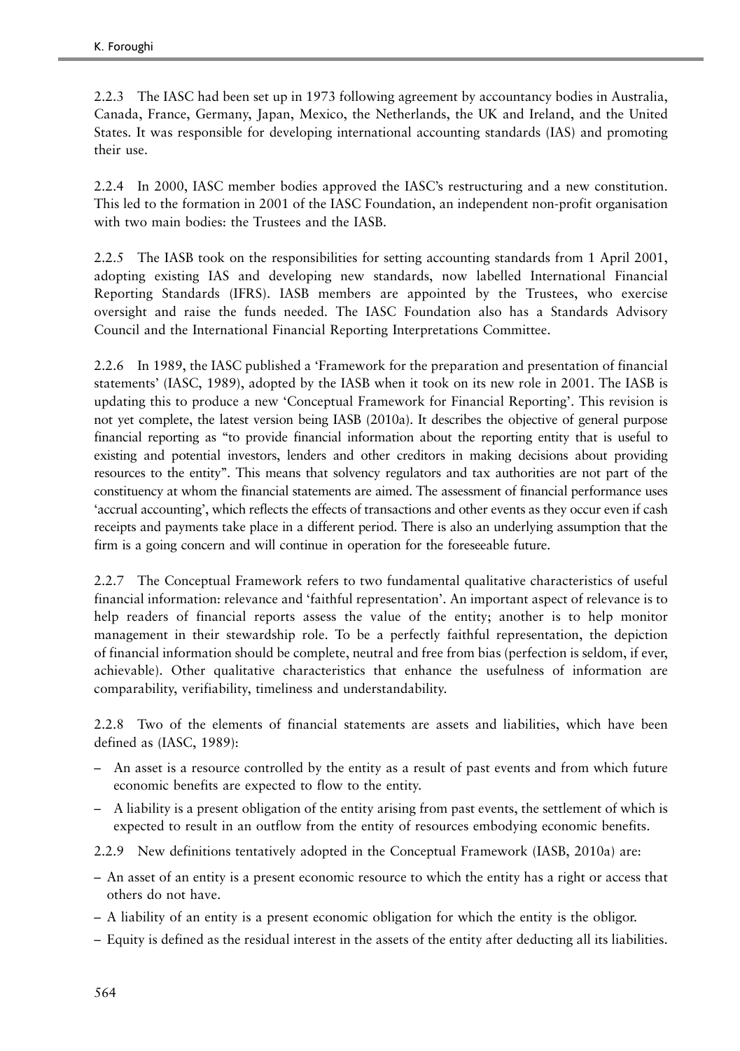2.2.3 The IASC had been set up in 1973 following agreement by accountancy bodies in Australia, Canada, France, Germany, Japan, Mexico, the Netherlands, the UK and Ireland, and the United States. It was responsible for developing international accounting standards (IAS) and promoting their use.

2.2.4 In 2000, IASC member bodies approved the IASC's restructuring and a new constitution. This led to the formation in 2001 of the IASC Foundation, an independent non-profit organisation with two main bodies: the Trustees and the IASB.

2.2.5 The IASB took on the responsibilities for setting accounting standards from 1 April 2001, adopting existing IAS and developing new standards, now labelled International Financial Reporting Standards (IFRS). IASB members are appointed by the Trustees, who exercise oversight and raise the funds needed. The IASC Foundation also has a Standards Advisory Council and the International Financial Reporting Interpretations Committee.

2.2.6 In 1989, the IASC published a 'Framework for the preparation and presentation of financial statements' (IASC, 1989), adopted by the IASB when it took on its new role in 2001. The IASB is updating this to produce a new 'Conceptual Framework for Financial Reporting'. This revision is not yet complete, the latest version being IASB (2010a). It describes the objective of general purpose financial reporting as "to provide financial information about the reporting entity that is useful to existing and potential investors, lenders and other creditors in making decisions about providing resources to the entity". This means that solvency regulators and tax authorities are not part of the constituency at whom the financial statements are aimed. The assessment of financial performance uses 'accrual accounting', which reflects the effects of transactions and other events as they occur even if cash receipts and payments take place in a different period. There is also an underlying assumption that the firm is a going concern and will continue in operation for the foreseeable future.

2.2.7 The Conceptual Framework refers to two fundamental qualitative characteristics of useful financial information: relevance and 'faithful representation'. An important aspect of relevance is to help readers of financial reports assess the value of the entity; another is to help monitor management in their stewardship role. To be a perfectly faithful representation, the depiction of financial information should be complete, neutral and free from bias (perfection is seldom, if ever, achievable). Other qualitative characteristics that enhance the usefulness of information are comparability, verifiability, timeliness and understandability.

2.2.8 Two of the elements of financial statements are assets and liabilities, which have been defined as (IASC, 1989):

- An asset is a resource controlled by the entity as a result of past events and from which future economic benefits are expected to flow to the entity.
- A liability is a present obligation of the entity arising from past events, the settlement of which is expected to result in an outflow from the entity of resources embodying economic benefits.

2.2.9 New definitions tentatively adopted in the Conceptual Framework (IASB, 2010a) are:

- An asset of an entity is a present economic resource to which the entity has a right or access that others do not have.
- A liability of an entity is a present economic obligation for which the entity is the obligor.
- Equity is defined as the residual interest in the assets of the entity after deducting all its liabilities.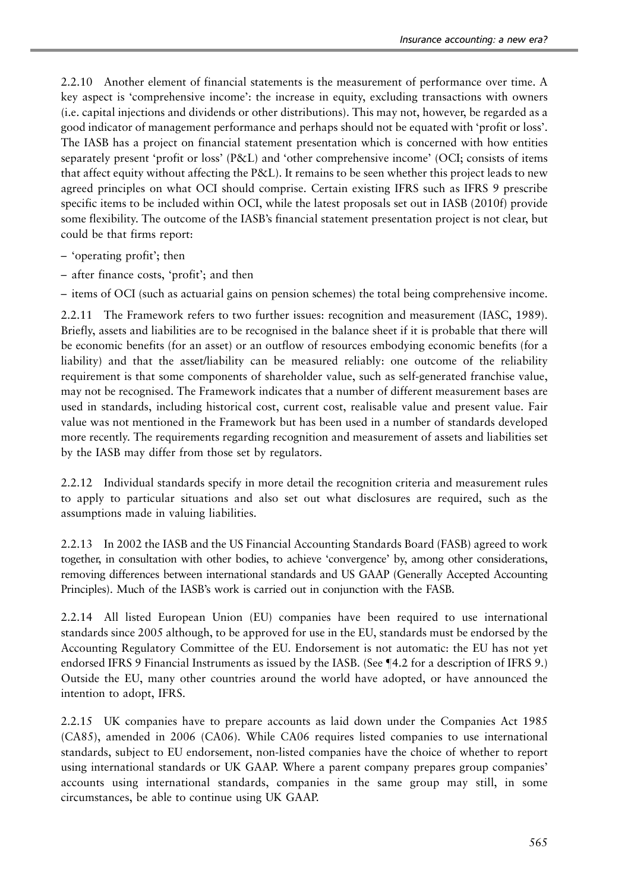2.2.10 Another element of financial statements is the measurement of performance over time. A key aspect is 'comprehensive income': the increase in equity, excluding transactions with owners (i.e. capital injections and dividends or other distributions). This may not, however, be regarded as a good indicator of management performance and perhaps should not be equated with 'profit or loss'. The IASB has a project on financial statement presentation which is concerned with how entities separately present 'profit or loss' (P&L) and 'other comprehensive income' (OCI; consists of items that affect equity without affecting the P&L). It remains to be seen whether this project leads to new agreed principles on what OCI should comprise. Certain existing IFRS such as IFRS 9 prescribe specific items to be included within OCI, while the latest proposals set out in IASB (2010f) provide some flexibility. The outcome of the IASB's financial statement presentation project is not clear, but could be that firms report:

– 'operating profit'; then

– after finance costs, 'profit'; and then

– items of OCI (such as actuarial gains on pension schemes) the total being comprehensive income.

2.2.11 The Framework refers to two further issues: recognition and measurement (IASC, 1989). Briefly, assets and liabilities are to be recognised in the balance sheet if it is probable that there will be economic benefits (for an asset) or an outflow of resources embodying economic benefits (for a liability) and that the asset/liability can be measured reliably: one outcome of the reliability requirement is that some components of shareholder value, such as self-generated franchise value, may not be recognised. The Framework indicates that a number of different measurement bases are used in standards, including historical cost, current cost, realisable value and present value. Fair value was not mentioned in the Framework but has been used in a number of standards developed more recently. The requirements regarding recognition and measurement of assets and liabilities set by the IASB may differ from those set by regulators.

2.2.12 Individual standards specify in more detail the recognition criteria and measurement rules to apply to particular situations and also set out what disclosures are required, such as the assumptions made in valuing liabilities.

2.2.13 In 2002 the IASB and the US Financial Accounting Standards Board (FASB) agreed to work together, in consultation with other bodies, to achieve 'convergence' by, among other considerations, removing differences between international standards and US GAAP (Generally Accepted Accounting Principles). Much of the IASB's work is carried out in conjunction with the FASB.

2.2.14 All listed European Union (EU) companies have been required to use international standards since 2005 although, to be approved for use in the EU, standards must be endorsed by the Accounting Regulatory Committee of the EU. Endorsement is not automatic: the EU has not yet endorsed IFRS 9 Financial Instruments as issued by the IASB. (See ¶4.2 for a description of IFRS 9.) Outside the EU, many other countries around the world have adopted, or have announced the intention to adopt, IFRS.

2.2.15 UK companies have to prepare accounts as laid down under the Companies Act 1985 (CA85), amended in 2006 (CA06). While CA06 requires listed companies to use international standards, subject to EU endorsement, non-listed companies have the choice of whether to report using international standards or UK GAAP. Where a parent company prepares group companies' accounts using international standards, companies in the same group may still, in some circumstances, be able to continue using UK GAAP.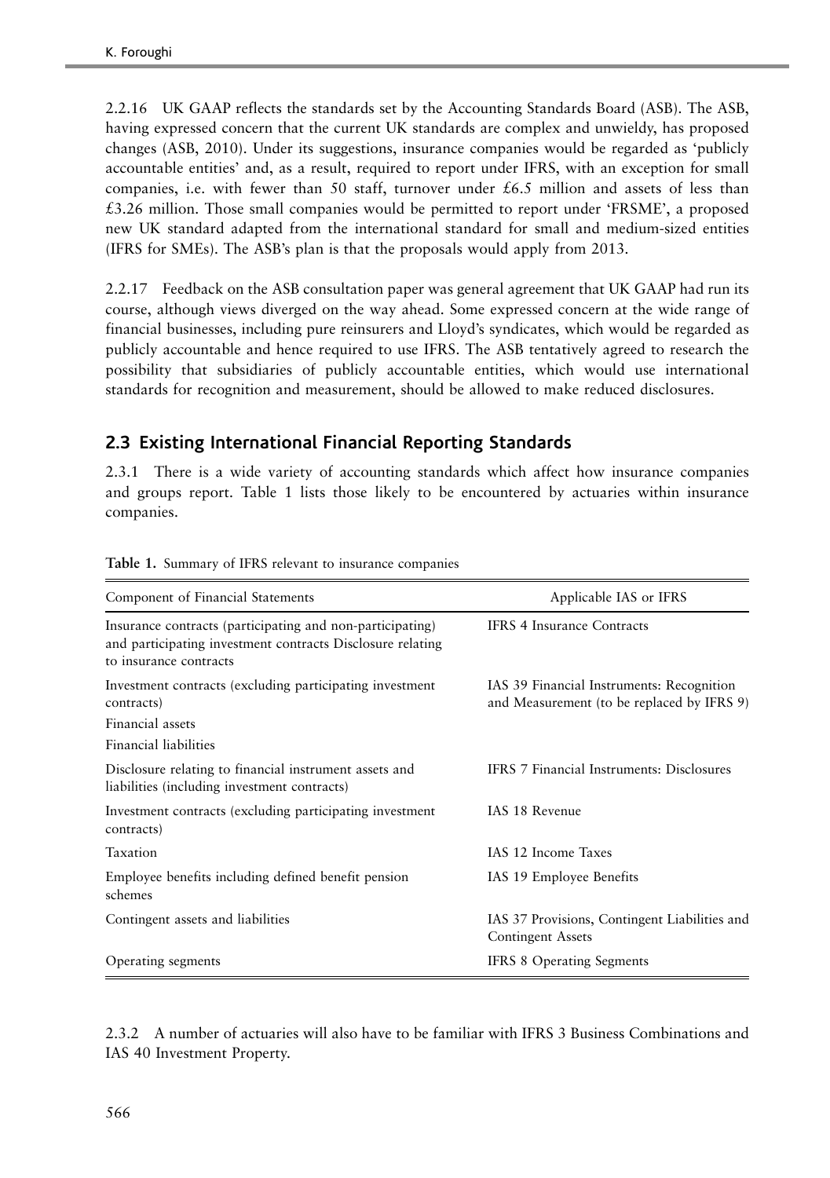2.2.16 UK GAAP reflects the standards set by the Accounting Standards Board (ASB). The ASB, having expressed concern that the current UK standards are complex and unwieldy, has proposed changes (ASB, 2010). Under its suggestions, insurance companies would be regarded as 'publicly accountable entities' and, as a result, required to report under IFRS, with an exception for small companies, i.e. with fewer than 50 staff, turnover under £6.5 million and assets of less than £3.26 million. Those small companies would be permitted to report under 'FRSME', a proposed new UK standard adapted from the international standard for small and medium-sized entities (IFRS for SMEs). The ASB's plan is that the proposals would apply from 2013.

2.2.17 Feedback on the ASB consultation paper was general agreement that UK GAAP had run its course, although views diverged on the way ahead. Some expressed concern at the wide range of financial businesses, including pure reinsurers and Lloyd's syndicates, which would be regarded as publicly accountable and hence required to use IFRS. The ASB tentatively agreed to research the possibility that subsidiaries of publicly accountable entities, which would use international standards for recognition and measurement, should be allowed to make reduced disclosures.

## 2.3 Existing International Financial Reporting Standards

2.3.1 There is a wide variety of accounting standards which affect how insurance companies and groups report. Table 1 lists those likely to be encountered by actuaries within insurance companies.

**Table 1.** Summary of IFRS relevant to insurance companies

| Component of Financial Statements | Applicable IAS or IFRS |
|---|---|
| Insurance contracts (participating and non-participating) and participating investment contracts Disclosure relating to insurance contracts | IFRS 4 Insurance Contracts |
| Investment contracts (excluding participating investment contracts)<br>Financial assets<br>Financial liabilities | IAS 39 Financial Instruments: Recognition and Measurement (to be replaced by IFRS 9) |
| Disclosure relating to financial instrument assets and liabilities (including investment contracts) | IFRS 7 Financial Instruments: Disclosures |
| Investment contracts (excluding participating investment contracts) | IAS 18 Revenue |
| Taxation | IAS 12 Income Taxes |
| Employee benefits including defined benefit pension schemes | IAS 19 Employee Benefits |
| Contingent assets and liabilities | IAS 37 Provisions, Contingent Liabilities and Contingent Assets |
| Operating segments | IFRS 8 Operating Segments |

2.3.2 A number of actuaries will also have to be familiar with IFRS 3 Business Combinations and IAS 40 Investment Property.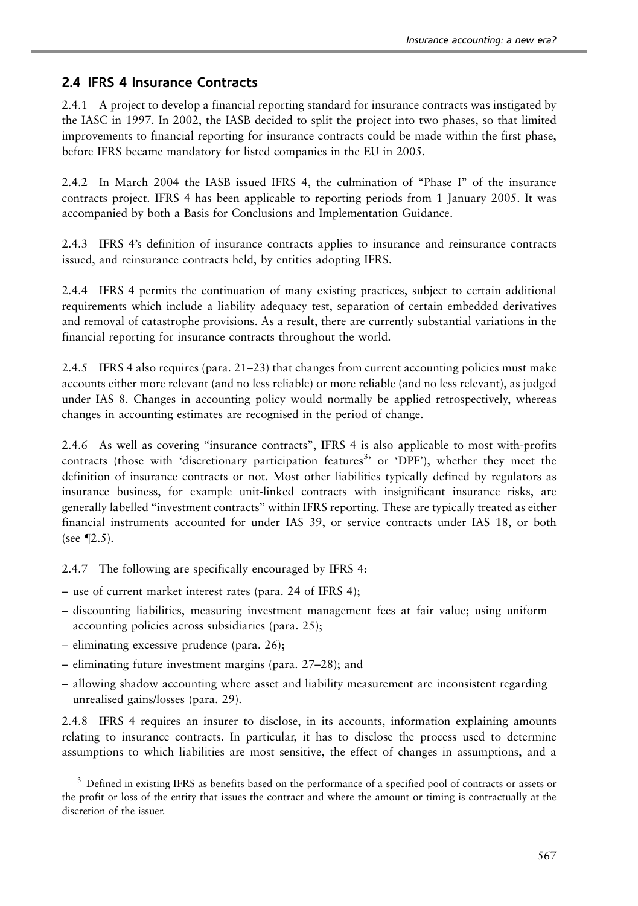## 2.4 IFRS 4 Insurance Contracts

2.4.1 A project to develop a financial reporting standard for insurance contracts was instigated by the IASC in 1997. In 2002, the IASB decided to split the project into two phases, so that limited improvements to financial reporting for insurance contracts could be made within the first phase, before IFRS became mandatory for listed companies in the EU in 2005.

2.4.2 In March 2004 the IASB issued IFRS 4, the culmination of "Phase I" of the insurance contracts project. IFRS 4 has been applicable to reporting periods from 1 January 2005. It was accompanied by both a Basis for Conclusions and Implementation Guidance.

2.4.3 IFRS 4's definition of insurance contracts applies to insurance and reinsurance contracts issued, and reinsurance contracts held, by entities adopting IFRS.

2.4.4 IFRS 4 permits the continuation of many existing practices, subject to certain additional requirements which include a liability adequacy test, separation of certain embedded derivatives and removal of catastrophe provisions. As a result, there are currently substantial variations in the financial reporting for insurance contracts throughout the world.

2.4.5 IFRS 4 also requires (para. 21–23) that changes from current accounting policies must make accounts either more relevant (and no less reliable) or more reliable (and no less relevant), as judged under IAS 8. Changes in accounting policy would normally be applied retrospectively, whereas changes in accounting estimates are recognised in the period of change.

2.4.6 As well as covering "insurance contracts", IFRS 4 is also applicable to most with-profits contracts (those with 'discretionary participation features[3]' or 'DPF'), whether they meet the definition of insurance contracts or not. Most other liabilities typically defined by regulators as insurance business, for example unit-linked contracts with insignificant insurance risks, are generally labelled "investment contracts" within IFRS reporting. These are typically treated as either financial instruments accounted for under IAS 39, or service contracts under IAS 18, or both (see ¶2.5).

2.4.7 The following are specifically encouraged by IFRS 4:

- use of current market interest rates (para. 24 of IFRS 4);
- discounting liabilities, measuring investment management fees at fair value; using uniform accounting policies across subsidiaries (para. 25);
- eliminating excessive prudence (para. 26);
- eliminating future investment margins (para. 27–28); and
- allowing shadow accounting where asset and liability measurement are inconsistent regarding unrealised gains/losses (para. 29).

2.4.8 IFRS 4 requires an insurer to disclose, in its accounts, information explaining amounts relating to insurance contracts. In particular, it has to disclose the process used to determine assumptions to which liabilities are most sensitive, the effect of changes in assumptions, and a

[3] Defined in existing IFRS as benefits based on the performance of a specified pool of contracts or assets or the profit or loss of the entity that issues the contract and where the amount or timing is contractually at the discretion of the issuer.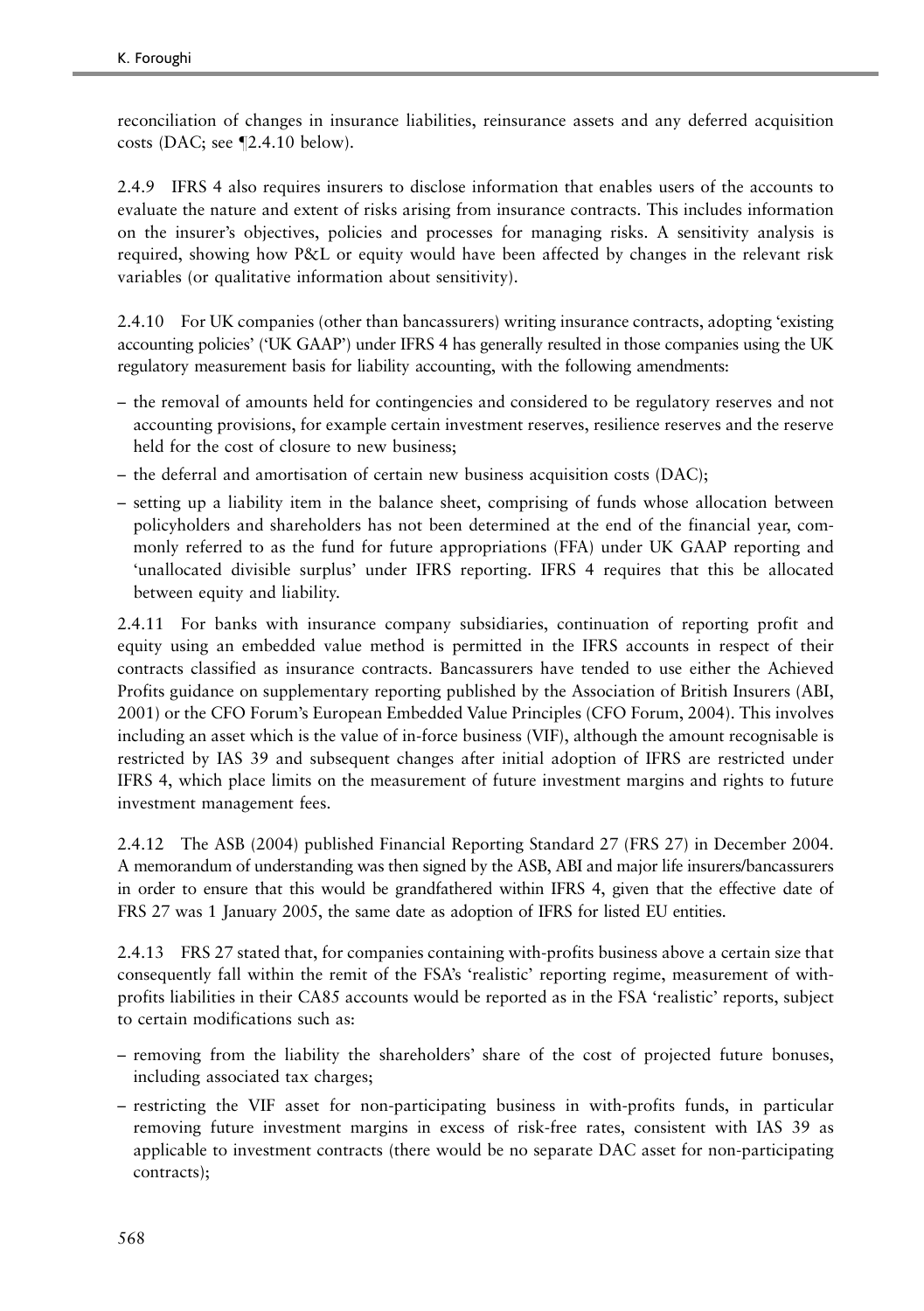reconciliation of changes in insurance liabilities, reinsurance assets and any deferred acquisition costs (DAC; see ¶2.4.10 below).

2.4.9 IFRS 4 also requires insurers to disclose information that enables users of the accounts to evaluate the nature and extent of risks arising from insurance contracts. This includes information on the insurer's objectives, policies and processes for managing risks. A sensitivity analysis is required, showing how P&L or equity would have been affected by changes in the relevant risk variables (or qualitative information about sensitivity).

2.4.10 For UK companies (other than bancassurers) writing insurance contracts, adopting 'existing accounting policies' ('UK GAAP') under IFRS 4 has generally resulted in those companies using the UK regulatory measurement basis for liability accounting, with the following amendments:

– the removal of amounts held for contingencies and considered to be regulatory reserves and not accounting provisions, for example certain investment reserves, resilience reserves and the reserve held for the cost of closure to new business;
– the deferral and amortisation of certain new business acquisition costs (DAC);
– setting up a liability item in the balance sheet, comprising of funds whose allocation between policyholders and shareholders has not been determined at the end of the financial year, commonly referred to as the fund for future appropriations (FFA) under UK GAAP reporting and 'unallocated divisible surplus' under IFRS reporting. IFRS 4 requires that this be allocated between equity and liability.

2.4.11 For banks with insurance company subsidiaries, continuation of reporting profit and equity using an embedded value method is permitted in the IFRS accounts in respect of their contracts classified as insurance contracts. Bancassurers have tended to use either the Achieved Profits guidance on supplementary reporting published by the Association of British Insurers (ABI, 2001) or the CFO Forum's European Embedded Value Principles (CFO Forum, 2004). This involves including an asset which is the value of in-force business (VIF), although the amount recognisable is restricted by IAS 39 and subsequent changes after initial adoption of IFRS are restricted under IFRS 4, which place limits on the measurement of future investment margins and rights to future investment management fees.

2.4.12 The ASB (2004) published Financial Reporting Standard 27 (FRS 27) in December 2004. A memorandum of understanding was then signed by the ASB, ABI and major life insurers/bancassurers in order to ensure that this would be grandfathered within IFRS 4, given that the effective date of FRS 27 was 1 January 2005, the same date as adoption of IFRS for listed EU entities.

2.4.13 FRS 27 stated that, for companies containing with-profits business above a certain size that consequently fall within the remit of the FSA's 'realistic' reporting regime, measurement of with-profits liabilities in their CA85 accounts would be reported as in the FSA 'realistic' reports, subject to certain modifications such as:

– removing from the liability the shareholders' share of the cost of projected future bonuses, including associated tax charges;
– restricting the VIF asset for non-participating business in with-profits funds, in particular removing future investment margins in excess of risk-free rates, consistent with IAS 39 as applicable to investment contracts (there would be no separate DAC asset for non-participating contracts);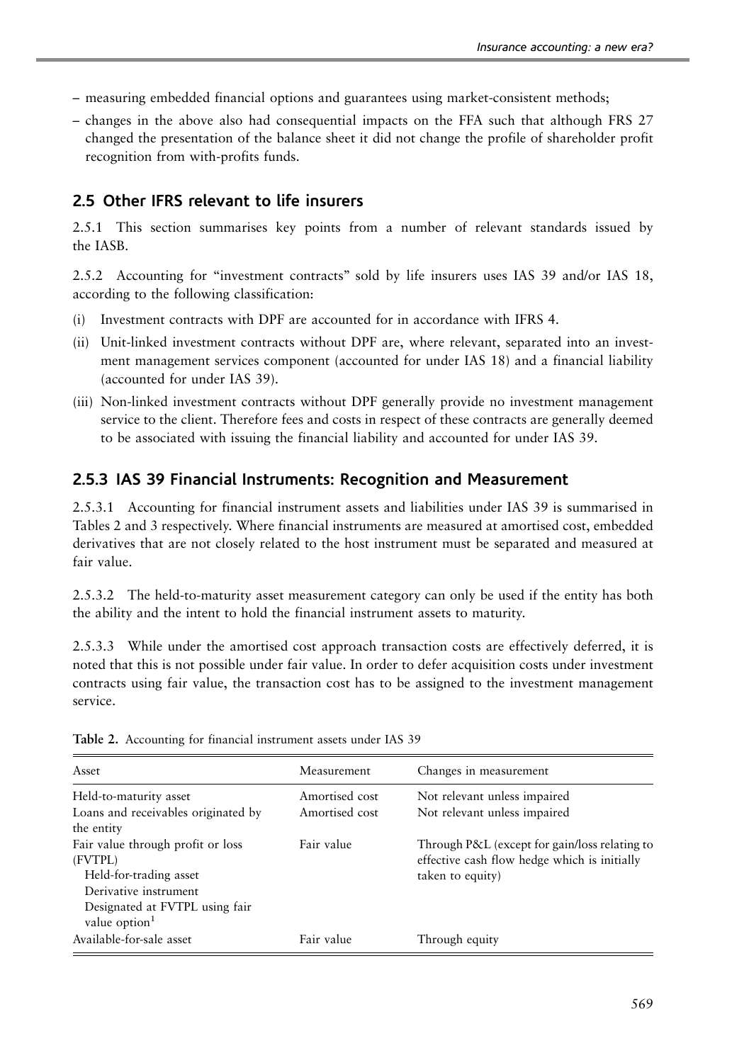- measuring embedded financial options and guarantees using market-consistent methods;
- changes in the above also had consequential impacts on the FFA such that although FRS 27 changed the presentation of the balance sheet it did not change the profile of shareholder profit recognition from with-profits funds.

## 2.5 Other IFRS relevant to life insurers

2.5.1 This section summarises key points from a number of relevant standards issued by the IASB.

2.5.2 Accounting for "investment contracts" sold by life insurers uses IAS 39 and/or IAS 18, according to the following classification:

(i) Investment contracts with DPF are accounted for in accordance with IFRS 4.
(ii) Unit-linked investment contracts without DPF are, where relevant, separated into an investment management services component (accounted for under IAS 18) and a financial liability (accounted for under IAS 39).
(iii) Non-linked investment contracts without DPF generally provide no investment management service to the client. Therefore fees and costs in respect of these contracts are generally deemed to be associated with issuing the financial liability and accounted for under IAS 39.

## 2.5.3 IAS 39 Financial Instruments: Recognition and Measurement

2.5.3.1 Accounting for financial instrument assets and liabilities under IAS 39 is summarised in Tables 2 and 3 respectively. Where financial instruments are measured at amortised cost, embedded derivatives that are not closely related to the host instrument must be separated and measured at fair value.

2.5.3.2 The held-to-maturity asset measurement category can only be used if the entity has both the ability and the intent to hold the financial instrument assets to maturity.

2.5.3.3 While under the amortised cost approach transaction costs are effectively deferred, it is noted that this is not possible under fair value. In order to defer acquisition costs under investment contracts using fair value, the transaction cost has to be assigned to the investment management service.

**Table 2.** Accounting for financial instrument assets under IAS 39

| Asset | Measurement | Changes in measurement |
|---|---|---|
| Held-to-maturity asset | Amortised cost | Not relevant unless impaired |
| Loans and receivables originated by the entity | Amortised cost | Not relevant unless impaired |
| Fair value through profit or loss (FVTPL)<br>Held-for-trading asset<br>Derivative instrument<br>Designated at FVTPL using fair value option[1] | Fair value | Through P&L (except for gain/loss relating to effective cash flow hedge which is initially taken to equity) |
| Available-for-sale asset | Fair value | Through equity |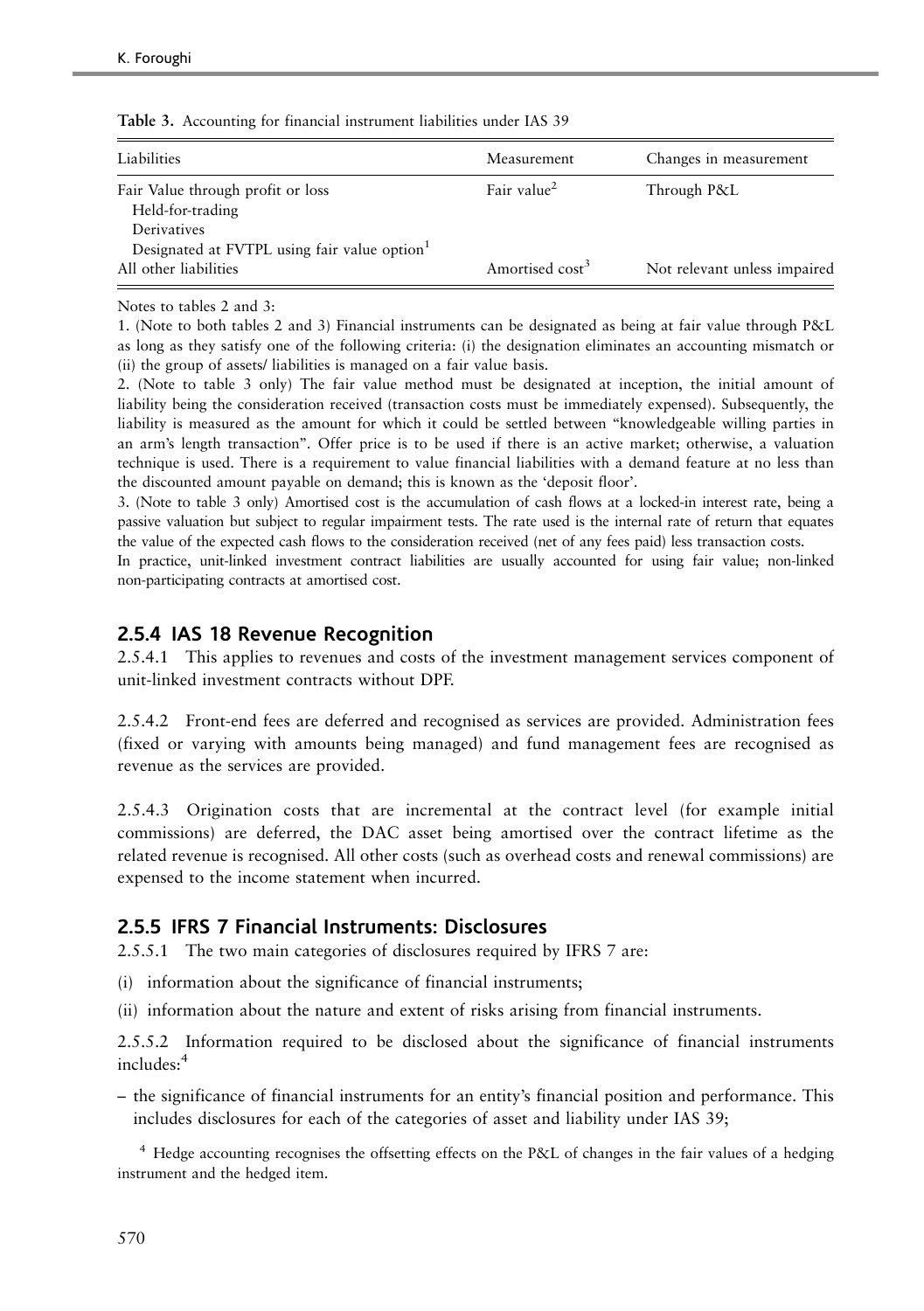**Table 3.** Accounting for financial instrument liabilities under IAS 39

| Liabilities | Measurement | Changes in measurement |
|---|---|---|
| Fair Value through profit or loss<br>Held-for-trading<br>Derivatives<br>Designated at FVTPL using fair value option[1] | Fair value[2] | Through P&L |
| All other liabilities | Amortised cost[3] | Not relevant unless impaired |

Notes to tables 2 and 3:

1. (Note to both tables 2 and 3) Financial instruments can be designated as being at fair value through P&L as long as they satisfy one of the following criteria: (i) the designation eliminates an accounting mismatch or (ii) the group of assets/ liabilities is managed on a fair value basis.

2. (Note to table 3 only) The fair value method must be designated at inception, the initial amount of liability being the consideration received (transaction costs must be immediately expensed). Subsequently, the liability is measured as the amount for which it could be settled between "knowledgeable willing parties in an arm's length transaction". Offer price is to be used if there is an active market; otherwise, a valuation technique is used. There is a requirement to value financial liabilities with a demand feature at no less than the discounted amount payable on demand; this is known as the 'deposit floor'.

3. (Note to table 3 only) Amortised cost is the accumulation of cash flows at a locked-in interest rate, being a passive valuation but subject to regular impairment tests. The rate used is the internal rate of return that equates the value of the expected cash flows to the consideration received (net of any fees paid) less transaction costs.

In practice, unit-linked investment contract liabilities are usually accounted for using fair value; non-linked non-participating contracts at amortised cost.

## 2.5.4 IAS 18 Revenue Recognition

2.5.4.1 This applies to revenues and costs of the investment management services component of unit-linked investment contracts without DPF.

2.5.4.2 Front-end fees are deferred and recognised as services are provided. Administration fees (fixed or varying with amounts being managed) and fund management fees are recognised as revenue as the services are provided.

2.5.4.3 Origination costs that are incremental at the contract level (for example initial commissions) are deferred, the DAC asset being amortised over the contract lifetime as the related revenue is recognised. All other costs (such as overhead costs and renewal commissions) are expensed to the income statement when incurred.

## 2.5.5 IFRS 7 Financial Instruments: Disclosures

2.5.5.1 The two main categories of disclosures required by IFRS 7 are:

(i) information about the significance of financial instruments;

(ii) information about the nature and extent of risks arising from financial instruments.

2.5.5.2 Information required to be disclosed about the significance of financial instruments includes:[4]

– the significance of financial instruments for an entity's financial position and performance. This includes disclosures for each of the categories of asset and liability under IAS 39;

[4] Hedge accounting recognises the offsetting effects on the P&L of changes in the fair values of a hedging instrument and the hedged item.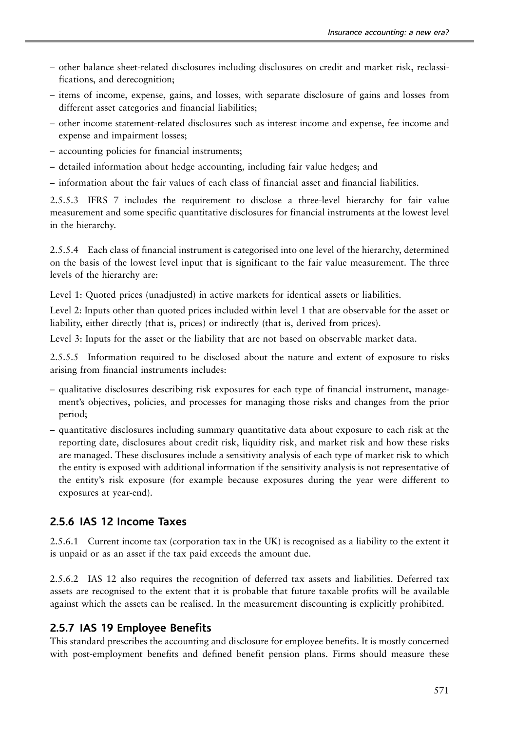- other balance sheet-related disclosures including disclosures on credit and market risk, reclassifications, and derecognition;
- items of income, expense, gains, and losses, with separate disclosure of gains and losses from different asset categories and financial liabilities;
- other income statement-related disclosures such as interest income and expense, fee income and expense and impairment losses;
- accounting policies for financial instruments;
- detailed information about hedge accounting, including fair value hedges; and
- information about the fair values of each class of financial asset and financial liabilities.

2.5.5.3 IFRS 7 includes the requirement to disclose a three-level hierarchy for fair value measurement and some specific quantitative disclosures for financial instruments at the lowest level in the hierarchy.

2.5.5.4 Each class of financial instrument is categorised into one level of the hierarchy, determined on the basis of the lowest level input that is significant to the fair value measurement. The three levels of the hierarchy are:

Level 1: Quoted prices (unadjusted) in active markets for identical assets or liabilities.

Level 2: Inputs other than quoted prices included within level 1 that are observable for the asset or liability, either directly (that is, prices) or indirectly (that is, derived from prices).

Level 3: Inputs for the asset or the liability that are not based on observable market data.

2.5.5.5 Information required to be disclosed about the nature and extent of exposure to risks arising from financial instruments includes:

- qualitative disclosures describing risk exposures for each type of financial instrument, management's objectives, policies, and processes for managing those risks and changes from the prior period;
- quantitative disclosures including summary quantitative data about exposure to each risk at the reporting date, disclosures about credit risk, liquidity risk, and market risk and how these risks are managed. These disclosures include a sensitivity analysis of each type of market risk to which the entity is exposed with additional information if the sensitivity analysis is not representative of the entity's risk exposure (for example because exposures during the year were different to exposures at year-end).

### 2.5.6 IAS 12 Income Taxes

2.5.6.1 Current income tax (corporation tax in the UK) is recognised as a liability to the extent it is unpaid or as an asset if the tax paid exceeds the amount due.

2.5.6.2 IAS 12 also requires the recognition of deferred tax assets and liabilities. Deferred tax assets are recognised to the extent that it is probable that future taxable profits will be available against which the assets can be realised. In the measurement discounting is explicitly prohibited.

### 2.5.7 IAS 19 Employee Benefits

This standard prescribes the accounting and disclosure for employee benefits. It is mostly concerned with post-employment benefits and defined benefit pension plans. Firms should measure these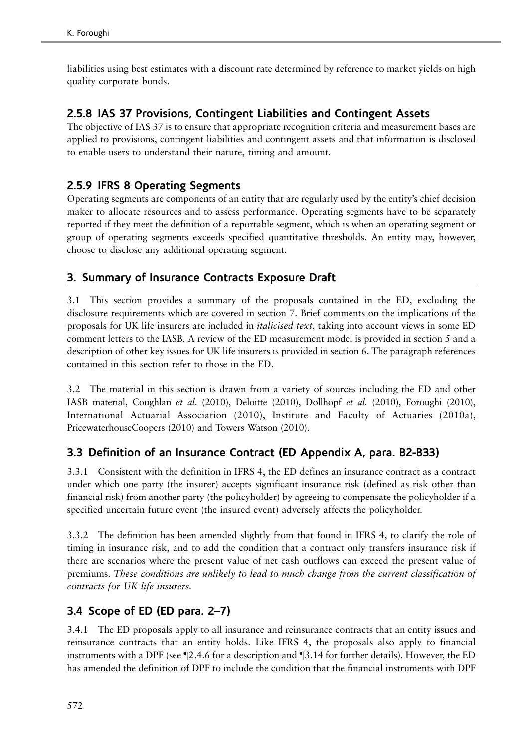liabilities using best estimates with a discount rate determined by reference to market yields on high quality corporate bonds.

### 2.5.8 IAS 37 Provisions, Contingent Liabilities and Contingent Assets

The objective of IAS 37 is to ensure that appropriate recognition criteria and measurement bases are applied to provisions, contingent liabilities and contingent assets and that information is disclosed to enable users to understand their nature, timing and amount.

### 2.5.9 IFRS 8 Operating Segments

Operating segments are components of an entity that are regularly used by the entity's chief decision maker to allocate resources and to assess performance. Operating segments have to be separately reported if they meet the definition of a reportable segment, which is when an operating segment or group of operating segments exceeds specified quantitative thresholds. An entity may, however, choose to disclose any additional operating segment.

## 3. Summary of Insurance Contracts Exposure Draft

3.1 This section provides a summary of the proposals contained in the ED, excluding the disclosure requirements which are covered in section 7. Brief comments on the implications of the proposals for UK life insurers are included in *italicised text*, taking into account views in some ED comment letters to the IASB. A review of the ED measurement model is provided in section 5 and a description of other key issues for UK life insurers is provided in section 6. The paragraph references contained in this section refer to those in the ED.

3.2 The material in this section is drawn from a variety of sources including the ED and other IASB material, Coughlan *et al*. (2010), Deloitte (2010), Dollhopf *et al*. (2010), Foroughi (2010), International Actuarial Association (2010), Institute and Faculty of Actuaries (2010a), PricewaterhouseCoopers (2010) and Towers Watson (2010).

### 3.3 Definition of an Insurance Contract (ED Appendix A, para. B2-B33)

3.3.1 Consistent with the definition in IFRS 4, the ED defines an insurance contract as a contract under which one party (the insurer) accepts significant insurance risk (defined as risk other than financial risk) from another party (the policyholder) by agreeing to compensate the policyholder if a specified uncertain future event (the insured event) adversely affects the policyholder.

3.3.2 The definition has been amended slightly from that found in IFRS 4, to clarify the role of timing in insurance risk, and to add the condition that a contract only transfers insurance risk if there are scenarios where the present value of net cash outflows can exceed the present value of premiums. *These conditions are unlikely to lead to much change from the current classification of contracts for UK life insurers.*

### 3.4 Scope of ED (ED para. 2–7)

3.4.1 The ED proposals apply to all insurance and reinsurance contracts that an entity issues and reinsurance contracts that an entity holds. Like IFRS 4, the proposals also apply to financial instruments with a DPF (see ¶2.4.6 for a description and ¶3.14 for further details). However, the ED has amended the definition of DPF to include the condition that the financial instruments with DPF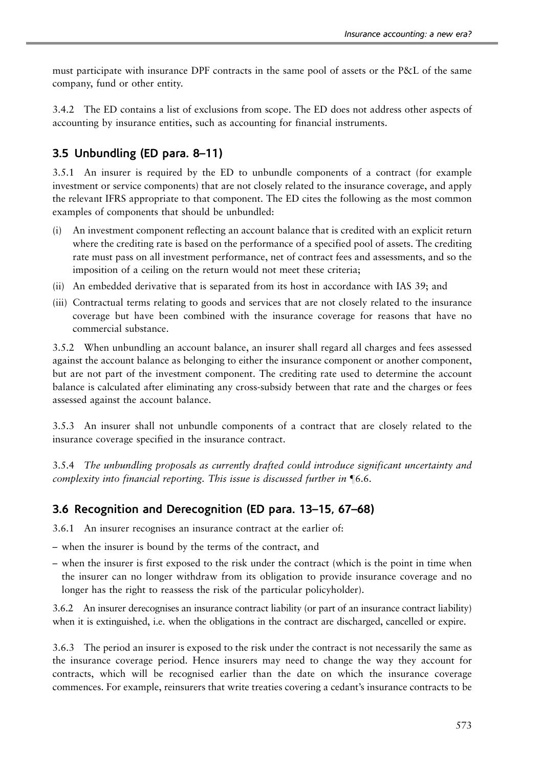must participate with insurance DPF contracts in the same pool of assets or the P&L of the same company, fund or other entity.

3.4.2 The ED contains a list of exclusions from scope. The ED does not address other aspects of accounting by insurance entities, such as accounting for financial instruments.

## 3.5 Unbundling (ED para. 8–11)

3.5.1 An insurer is required by the ED to unbundle components of a contract (for example investment or service components) that are not closely related to the insurance coverage, and apply the relevant IFRS appropriate to that component. The ED cites the following as the most common examples of components that should be unbundled:

(i) An investment component reflecting an account balance that is credited with an explicit return where the crediting rate is based on the performance of a specified pool of assets. The crediting rate must pass on all investment performance, net of contract fees and assessments, and so the imposition of a ceiling on the return would not meet these criteria;

(ii) An embedded derivative that is separated from its host in accordance with IAS 39; and

(iii) Contractual terms relating to goods and services that are not closely related to the insurance coverage but have been combined with the insurance coverage for reasons that have no commercial substance.

3.5.2 When unbundling an account balance, an insurer shall regard all charges and fees assessed against the account balance as belonging to either the insurance component or another component, but are not part of the investment component. The crediting rate used to determine the account balance is calculated after eliminating any cross-subsidy between that rate and the charges or fees assessed against the account balance.

3.5.3 An insurer shall not unbundle components of a contract that are closely related to the insurance coverage specified in the insurance contract.

3.5.4 *The unbundling proposals as currently drafted could introduce significant uncertainty and complexity into financial reporting. This issue is discussed further in ¶6.6.*

## 3.6 Recognition and Derecognition (ED para. 13–15, 67–68)

3.6.1 An insurer recognises an insurance contract at the earlier of:

– when the insurer is bound by the terms of the contract, and

– when the insurer is first exposed to the risk under the contract (which is the point in time when the insurer can no longer withdraw from its obligation to provide insurance coverage and no longer has the right to reassess the risk of the particular policyholder).

3.6.2 An insurer derecognises an insurance contract liability (or part of an insurance contract liability) when it is extinguished, i.e. when the obligations in the contract are discharged, cancelled or expire.

3.6.3 The period an insurer is exposed to the risk under the contract is not necessarily the same as the insurance coverage period. Hence insurers may need to change the way they account for contracts, which will be recognised earlier than the date on which the insurance coverage commences. For example, reinsurers that write treaties covering a cedant's insurance contracts to be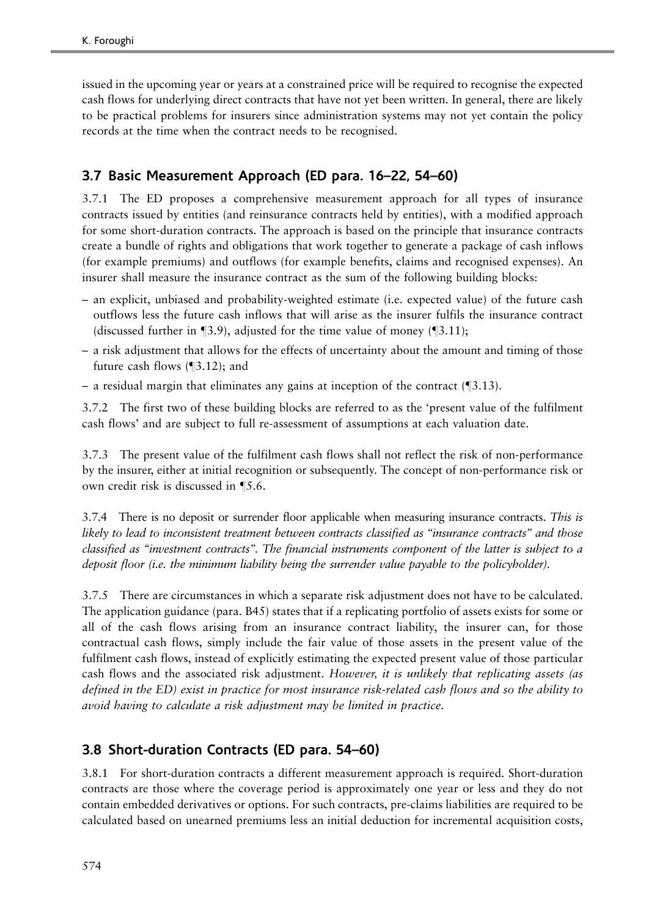issued in the upcoming year or years at a constrained price will be required to recognise the expected cash flows for underlying direct contracts that have not yet been written. In general, there are likely to be practical problems for insurers since administration systems may not yet contain the policy records at the time when the contract needs to be recognised.

## 3.7 Basic Measurement Approach (ED para. 16–22, 54–60)

3.7.1 The ED proposes a comprehensive measurement approach for all types of insurance contracts issued by entities (and reinsurance contracts held by entities), with a modified approach for some short-duration contracts. The approach is based on the principle that insurance contracts create a bundle of rights and obligations that work together to generate a package of cash inflows (for example premiums) and outflows (for example benefits, claims and recognised expenses). An insurer shall measure the insurance contract as the sum of the following building blocks:

- an explicit, unbiased and probability-weighted estimate (i.e. expected value) of the future cash outflows less the future cash inflows that will arise as the insurer fulfils the insurance contract (discussed further in ¶3.9), adjusted for the time value of money (¶3.11);
- a risk adjustment that allows for the effects of uncertainty about the amount and timing of those future cash flows (¶3.12); and
- a residual margin that eliminates any gains at inception of the contract (¶3.13).

3.7.2 The first two of these building blocks are referred to as the 'present value of the fulfilment cash flows' and are subject to full re-assessment of assumptions at each valuation date.

3.7.3 The present value of the fulfilment cash flows shall not reflect the risk of non-performance by the insurer, either at initial recognition or subsequently. The concept of non-performance risk or own credit risk is discussed in ¶5.6.

3.7.4 There is no deposit or surrender floor applicable when measuring insurance contracts. *This is likely to lead to inconsistent treatment between contracts classified as "insurance contracts" and those classified as "investment contracts". The financial instruments component of the latter is subject to a deposit floor (i.e. the minimum liability being the surrender value payable to the policyholder).*

3.7.5 There are circumstances in which a separate risk adjustment does not have to be calculated. The application guidance (para. B45) states that if a replicating portfolio of assets exists for some or all of the cash flows arising from an insurance contract liability, the insurer can, for those contractual cash flows, simply include the fair value of those assets in the present value of the fulfilment cash flows, instead of explicitly estimating the expected present value of those particular cash flows and the associated risk adjustment. *However, it is unlikely that replicating assets (as defined in the ED) exist in practice for most insurance risk-related cash flows and so the ability to avoid having to calculate a risk adjustment may be limited in practice.*

## 3.8 Short-duration Contracts (ED para. 54–60)

3.8.1 For short-duration contracts a different measurement approach is required. Short-duration contracts are those where the coverage period is approximately one year or less and they do not contain embedded derivatives or options. For such contracts, pre-claims liabilities are required to be calculated based on unearned premiums less an initial deduction for incremental acquisition costs,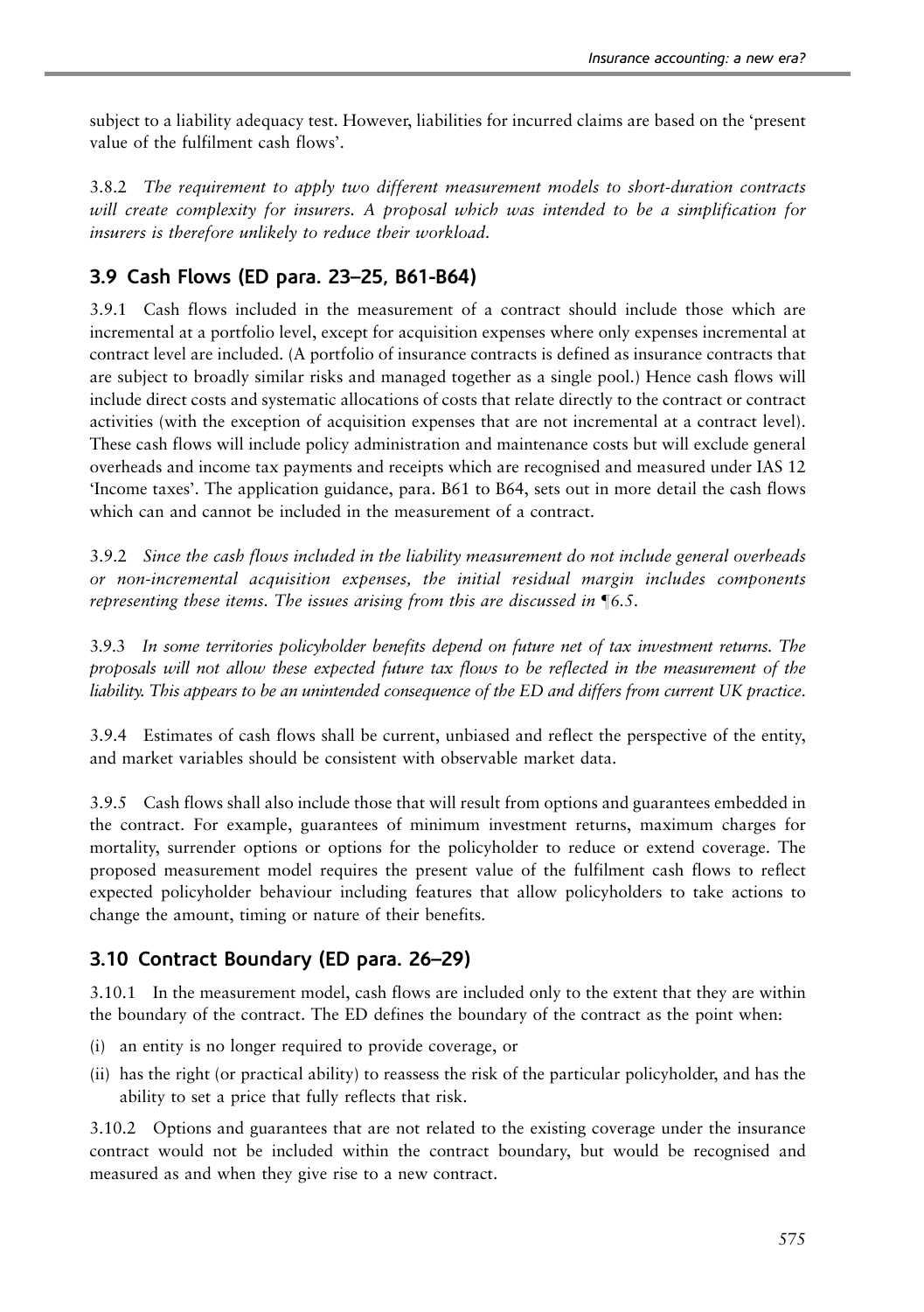subject to a liability adequacy test. However, liabilities for incurred claims are based on the 'present value of the fulfilment cash flows'.

3.8.2 *The requirement to apply two different measurement models to short-duration contracts will create complexity for insurers. A proposal which was intended to be a simplification for insurers is therefore unlikely to reduce their workload.*

## 3.9 Cash Flows (ED para. 23–25, B61-B64)

3.9.1 Cash flows included in the measurement of a contract should include those which are incremental at a portfolio level, except for acquisition expenses where only expenses incremental at contract level are included. (A portfolio of insurance contracts is defined as insurance contracts that are subject to broadly similar risks and managed together as a single pool.) Hence cash flows will include direct costs and systematic allocations of costs that relate directly to the contract or contract activities (with the exception of acquisition expenses that are not incremental at a contract level). These cash flows will include policy administration and maintenance costs but will exclude general overheads and income tax payments and receipts which are recognised and measured under IAS 12 'Income taxes'. The application guidance, para. B61 to B64, sets out in more detail the cash flows which can and cannot be included in the measurement of a contract.

3.9.2 *Since the cash flows included in the liability measurement do not include general overheads or non-incremental acquisition expenses, the initial residual margin includes components representing these items. The issues arising from this are discussed in ¶6.5.*

3.9.3 *In some territories policyholder benefits depend on future net of tax investment returns. The proposals will not allow these expected future tax flows to be reflected in the measurement of the liability. This appears to be an unintended consequence of the ED and differs from current UK practice.*

3.9.4 Estimates of cash flows shall be current, unbiased and reflect the perspective of the entity, and market variables should be consistent with observable market data.

3.9.5 Cash flows shall also include those that will result from options and guarantees embedded in the contract. For example, guarantees of minimum investment returns, maximum charges for mortality, surrender options or options for the policyholder to reduce or extend coverage. The proposed measurement model requires the present value of the fulfilment cash flows to reflect expected policyholder behaviour including features that allow policyholders to take actions to change the amount, timing or nature of their benefits.

## 3.10 Contract Boundary (ED para. 26–29)

3.10.1 In the measurement model, cash flows are included only to the extent that they are within the boundary of the contract. The ED defines the boundary of the contract as the point when:

(i) an entity is no longer required to provide coverage, or
(ii) has the right (or practical ability) to reassess the risk of the particular policyholder, and has the ability to set a price that fully reflects that risk.

3.10.2 Options and guarantees that are not related to the existing coverage under the insurance contract would not be included within the contract boundary, but would be recognised and measured as and when they give rise to a new contract.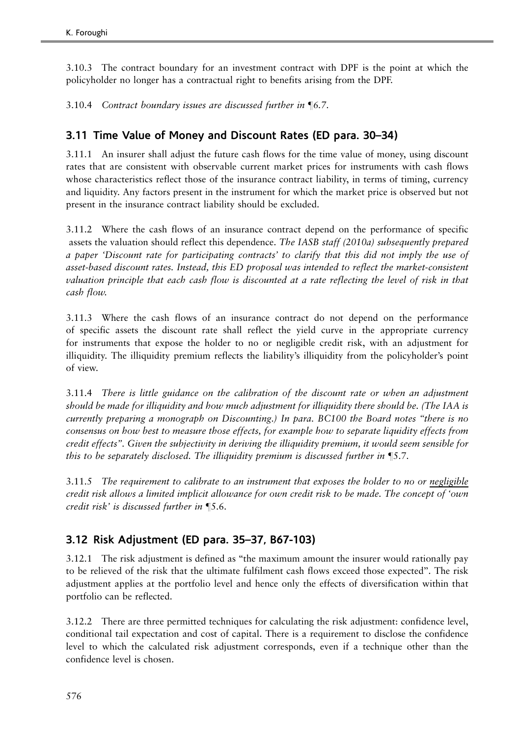3.10.3 The contract boundary for an investment contract with DPF is the point at which the policyholder no longer has a contractual right to benefits arising from the DPF.

3.10.4 *Contract boundary issues are discussed further in ¶6.7.*

## 3.11 Time Value of Money and Discount Rates (ED para. 30–34)

3.11.1 An insurer shall adjust the future cash flows for the time value of money, using discount rates that are consistent with observable current market prices for instruments with cash flows whose characteristics reflect those of the insurance contract liability, in terms of timing, currency and liquidity. Any factors present in the instrument for which the market price is observed but not present in the insurance contract liability should be excluded.

3.11.2 Where the cash flows of an insurance contract depend on the performance of specific assets the valuation should reflect this dependence. *The IASB staff (2010a) subsequently prepared a paper 'Discount rate for participating contracts' to clarify that this did not imply the use of asset-based discount rates. Instead, this ED proposal was intended to reflect the market-consistent valuation principle that each cash flow is discounted at a rate reflecting the level of risk in that cash flow.*

3.11.3 Where the cash flows of an insurance contract do not depend on the performance of specific assets the discount rate shall reflect the yield curve in the appropriate currency for instruments that expose the holder to no or negligible credit risk, with an adjustment for illiquidity. The illiquidity premium reflects the liability's illiquidity from the policyholder's point of view.

3.11.4 *There is little guidance on the calibration of the discount rate or when an adjustment should be made for illiquidity and how much adjustment for illiquidity there should be. (The IAA is currently preparing a monograph on Discounting.) In para. BC100 the Board notes "there is no consensus on how best to measure those effects, for example how to separate liquidity effects from credit effects". Given the subjectivity in deriving the illiquidity premium, it would seem sensible for this to be separately disclosed. The illiquidity premium is discussed further in ¶5.7.*

3.11.5 *The requirement to calibrate to an instrument that exposes the holder to no or <u>negligible</u> credit risk allows a limited implicit allowance for own credit risk to be made. The concept of 'own credit risk' is discussed further in ¶5.6.*

## 3.12 Risk Adjustment (ED para. 35–37, B67-103)

3.12.1 The risk adjustment is defined as "the maximum amount the insurer would rationally pay to be relieved of the risk that the ultimate fulfilment cash flows exceed those expected". The risk adjustment applies at the portfolio level and hence only the effects of diversification within that portfolio can be reflected.

3.12.2 There are three permitted techniques for calculating the risk adjustment: confidence level, conditional tail expectation and cost of capital. There is a requirement to disclose the confidence level to which the calculated risk adjustment corresponds, even if a technique other than the confidence level is chosen.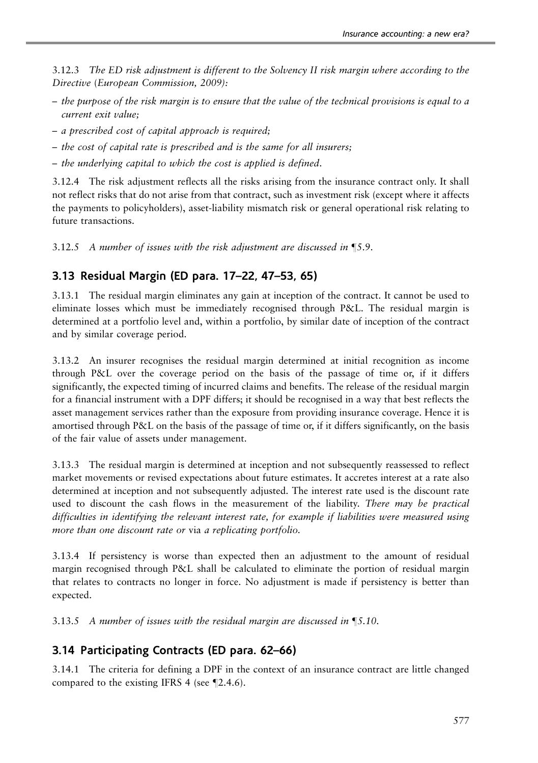*3.12.3 The ED risk adjustment is different to the Solvency II risk margin where according to the Directive (European Commission, 2009):*

- *the purpose of the risk margin is to ensure that the value of the technical provisions is equal to a current exit value;*
- *a prescribed cost of capital approach is required;*
- *the cost of capital rate is prescribed and is the same for all insurers;*
- *the underlying capital to which the cost is applied is defined.*

3.12.4 The risk adjustment reflects all the risks arising from the insurance contract only. It shall not reflect risks that do not arise from that contract, such as investment risk (except where it affects the payments to policyholders), asset-liability mismatch risk or general operational risk relating to future transactions.

*3.12.5 A number of issues with the risk adjustment are discussed in ¶5.9.*

## 3.13 Residual Margin (ED para. 17–22, 47–53, 65)

3.13.1 The residual margin eliminates any gain at inception of the contract. It cannot be used to eliminate losses which must be immediately recognised through P&L. The residual margin is determined at a portfolio level and, within a portfolio, by similar date of inception of the contract and by similar coverage period.

3.13.2 An insurer recognises the residual margin determined at initial recognition as income through P&L over the coverage period on the basis of the passage of time or, if it differs significantly, the expected timing of incurred claims and benefits. The release of the residual margin for a financial instrument with a DPF differs; it should be recognised in a way that best reflects the asset management services rather than the exposure from providing insurance coverage. Hence it is amortised through P&L on the basis of the passage of time or, if it differs significantly, on the basis of the fair value of assets under management.

3.13.3 The residual margin is determined at inception and not subsequently reassessed to reflect market movements or revised expectations about future estimates. It accretes interest at a rate also determined at inception and not subsequently adjusted. The interest rate used is the discount rate used to discount the cash flows in the measurement of the liability. *There may be practical difficulties in identifying the relevant interest rate, for example if liabilities were measured using more than one discount rate or* via *a replicating portfolio.*

3.13.4 If persistency is worse than expected then an adjustment to the amount of residual margin recognised through P&L shall be calculated to eliminate the portion of residual margin that relates to contracts no longer in force. No adjustment is made if persistency is better than expected.

*3.13.5 A number of issues with the residual margin are discussed in ¶5.10.*

## 3.14 Participating Contracts (ED para. 62–66)

3.14.1 The criteria for defining a DPF in the context of an insurance contract are little changed compared to the existing IFRS 4 (see ¶2.4.6).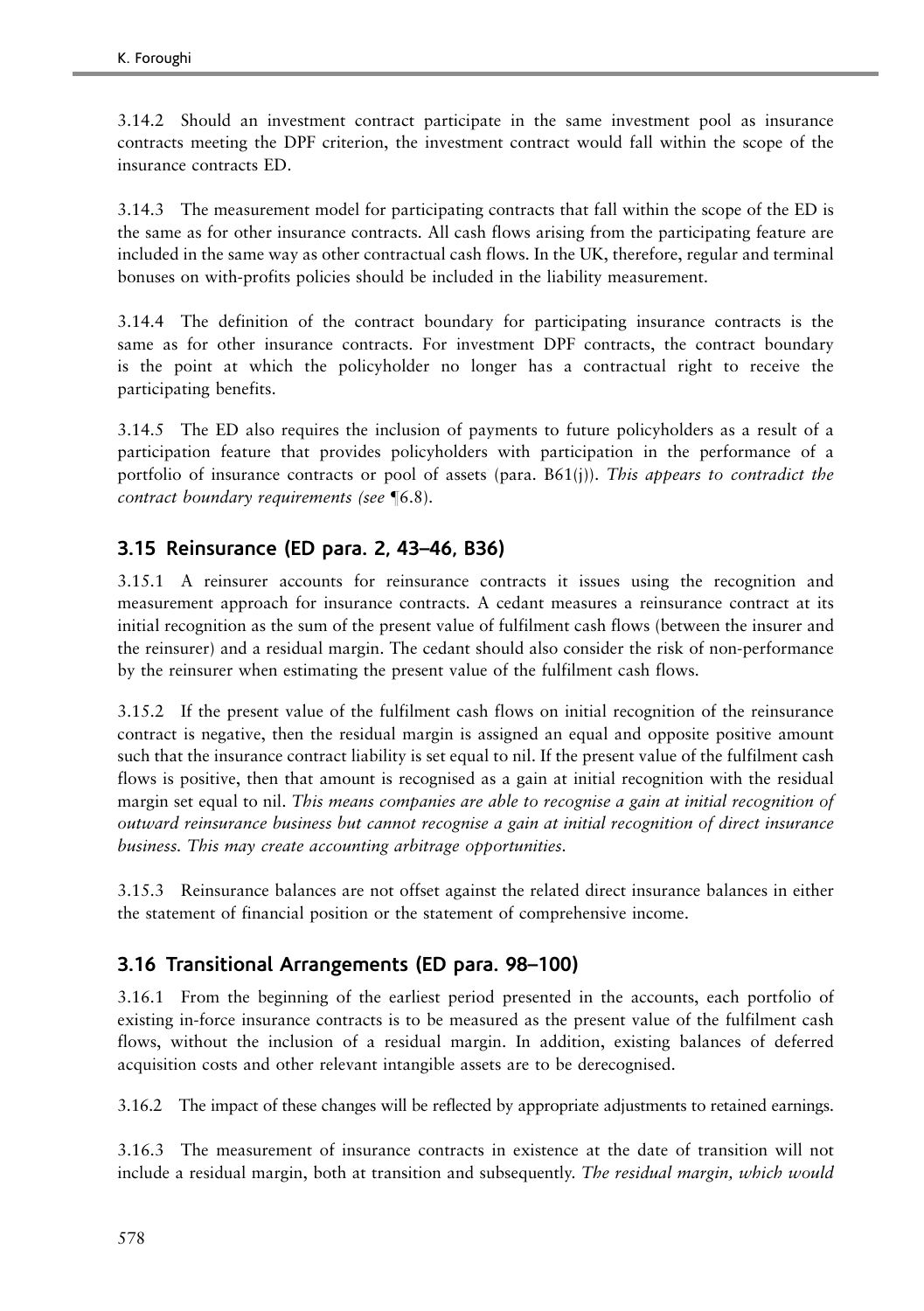3.14.2 Should an investment contract participate in the same investment pool as insurance contracts meeting the DPF criterion, the investment contract would fall within the scope of the insurance contracts ED.

3.14.3 The measurement model for participating contracts that fall within the scope of the ED is the same as for other insurance contracts. All cash flows arising from the participating feature are included in the same way as other contractual cash flows. In the UK, therefore, regular and terminal bonuses on with-profits policies should be included in the liability measurement.

3.14.4 The definition of the contract boundary for participating insurance contracts is the same as for other insurance contracts. For investment DPF contracts, the contract boundary is the point at which the policyholder no longer has a contractual right to receive the participating benefits.

3.14.5 The ED also requires the inclusion of payments to future policyholders as a result of a participation feature that provides policyholders with participation in the performance of a portfolio of insurance contracts or pool of assets (para. B61(j)). *This appears to contradict the contract boundary requirements (see ¶6.8).*

## 3.15 Reinsurance (ED para. 2, 43–46, B36)

3.15.1 A reinsurer accounts for reinsurance contracts it issues using the recognition and measurement approach for insurance contracts. A cedant measures a reinsurance contract at its initial recognition as the sum of the present value of fulfilment cash flows (between the insurer and the reinsurer) and a residual margin. The cedant should also consider the risk of non-performance by the reinsurer when estimating the present value of the fulfilment cash flows.

3.15.2 If the present value of the fulfilment cash flows on initial recognition of the reinsurance contract is negative, then the residual margin is assigned an equal and opposite positive amount such that the insurance contract liability is set equal to nil. If the present value of the fulfilment cash flows is positive, then that amount is recognised as a gain at initial recognition with the residual margin set equal to nil. *This means companies are able to recognise a gain at initial recognition of outward reinsurance business but cannot recognise a gain at initial recognition of direct insurance business. This may create accounting arbitrage opportunities.*

3.15.3 Reinsurance balances are not offset against the related direct insurance balances in either the statement of financial position or the statement of comprehensive income.

## 3.16 Transitional Arrangements (ED para. 98–100)

3.16.1 From the beginning of the earliest period presented in the accounts, each portfolio of existing in-force insurance contracts is to be measured as the present value of the fulfilment cash flows, without the inclusion of a residual margin. In addition, existing balances of deferred acquisition costs and other relevant intangible assets are to be derecognised.

3.16.2 The impact of these changes will be reflected by appropriate adjustments to retained earnings.

3.16.3 The measurement of insurance contracts in existence at the date of transition will not include a residual margin, both at transition and subsequently. *The residual margin, which would*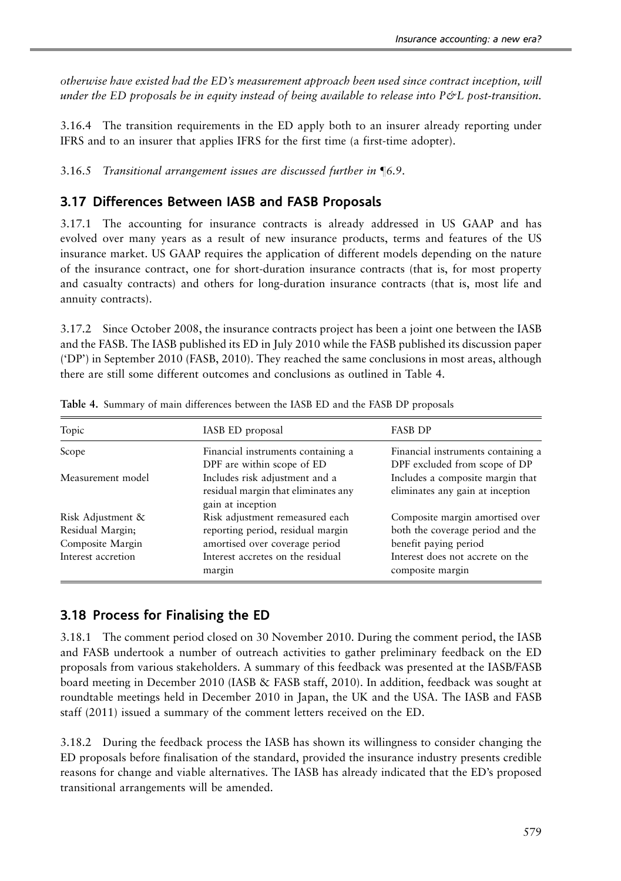*otherwise have existed had the ED's measurement approach been used since contract inception, will under the ED proposals be in equity instead of being available to release into P&L post-transition.*

3.16.4 The transition requirements in the ED apply both to an insurer already reporting under IFRS and to an insurer that applies IFRS for the first time (a first-time adopter).

3.16.5 *Transitional arrangement issues are discussed further in ¶6.9.*

## 3.17 Differences Between IASB and FASB Proposals

3.17.1 The accounting for insurance contracts is already addressed in US GAAP and has evolved over many years as a result of new insurance products, terms and features of the US insurance market. US GAAP requires the application of different models depending on the nature of the insurance contract, one for short-duration insurance contracts (that is, for most property and casualty contracts) and others for long-duration insurance contracts (that is, most life and annuity contracts).

3.17.2 Since October 2008, the insurance contracts project has been a joint one between the IASB and the FASB. The IASB published its ED in July 2010 while the FASB published its discussion paper ('DP') in September 2010 (FASB, 2010). They reached the same conclusions in most areas, although there are still some different outcomes and conclusions as outlined in Table 4.

**Table 4.** Summary of main differences between the IASB ED and the FASB DP proposals

| Topic | IASB ED proposal | FASB DP |
|---|---|---|
| Scope | Financial instruments containing a DPF are within scope of ED | Financial instruments containing a DPF excluded from scope of DP |
| Measurement model | Includes risk adjustment and a residual margin that eliminates any gain at inception | Includes a composite margin that eliminates any gain at inception |
| Risk Adjustment & Residual Margin; Composite Margin | Risk adjustment remeasured each reporting period, residual margin amortised over coverage period | Composite margin amortised over both the coverage period and the benefit paying period |
| Interest accretion | Interest accretes on the residual margin | Interest does not accrete on the composite margin |

## 3.18 Process for Finalising the ED

3.18.1 The comment period closed on 30 November 2010. During the comment period, the IASB and FASB undertook a number of outreach activities to gather preliminary feedback on the ED proposals from various stakeholders. A summary of this feedback was presented at the IASB/FASB board meeting in December 2010 (IASB & FASB staff, 2010). In addition, feedback was sought at roundtable meetings held in December 2010 in Japan, the UK and the USA. The IASB and FASB staff (2011) issued a summary of the comment letters received on the ED.

3.18.2 During the feedback process the IASB has shown its willingness to consider changing the ED proposals before finalisation of the standard, provided the insurance industry presents credible reasons for change and viable alternatives. The IASB has already indicated that the ED's proposed transitional arrangements will be amended.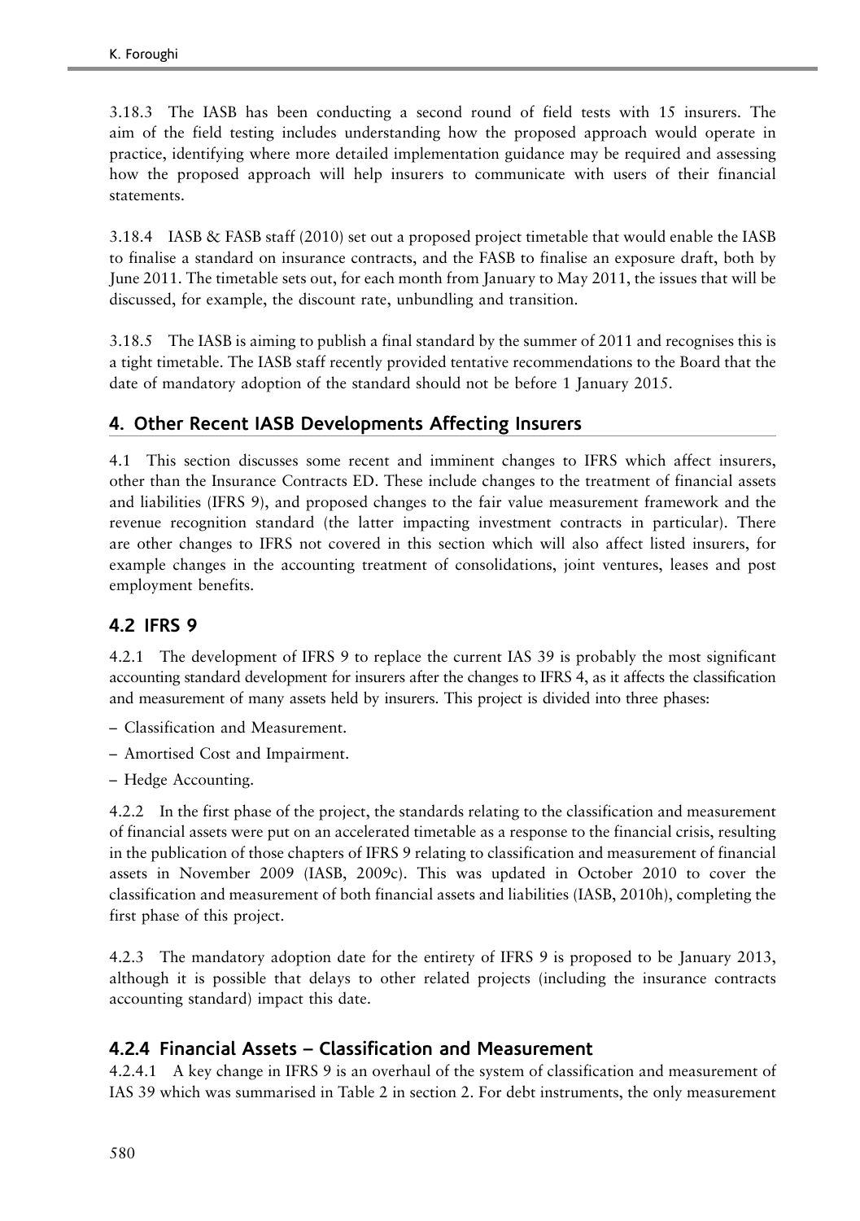3.18.3 The IASB has been conducting a second round of field tests with 15 insurers. The aim of the field testing includes understanding how the proposed approach would operate in practice, identifying where more detailed implementation guidance may be required and assessing how the proposed approach will help insurers to communicate with users of their financial statements.

3.18.4 IASB & FASB staff (2010) set out a proposed project timetable that would enable the IASB to finalise a standard on insurance contracts, and the FASB to finalise an exposure draft, both by June 2011. The timetable sets out, for each month from January to May 2011, the issues that will be discussed, for example, the discount rate, unbundling and transition.

3.18.5 The IASB is aiming to publish a final standard by the summer of 2011 and recognises this is a tight timetable. The IASB staff recently provided tentative recommendations to the Board that the date of mandatory adoption of the standard should not be before 1 January 2015.

## 4. Other Recent IASB Developments Affecting Insurers

4.1 This section discusses some recent and imminent changes to IFRS which affect insurers, other than the Insurance Contracts ED. These include changes to the treatment of financial assets and liabilities (IFRS 9), and proposed changes to the fair value measurement framework and the revenue recognition standard (the latter impacting investment contracts in particular). There are other changes to IFRS not covered in this section which will also affect listed insurers, for example changes in the accounting treatment of consolidations, joint ventures, leases and post employment benefits.

## 4.2 IFRS 9

4.2.1 The development of IFRS 9 to replace the current IAS 39 is probably the most significant accounting standard development for insurers after the changes to IFRS 4, as it affects the classification and measurement of many assets held by insurers. This project is divided into three phases:

– Classification and Measurement.
– Amortised Cost and Impairment.
– Hedge Accounting.

4.2.2 In the first phase of the project, the standards relating to the classification and measurement of financial assets were put on an accelerated timetable as a response to the financial crisis, resulting in the publication of those chapters of IFRS 9 relating to classification and measurement of financial assets in November 2009 (IASB, 2009c). This was updated in October 2010 to cover the classification and measurement of both financial assets and liabilities (IASB, 2010h), completing the first phase of this project.

4.2.3 The mandatory adoption date for the entirety of IFRS 9 is proposed to be January 2013, although it is possible that delays to other related projects (including the insurance contracts accounting standard) impact this date.

### 4.2.4 Financial Assets – Classification and Measurement

4.2.4.1 A key change in IFRS 9 is an overhaul of the system of classification and measurement of IAS 39 which was summarised in Table 2 in section 2. For debt instruments, the only measurement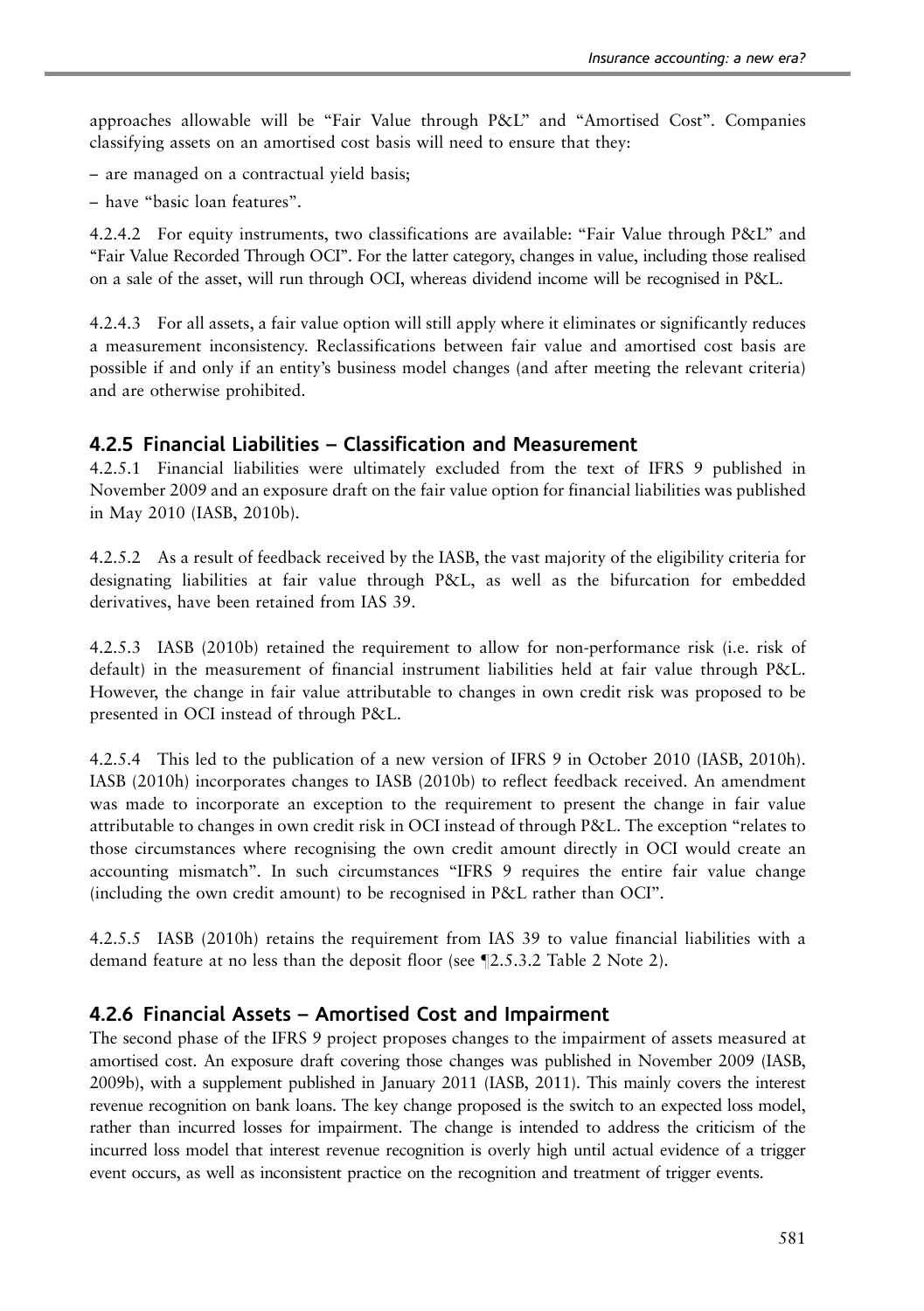approaches allowable will be "Fair Value through P&L" and "Amortised Cost". Companies classifying assets on an amortised cost basis will need to ensure that they:

– are managed on a contractual yield basis;

– have "basic loan features".

4.2.4.2 For equity instruments, two classifications are available: "Fair Value through P&L" and "Fair Value Recorded Through OCI". For the latter category, changes in value, including those realised on a sale of the asset, will run through OCI, whereas dividend income will be recognised in P&L.

4.2.4.3 For all assets, a fair value option will still apply where it eliminates or significantly reduces a measurement inconsistency. Reclassifications between fair value and amortised cost basis are possible if and only if an entity's business model changes (and after meeting the relevant criteria) and are otherwise prohibited.

### 4.2.5 Financial Liabilities – Classification and Measurement

4.2.5.1 Financial liabilities were ultimately excluded from the text of IFRS 9 published in November 2009 and an exposure draft on the fair value option for financial liabilities was published in May 2010 (IASB, 2010b).

4.2.5.2 As a result of feedback received by the IASB, the vast majority of the eligibility criteria for designating liabilities at fair value through P&L, as well as the bifurcation for embedded derivatives, have been retained from IAS 39.

4.2.5.3 IASB (2010b) retained the requirement to allow for non-performance risk (i.e. risk of default) in the measurement of financial instrument liabilities held at fair value through P&L. However, the change in fair value attributable to changes in own credit risk was proposed to be presented in OCI instead of through P&L.

4.2.5.4 This led to the publication of a new version of IFRS 9 in October 2010 (IASB, 2010h). IASB (2010h) incorporates changes to IASB (2010b) to reflect feedback received. An amendment was made to incorporate an exception to the requirement to present the change in fair value attributable to changes in own credit risk in OCI instead of through P&L. The exception "relates to those circumstances where recognising the own credit amount directly in OCI would create an accounting mismatch". In such circumstances "IFRS 9 requires the entire fair value change (including the own credit amount) to be recognised in P&L rather than OCI".

4.2.5.5 IASB (2010h) retains the requirement from IAS 39 to value financial liabilities with a demand feature at no less than the deposit floor (see ¶2.5.3.2 Table 2 Note 2).

### 4.2.6 Financial Assets – Amortised Cost and Impairment

The second phase of the IFRS 9 project proposes changes to the impairment of assets measured at amortised cost. An exposure draft covering those changes was published in November 2009 (IASB, 2009b), with a supplement published in January 2011 (IASB, 2011). This mainly covers the interest revenue recognition on bank loans. The key change proposed is the switch to an expected loss model, rather than incurred losses for impairment. The change is intended to address the criticism of the incurred loss model that interest revenue recognition is overly high until actual evidence of a trigger event occurs, as well as inconsistent practice on the recognition and treatment of trigger events.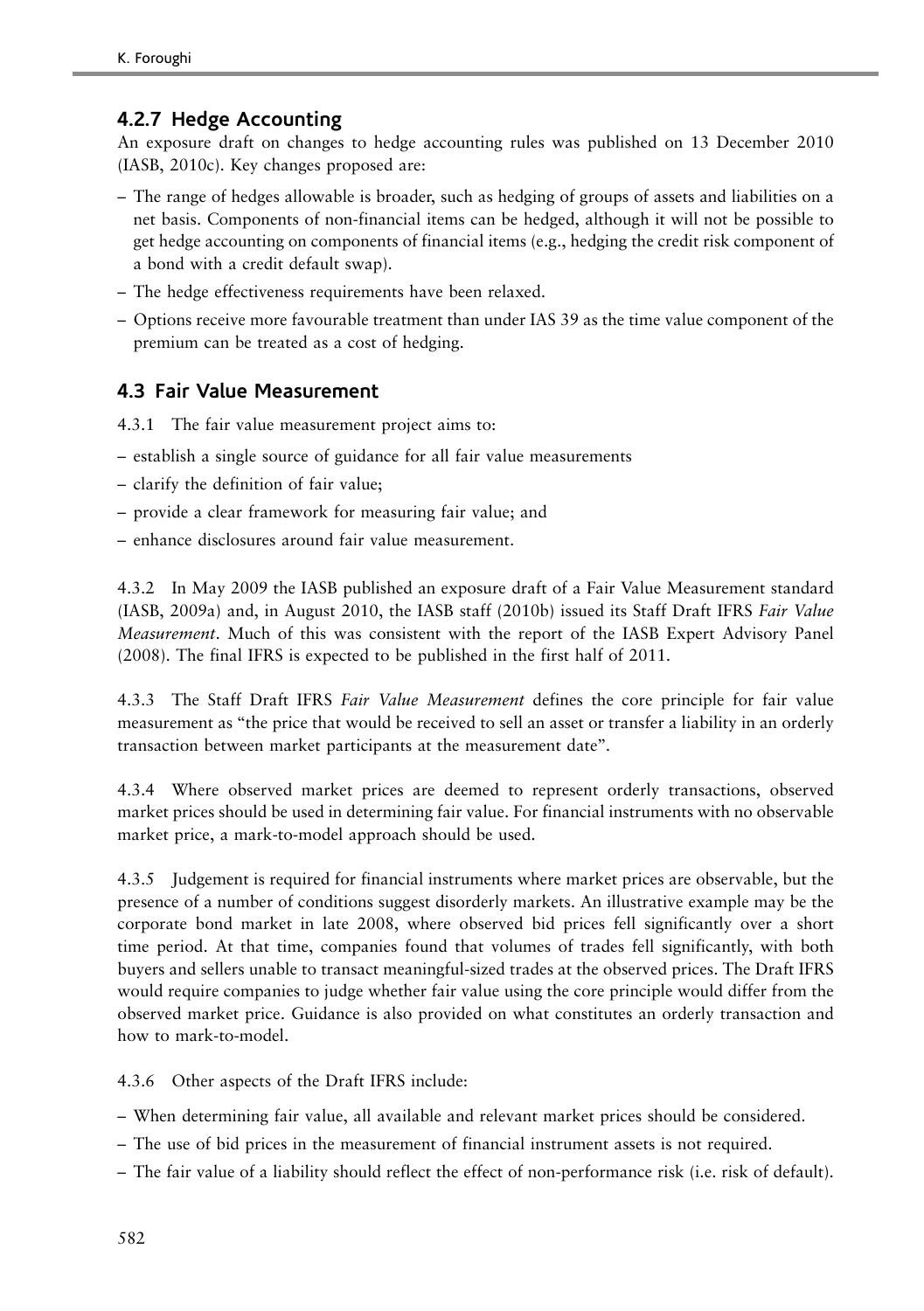### 4.2.7 Hedge Accounting

An exposure draft on changes to hedge accounting rules was published on 13 December 2010 (IASB, 2010c). Key changes proposed are:

- The range of hedges allowable is broader, such as hedging of groups of assets and liabilities on a net basis. Components of non-financial items can be hedged, although it will not be possible to get hedge accounting on components of financial items (e.g., hedging the credit risk component of a bond with a credit default swap).
- The hedge effectiveness requirements have been relaxed.
- Options receive more favourable treatment than under IAS 39 as the time value component of the premium can be treated as a cost of hedging.

## 4.3 Fair Value Measurement

4.3.1 The fair value measurement project aims to:

- establish a single source of guidance for all fair value measurements
- clarify the definition of fair value;
- provide a clear framework for measuring fair value; and
- enhance disclosures around fair value measurement.

4.3.2 In May 2009 the IASB published an exposure draft of a Fair Value Measurement standard (IASB, 2009a) and, in August 2010, the IASB staff (2010b) issued its Staff Draft IFRS *Fair Value Measurement*. Much of this was consistent with the report of the IASB Expert Advisory Panel (2008). The final IFRS is expected to be published in the first half of 2011.

4.3.3 The Staff Draft IFRS *Fair Value Measurement* defines the core principle for fair value measurement as "the price that would be received to sell an asset or transfer a liability in an orderly transaction between market participants at the measurement date".

4.3.4 Where observed market prices are deemed to represent orderly transactions, observed market prices should be used in determining fair value. For financial instruments with no observable market price, a mark-to-model approach should be used.

4.3.5 Judgement is required for financial instruments where market prices are observable, but the presence of a number of conditions suggest disorderly markets. An illustrative example may be the corporate bond market in late 2008, where observed bid prices fell significantly over a short time period. At that time, companies found that volumes of trades fell significantly, with both buyers and sellers unable to transact meaningful-sized trades at the observed prices. The Draft IFRS would require companies to judge whether fair value using the core principle would differ from the observed market price. Guidance is also provided on what constitutes an orderly transaction and how to mark-to-model.

4.3.6 Other aspects of the Draft IFRS include:

- When determining fair value, all available and relevant market prices should be considered.
- The use of bid prices in the measurement of financial instrument assets is not required.
- The fair value of a liability should reflect the effect of non-performance risk (i.e. risk of default).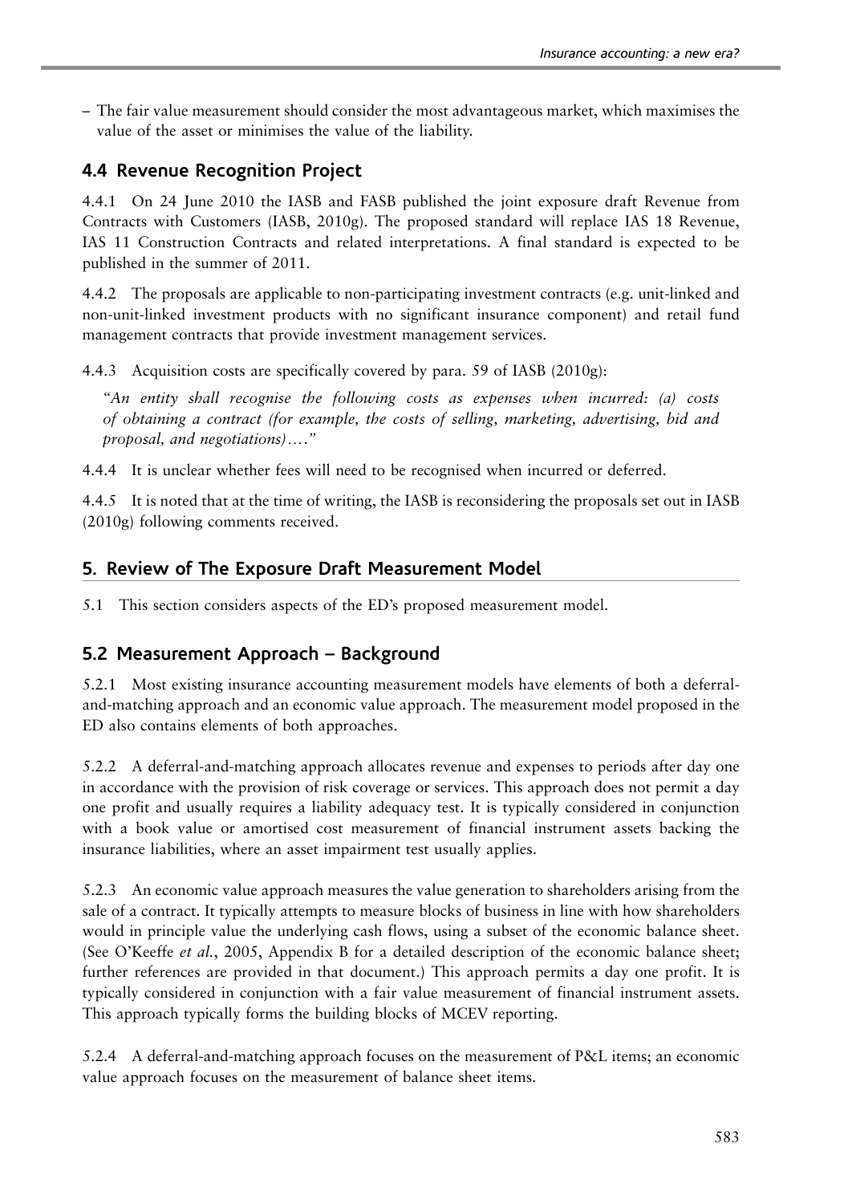– The fair value measurement should consider the most advantageous market, which maximises the value of the asset or minimises the value of the liability.

## 4.4 Revenue Recognition Project

4.4.1 On 24 June 2010 the IASB and FASB published the joint exposure draft Revenue from Contracts with Customers (IASB, 2010g). The proposed standard will replace IAS 18 Revenue, IAS 11 Construction Contracts and related interpretations. A final standard is expected to be published in the summer of 2011.

4.4.2 The proposals are applicable to non-participating investment contracts (e.g. unit-linked and non-unit-linked investment products with no significant insurance component) and retail fund management contracts that provide investment management services.

4.4.3 Acquisition costs are specifically covered by para. 59 of IASB (2010g):

*"An entity shall recognise the following costs as expenses when incurred: (a) costs of obtaining a contract (for example, the costs of selling, marketing, advertising, bid and proposal, and negotiations)…."*

4.4.4 It is unclear whether fees will need to be recognised when incurred or deferred.

4.4.5 It is noted that at the time of writing, the IASB is reconsidering the proposals set out in IASB (2010g) following comments received.

## 5. Review of The Exposure Draft Measurement Model

5.1 This section considers aspects of the ED's proposed measurement model.

## 5.2 Measurement Approach – Background

5.2.1 Most existing insurance accounting measurement models have elements of both a deferral-and-matching approach and an economic value approach. The measurement model proposed in the ED also contains elements of both approaches.

5.2.2 A deferral-and-matching approach allocates revenue and expenses to periods after day one in accordance with the provision of risk coverage or services. This approach does not permit a day one profit and usually requires a liability adequacy test. It is typically considered in conjunction with a book value or amortised cost measurement of financial instrument assets backing the insurance liabilities, where an asset impairment test usually applies.

5.2.3 An economic value approach measures the value generation to shareholders arising from the sale of a contract. It typically attempts to measure blocks of business in line with how shareholders would in principle value the underlying cash flows, using a subset of the economic balance sheet. (See O'Keeffe *et al.*, 2005, Appendix B for a detailed description of the economic balance sheet; further references are provided in that document.) This approach permits a day one profit. It is typically considered in conjunction with a fair value measurement of financial instrument assets. This approach typically forms the building blocks of MCEV reporting.

5.2.4 A deferral-and-matching approach focuses on the measurement of P&L items; an economic value approach focuses on the measurement of balance sheet items.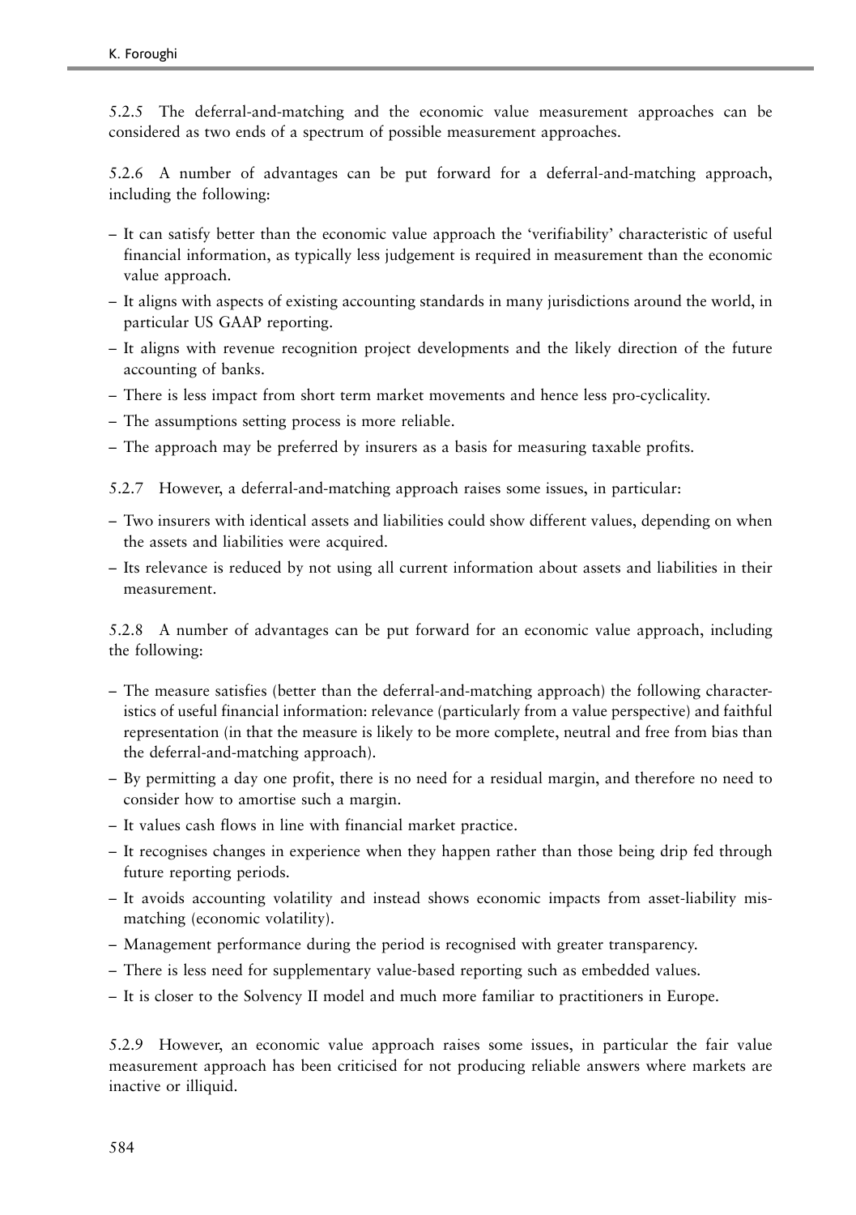5.2.5 The deferral-and-matching and the economic value measurement approaches can be considered as two ends of a spectrum of possible measurement approaches.

5.2.6 A number of advantages can be put forward for a deferral-and-matching approach, including the following:

- It can satisfy better than the economic value approach the 'verifiability' characteristic of useful financial information, as typically less judgement is required in measurement than the economic value approach.
- It aligns with aspects of existing accounting standards in many jurisdictions around the world, in particular US GAAP reporting.
- It aligns with revenue recognition project developments and the likely direction of the future accounting of banks.
- There is less impact from short term market movements and hence less pro-cyclicality.
- The assumptions setting process is more reliable.
- The approach may be preferred by insurers as a basis for measuring taxable profits.

5.2.7 However, a deferral-and-matching approach raises some issues, in particular:

- Two insurers with identical assets and liabilities could show different values, depending on when the assets and liabilities were acquired.
- Its relevance is reduced by not using all current information about assets and liabilities in their measurement.

5.2.8 A number of advantages can be put forward for an economic value approach, including the following:

- The measure satisfies (better than the deferral-and-matching approach) the following characteristics of useful financial information: relevance (particularly from a value perspective) and faithful representation (in that the measure is likely to be more complete, neutral and free from bias than the deferral-and-matching approach).
- By permitting a day one profit, there is no need for a residual margin, and therefore no need to consider how to amortise such a margin.
- It values cash flows in line with financial market practice.
- It recognises changes in experience when they happen rather than those being drip fed through future reporting periods.
- It avoids accounting volatility and instead shows economic impacts from asset-liability mismatching (economic volatility).
- Management performance during the period is recognised with greater transparency.
- There is less need for supplementary value-based reporting such as embedded values.
- It is closer to the Solvency II model and much more familiar to practitioners in Europe.

5.2.9 However, an economic value approach raises some issues, in particular the fair value measurement approach has been criticised for not producing reliable answers where markets are inactive or illiquid.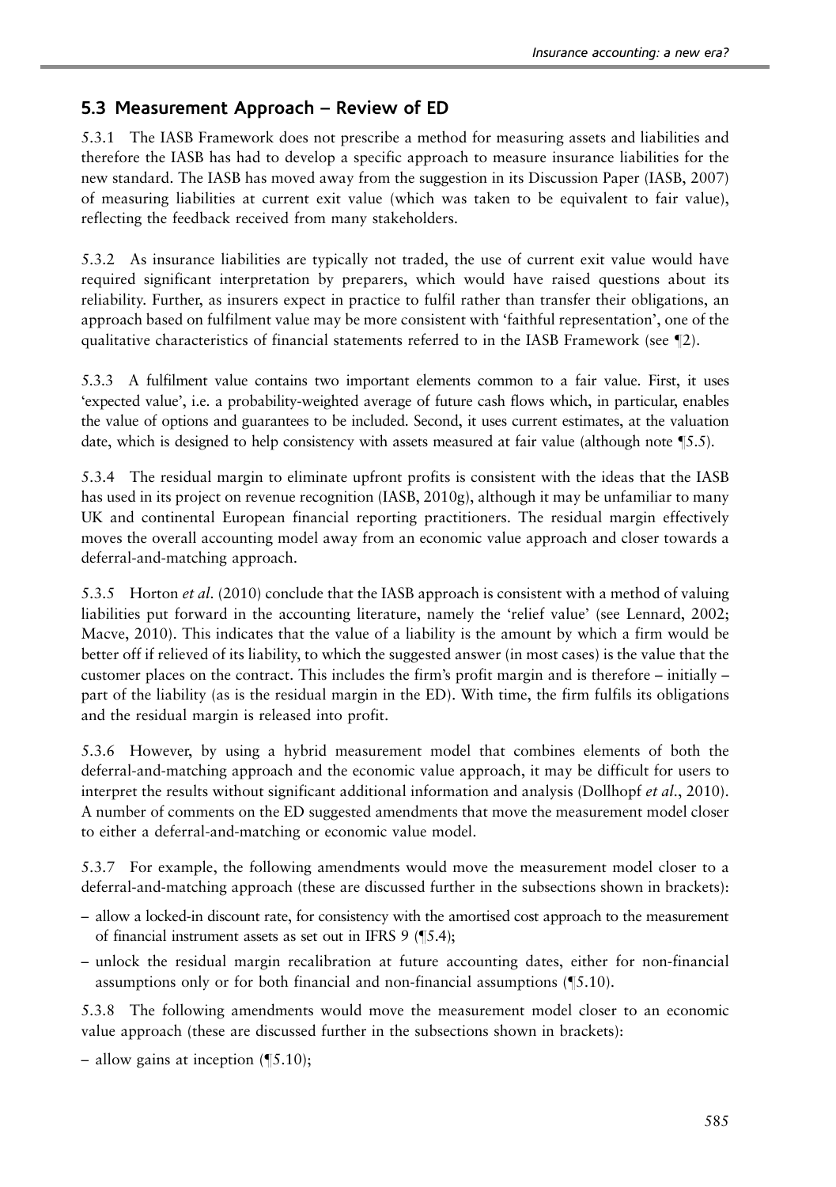## 5.3 Measurement Approach – Review of ED

5.3.1 The IASB Framework does not prescribe a method for measuring assets and liabilities and therefore the IASB has had to develop a specific approach to measure insurance liabilities for the new standard. The IASB has moved away from the suggestion in its Discussion Paper (IASB, 2007) of measuring liabilities at current exit value (which was taken to be equivalent to fair value), reflecting the feedback received from many stakeholders.

5.3.2 As insurance liabilities are typically not traded, the use of current exit value would have required significant interpretation by preparers, which would have raised questions about its reliability. Further, as insurers expect in practice to fulfil rather than transfer their obligations, an approach based on fulfilment value may be more consistent with 'faithful representation', one of the qualitative characteristics of financial statements referred to in the IASB Framework (see ¶2).

5.3.3 A fulfilment value contains two important elements common to a fair value. First, it uses 'expected value', i.e. a probability-weighted average of future cash flows which, in particular, enables the value of options and guarantees to be included. Second, it uses current estimates, at the valuation date, which is designed to help consistency with assets measured at fair value (although note ¶5.5).

5.3.4 The residual margin to eliminate upfront profits is consistent with the ideas that the IASB has used in its project on revenue recognition (IASB, 2010g), although it may be unfamiliar to many UK and continental European financial reporting practitioners. The residual margin effectively moves the overall accounting model away from an economic value approach and closer towards a deferral-and-matching approach.

5.3.5 Horton *et al*. (2010) conclude that the IASB approach is consistent with a method of valuing liabilities put forward in the accounting literature, namely the 'relief value' (see Lennard, 2002; Macve, 2010). This indicates that the value of a liability is the amount by which a firm would be better off if relieved of its liability, to which the suggested answer (in most cases) is the value that the customer places on the contract. This includes the firm's profit margin and is therefore – initially – part of the liability (as is the residual margin in the ED). With time, the firm fulfils its obligations and the residual margin is released into profit.

5.3.6 However, by using a hybrid measurement model that combines elements of both the deferral-and-matching approach and the economic value approach, it may be difficult for users to interpret the results without significant additional information and analysis (Dollhopf *et al*., 2010). A number of comments on the ED suggested amendments that move the measurement model closer to either a deferral-and-matching or economic value model.

5.3.7 For example, the following amendments would move the measurement model closer to a deferral-and-matching approach (these are discussed further in the subsections shown in brackets):

– allow a locked-in discount rate, for consistency with the amortised cost approach to the measurement of financial instrument assets as set out in IFRS 9 (¶5.4);
– unlock the residual margin recalibration at future accounting dates, either for non-financial assumptions only or for both financial and non-financial assumptions (¶5.10).

5.3.8 The following amendments would move the measurement model closer to an economic value approach (these are discussed further in the subsections shown in brackets):

– allow gains at inception (¶5.10);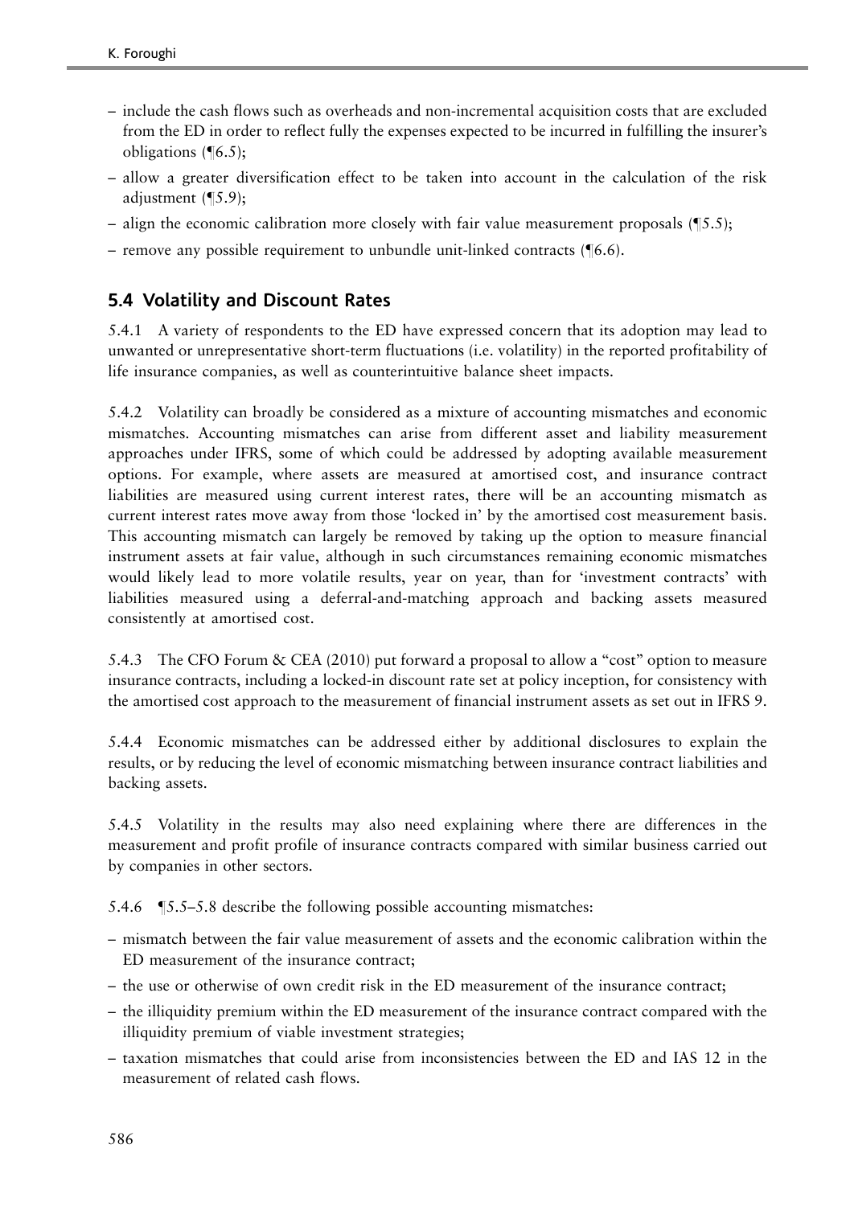- include the cash flows such as overheads and non-incremental acquisition costs that are excluded from the ED in order to reflect fully the expenses expected to be incurred in fulfilling the insurer's obligations (¶6.5);
- allow a greater diversification effect to be taken into account in the calculation of the risk adjustment (¶5.9);
- align the economic calibration more closely with fair value measurement proposals (¶5.5);
- remove any possible requirement to unbundle unit-linked contracts (¶6.6).

## 5.4 Volatility and Discount Rates

5.4.1 A variety of respondents to the ED have expressed concern that its adoption may lead to unwanted or unrepresentative short-term fluctuations (i.e. volatility) in the reported profitability of life insurance companies, as well as counterintuitive balance sheet impacts.

5.4.2 Volatility can broadly be considered as a mixture of accounting mismatches and economic mismatches. Accounting mismatches can arise from different asset and liability measurement approaches under IFRS, some of which could be addressed by adopting available measurement options. For example, where assets are measured at amortised cost, and insurance contract liabilities are measured using current interest rates, there will be an accounting mismatch as current interest rates move away from those 'locked in' by the amortised cost measurement basis. This accounting mismatch can largely be removed by taking up the option to measure financial instrument assets at fair value, although in such circumstances remaining economic mismatches would likely lead to more volatile results, year on year, than for 'investment contracts' with liabilities measured using a deferral-and-matching approach and backing assets measured consistently at amortised cost.

5.4.3 The CFO Forum & CEA (2010) put forward a proposal to allow a "cost" option to measure insurance contracts, including a locked-in discount rate set at policy inception, for consistency with the amortised cost approach to the measurement of financial instrument assets as set out in IFRS 9.

5.4.4 Economic mismatches can be addressed either by additional disclosures to explain the results, or by reducing the level of economic mismatching between insurance contract liabilities and backing assets.

5.4.5 Volatility in the results may also need explaining where there are differences in the measurement and profit profile of insurance contracts compared with similar business carried out by companies in other sectors.

5.4.6 ¶5.5–5.8 describe the following possible accounting mismatches:

- mismatch between the fair value measurement of assets and the economic calibration within the ED measurement of the insurance contract;
- the use or otherwise of own credit risk in the ED measurement of the insurance contract;
- the illiquidity premium within the ED measurement of the insurance contract compared with the illiquidity premium of viable investment strategies;
- taxation mismatches that could arise from inconsistencies between the ED and IAS 12 in the measurement of related cash flows.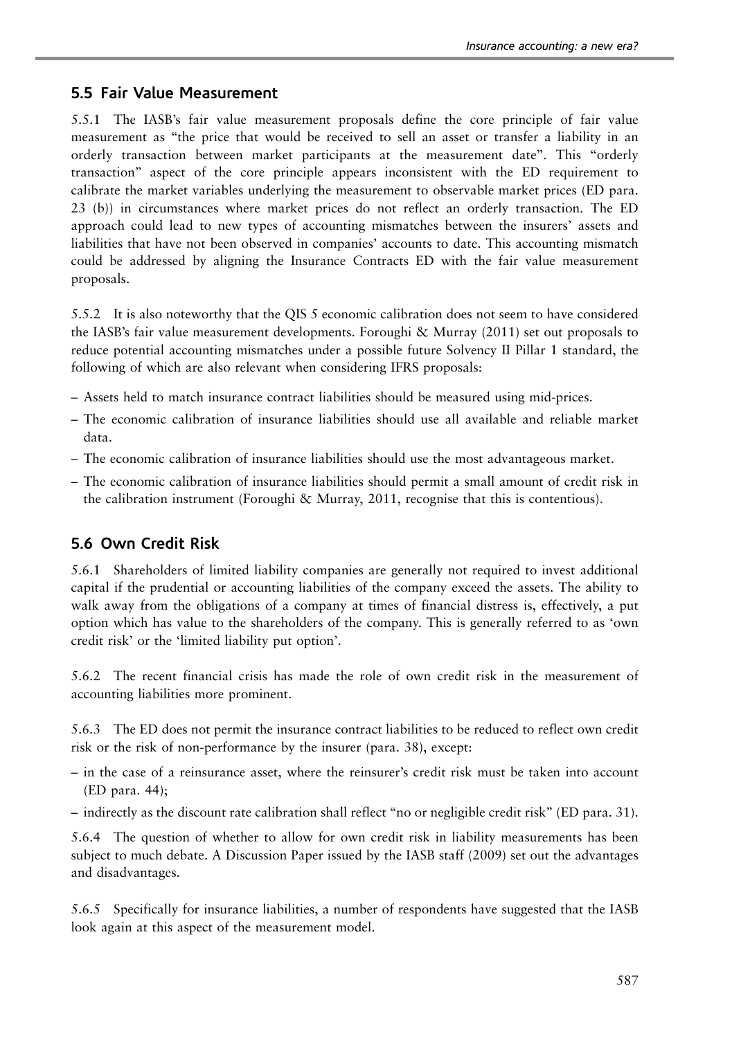## 5.5 Fair Value Measurement

5.5.1 The IASB's fair value measurement proposals define the core principle of fair value measurement as "the price that would be received to sell an asset or transfer a liability in an orderly transaction between market participants at the measurement date". This "orderly transaction" aspect of the core principle appears inconsistent with the ED requirement to calibrate the market variables underlying the measurement to observable market prices (ED para. 23 (b)) in circumstances where market prices do not reflect an orderly transaction. The ED approach could lead to new types of accounting mismatches between the insurers' assets and liabilities that have not been observed in companies' accounts to date. This accounting mismatch could be addressed by aligning the Insurance Contracts ED with the fair value measurement proposals.

5.5.2 It is also noteworthy that the QIS 5 economic calibration does not seem to have considered the IASB's fair value measurement developments. Foroughi & Murray (2011) set out proposals to reduce potential accounting mismatches under a possible future Solvency II Pillar 1 standard, the following of which are also relevant when considering IFRS proposals:

– Assets held to match insurance contract liabilities should be measured using mid-prices.
– The economic calibration of insurance liabilities should use all available and reliable market data.
– The economic calibration of insurance liabilities should use the most advantageous market.
– The economic calibration of insurance liabilities should permit a small amount of credit risk in the calibration instrument (Foroughi & Murray, 2011, recognise that this is contentious).

## 5.6 Own Credit Risk

5.6.1 Shareholders of limited liability companies are generally not required to invest additional capital if the prudential or accounting liabilities of the company exceed the assets. The ability to walk away from the obligations of a company at times of financial distress is, effectively, a put option which has value to the shareholders of the company. This is generally referred to as 'own credit risk' or the 'limited liability put option'.

5.6.2 The recent financial crisis has made the role of own credit risk in the measurement of accounting liabilities more prominent.

5.6.3 The ED does not permit the insurance contract liabilities to be reduced to reflect own credit risk or the risk of non-performance by the insurer (para. 38), except:

– in the case of a reinsurance asset, where the reinsurer's credit risk must be taken into account (ED para. 44);
– indirectly as the discount rate calibration shall reflect "no or negligible credit risk" (ED para. 31).

5.6.4 The question of whether to allow for own credit risk in liability measurements has been subject to much debate. A Discussion Paper issued by the IASB staff (2009) set out the advantages and disadvantages.

5.6.5 Specifically for insurance liabilities, a number of respondents have suggested that the IASB look again at this aspect of the measurement model.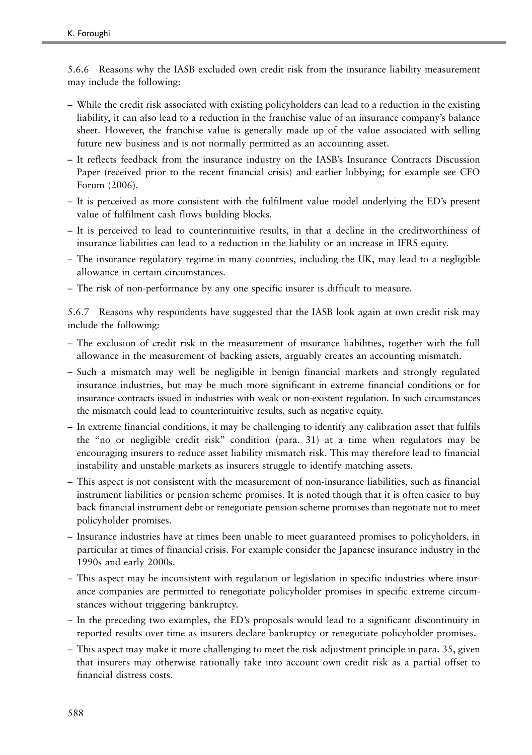5.6.6 Reasons why the IASB excluded own credit risk from the insurance liability measurement may include the following:

- While the credit risk associated with existing policyholders can lead to a reduction in the existing liability, it can also lead to a reduction in the franchise value of an insurance company's balance sheet. However, the franchise value is generally made up of the value associated with selling future new business and is not normally permitted as an accounting asset.
- It reflects feedback from the insurance industry on the IASB's Insurance Contracts Discussion Paper (received prior to the recent financial crisis) and earlier lobbying; for example see CFO Forum (2006).
- It is perceived as more consistent with the fulfilment value model underlying the ED's present value of fulfilment cash flows building blocks.
- It is perceived to lead to counterintuitive results, in that a decline in the creditworthiness of insurance liabilities can lead to a reduction in the liability or an increase in IFRS equity.
- The insurance regulatory regime in many countries, including the UK, may lead to a negligible allowance in certain circumstances.
- The risk of non-performance by any one specific insurer is difficult to measure.

5.6.7 Reasons why respondents have suggested that the IASB look again at own credit risk may include the following:

- The exclusion of credit risk in the measurement of insurance liabilities, together with the full allowance in the measurement of backing assets, arguably creates an accounting mismatch.
- Such a mismatch may well be negligible in benign financial markets and strongly regulated insurance industries, but may be much more significant in extreme financial conditions or for insurance contracts issued in industries with weak or non-existent regulation. In such circumstances the mismatch could lead to counterintuitive results, such as negative equity.
- In extreme financial conditions, it may be challenging to identify any calibration asset that fulfils the "no or negligible credit risk" condition (para. 31) at a time when regulators may be encouraging insurers to reduce asset liability mismatch risk. This may therefore lead to financial instability and unstable markets as insurers struggle to identify matching assets.
- This aspect is not consistent with the measurement of non-insurance liabilities, such as financial instrument liabilities or pension scheme promises. It is noted though that it is often easier to buy back financial instrument debt or renegotiate pension scheme promises than negotiate not to meet policyholder promises.
- Insurance industries have at times been unable to meet guaranteed promises to policyholders, in particular at times of financial crisis. For example consider the Japanese insurance industry in the 1990s and early 2000s.
- This aspect may be inconsistent with regulation or legislation in specific industries where insurance companies are permitted to renegotiate policyholder promises in specific extreme circumstances without triggering bankruptcy.
- In the preceding two examples, the ED's proposals would lead to a significant discontinuity in reported results over time as insurers declare bankruptcy or renegotiate policyholder promises.
- This aspect may make it more challenging to meet the risk adjustment principle in para. 35, given that insurers may otherwise rationally take into account own credit risk as a partial offset to financial distress costs.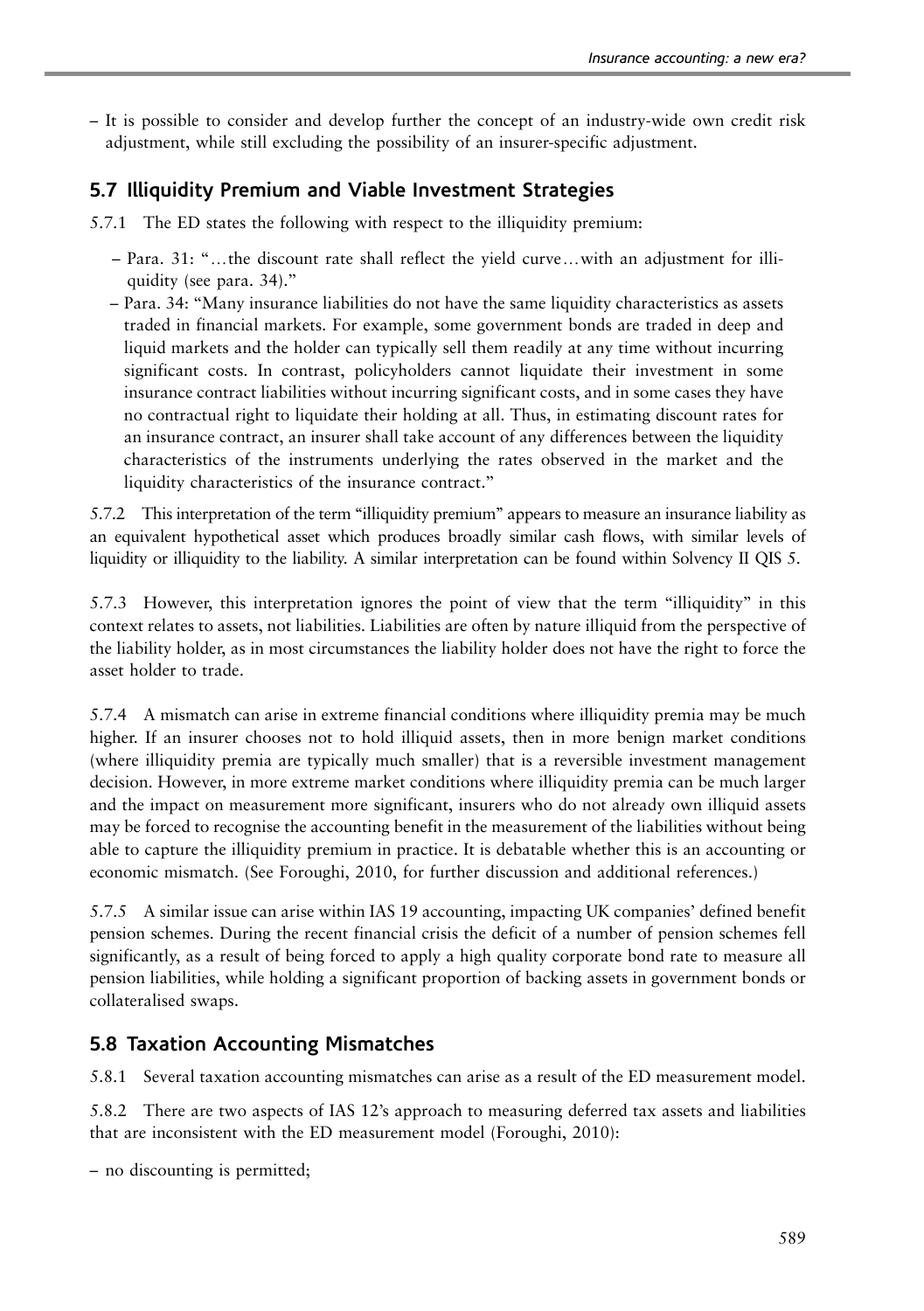– It is possible to consider and develop further the concept of an industry-wide own credit risk adjustment, while still excluding the possibility of an insurer-specific adjustment.

## 5.7 Illiquidity Premium and Viable Investment Strategies

5.7.1 The ED states the following with respect to the illiquidity premium:

– Para. 31: "…the discount rate shall reflect the yield curve…with an adjustment for illiquidity (see para. 34)."

– Para. 34: "Many insurance liabilities do not have the same liquidity characteristics as assets traded in financial markets. For example, some government bonds are traded in deep and liquid markets and the holder can typically sell them readily at any time without incurring significant costs. In contrast, policyholders cannot liquidate their investment in some insurance contract liabilities without incurring significant costs, and in some cases they have no contractual right to liquidate their holding at all. Thus, in estimating discount rates for an insurance contract, an insurer shall take account of any differences between the liquidity characteristics of the instruments underlying the rates observed in the market and the liquidity characteristics of the insurance contract."

5.7.2 This interpretation of the term "illiquidity premium" appears to measure an insurance liability as an equivalent hypothetical asset which produces broadly similar cash flows, with similar levels of liquidity or illiquidity to the liability. A similar interpretation can be found within Solvency II QIS 5.

5.7.3 However, this interpretation ignores the point of view that the term "illiquidity" in this context relates to assets, not liabilities. Liabilities are often by nature illiquid from the perspective of the liability holder, as in most circumstances the liability holder does not have the right to force the asset holder to trade.

5.7.4 A mismatch can arise in extreme financial conditions where illiquidity premia may be much higher. If an insurer chooses not to hold illiquid assets, then in more benign market conditions (where illiquidity premia are typically much smaller) that is a reversible investment management decision. However, in more extreme market conditions where illiquidity premia can be much larger and the impact on measurement more significant, insurers who do not already own illiquid assets may be forced to recognise the accounting benefit in the measurement of the liabilities without being able to capture the illiquidity premium in practice. It is debatable whether this is an accounting or economic mismatch. (See Foroughi, 2010, for further discussion and additional references.)

5.7.5 A similar issue can arise within IAS 19 accounting, impacting UK companies' defined benefit pension schemes. During the recent financial crisis the deficit of a number of pension schemes fell significantly, as a result of being forced to apply a high quality corporate bond rate to measure all pension liabilities, while holding a significant proportion of backing assets in government bonds or collateralised swaps.

## 5.8 Taxation Accounting Mismatches

5.8.1 Several taxation accounting mismatches can arise as a result of the ED measurement model.

5.8.2 There are two aspects of IAS 12's approach to measuring deferred tax assets and liabilities that are inconsistent with the ED measurement model (Foroughi, 2010):

– no discounting is permitted;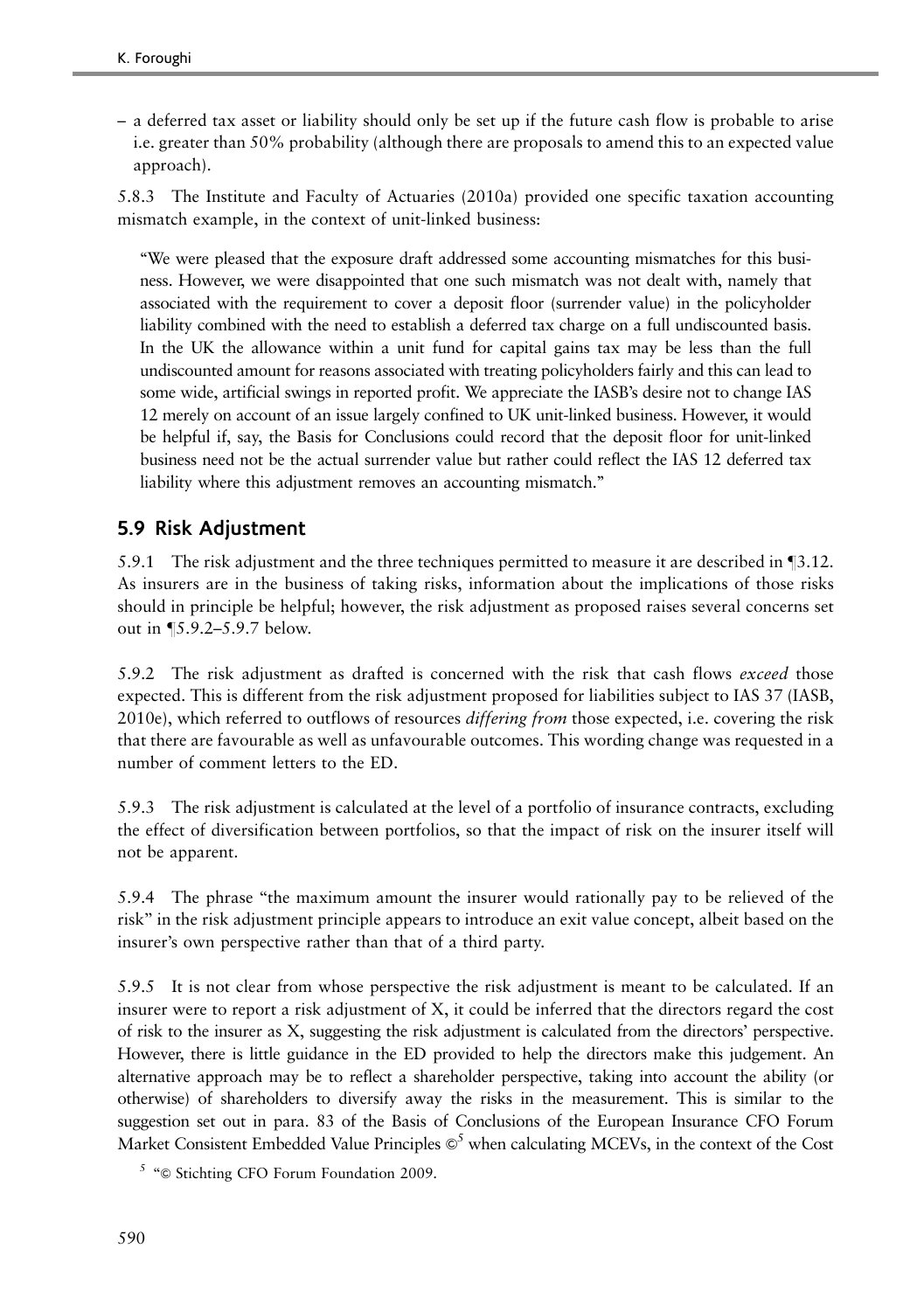– a deferred tax asset or liability should only be set up if the future cash flow is probable to arise i.e. greater than 50% probability (although there are proposals to amend this to an expected value approach).

5.8.3 The Institute and Faculty of Actuaries (2010a) provided one specific taxation accounting mismatch example, in the context of unit-linked business:

> "We were pleased that the exposure draft addressed some accounting mismatches for this business. However, we were disappointed that one such mismatch was not dealt with, namely that associated with the requirement to cover a deposit floor (surrender value) in the policyholder liability combined with the need to establish a deferred tax charge on a full undiscounted basis. In the UK the allowance within a unit fund for capital gains tax may be less than the full undiscounted amount for reasons associated with treating policyholders fairly and this can lead to some wide, artificial swings in reported profit. We appreciate the IASB's desire not to change IAS 12 merely on account of an issue largely confined to UK unit-linked business. However, it would be helpful if, say, the Basis for Conclusions could record that the deposit floor for unit-linked business need not be the actual surrender value but rather could reflect the IAS 12 deferred tax liability where this adjustment removes an accounting mismatch."

## 5.9 Risk Adjustment

5.9.1 The risk adjustment and the three techniques permitted to measure it are described in ¶3.12. As insurers are in the business of taking risks, information about the implications of those risks should in principle be helpful; however, the risk adjustment as proposed raises several concerns set out in ¶5.9.2–5.9.7 below.

5.9.2 The risk adjustment as drafted is concerned with the risk that cash flows *exceed* those expected. This is different from the risk adjustment proposed for liabilities subject to IAS 37 (IASB, 2010e), which referred to outflows of resources *differing from* those expected, i.e. covering the risk that there are favourable as well as unfavourable outcomes. This wording change was requested in a number of comment letters to the ED.

5.9.3 The risk adjustment is calculated at the level of a portfolio of insurance contracts, excluding the effect of diversification between portfolios, so that the impact of risk on the insurer itself will not be apparent.

5.9.4 The phrase "the maximum amount the insurer would rationally pay to be relieved of the risk" in the risk adjustment principle appears to introduce an exit value concept, albeit based on the insurer's own perspective rather than that of a third party.

5.9.5 It is not clear from whose perspective the risk adjustment is meant to be calculated. If an insurer were to report a risk adjustment of X, it could be inferred that the directors regard the cost of risk to the insurer as X, suggesting the risk adjustment is calculated from the directors' perspective. However, there is little guidance in the ED provided to help the directors make this judgement. An alternative approach may be to reflect a shareholder perspective, taking into account the ability (or otherwise) of shareholders to diversify away the risks in the measurement. This is similar to the suggestion set out in para. 83 of the Basis of Conclusions of the European Insurance CFO Forum Market Consistent Embedded Value Principles ©[5] when calculating MCEVs, in the context of the Cost

[5] "© Stichting CFO Forum Foundation 2009.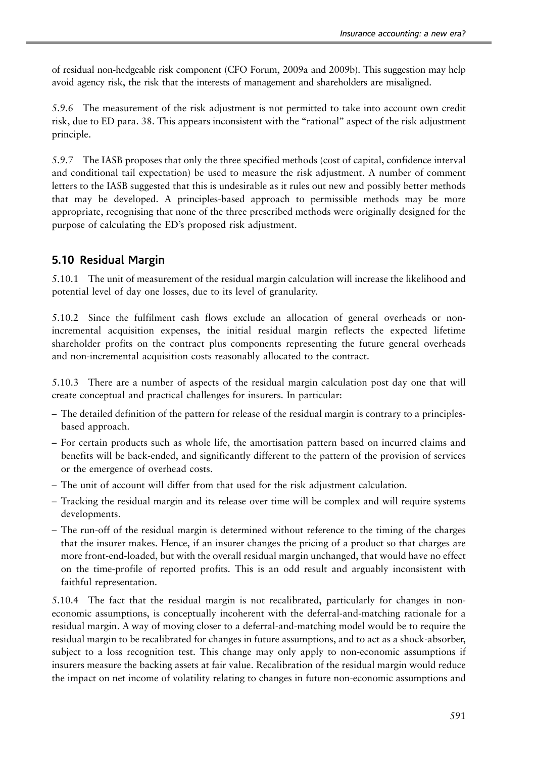of residual non-hedgeable risk component (CFO Forum, 2009a and 2009b). This suggestion may help avoid agency risk, the risk that the interests of management and shareholders are misaligned.

5.9.6 The measurement of the risk adjustment is not permitted to take into account own credit risk, due to ED para. 38. This appears inconsistent with the "rational" aspect of the risk adjustment principle.

5.9.7 The IASB proposes that only the three specified methods (cost of capital, confidence interval and conditional tail expectation) be used to measure the risk adjustment. A number of comment letters to the IASB suggested that this is undesirable as it rules out new and possibly better methods that may be developed. A principles-based approach to permissible methods may be more appropriate, recognising that none of the three prescribed methods were originally designed for the purpose of calculating the ED's proposed risk adjustment.

## 5.10 Residual Margin

5.10.1 The unit of measurement of the residual margin calculation will increase the likelihood and potential level of day one losses, due to its level of granularity.

5.10.2 Since the fulfilment cash flows exclude an allocation of general overheads or non-incremental acquisition expenses, the initial residual margin reflects the expected lifetime shareholder profits on the contract plus components representing the future general overheads and non-incremental acquisition costs reasonably allocated to the contract.

5.10.3 There are a number of aspects of the residual margin calculation post day one that will create conceptual and practical challenges for insurers. In particular:

- The detailed definition of the pattern for release of the residual margin is contrary to a principles-based approach.
- For certain products such as whole life, the amortisation pattern based on incurred claims and benefits will be back-ended, and significantly different to the pattern of the provision of services or the emergence of overhead costs.
- The unit of account will differ from that used for the risk adjustment calculation.
- Tracking the residual margin and its release over time will be complex and will require systems developments.
- The run-off of the residual margin is determined without reference to the timing of the charges that the insurer makes. Hence, if an insurer changes the pricing of a product so that charges are more front-end-loaded, but with the overall residual margin unchanged, that would have no effect on the time-profile of reported profits. This is an odd result and arguably inconsistent with faithful representation.

5.10.4 The fact that the residual margin is not recalibrated, particularly for changes in non-economic assumptions, is conceptually incoherent with the deferral-and-matching rationale for a residual margin. A way of moving closer to a deferral-and-matching model would be to require the residual margin to be recalibrated for changes in future assumptions, and to act as a shock-absorber, subject to a loss recognition test. This change may only apply to non-economic assumptions if insurers measure the backing assets at fair value. Recalibration of the residual margin would reduce the impact on net income of volatility relating to changes in future non-economic assumptions and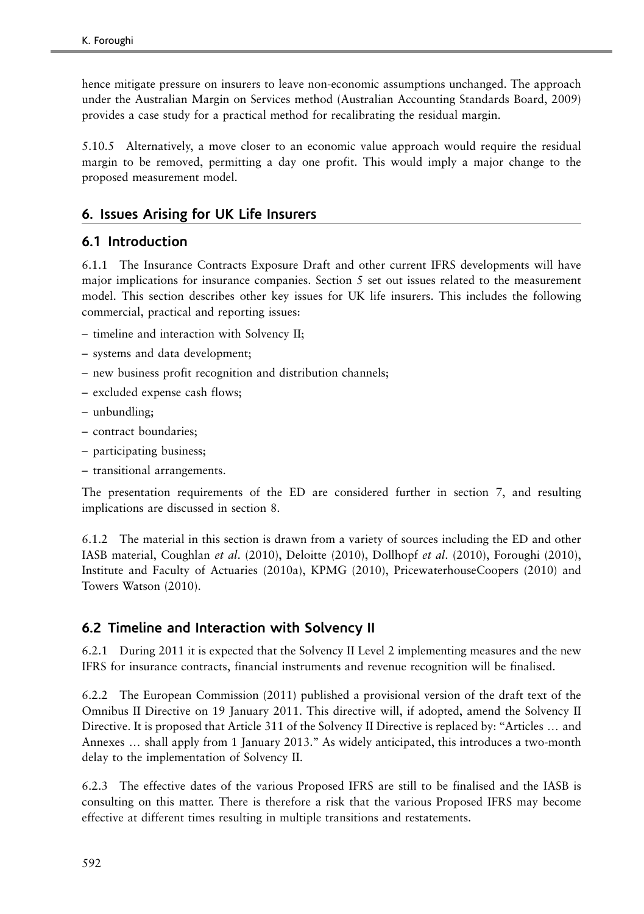hence mitigate pressure on insurers to leave non-economic assumptions unchanged. The approach under the Australian Margin on Services method (Australian Accounting Standards Board, 2009) provides a case study for a practical method for recalibrating the residual margin.

5.10.5 Alternatively, a move closer to an economic value approach would require the residual margin to be removed, permitting a day one profit. This would imply a major change to the proposed measurement model.

## 6. Issues Arising for UK Life Insurers

### 6.1 Introduction

6.1.1 The Insurance Contracts Exposure Draft and other current IFRS developments will have major implications for insurance companies. Section 5 set out issues related to the measurement model. This section describes other key issues for UK life insurers. This includes the following commercial, practical and reporting issues:

– timeline and interaction with Solvency II;
– systems and data development;
– new business profit recognition and distribution channels;
– excluded expense cash flows;
– unbundling;
– contract boundaries;
– participating business;
– transitional arrangements.

The presentation requirements of the ED are considered further in section 7, and resulting implications are discussed in section 8.

6.1.2 The material in this section is drawn from a variety of sources including the ED and other IASB material, Coughlan *et al*. (2010), Deloitte (2010), Dollhopf *et al*. (2010), Foroughi (2010), Institute and Faculty of Actuaries (2010a), KPMG (2010), PricewaterhouseCoopers (2010) and Towers Watson (2010).

### 6.2 Timeline and Interaction with Solvency II

6.2.1 During 2011 it is expected that the Solvency II Level 2 implementing measures and the new IFRS for insurance contracts, financial instruments and revenue recognition will be finalised.

6.2.2 The European Commission (2011) published a provisional version of the draft text of the Omnibus II Directive on 19 January 2011. This directive will, if adopted, amend the Solvency II Directive. It is proposed that Article 311 of the Solvency II Directive is replaced by: "Articles … and Annexes … shall apply from 1 January 2013." As widely anticipated, this introduces a two-month delay to the implementation of Solvency II.

6.2.3 The effective dates of the various Proposed IFRS are still to be finalised and the IASB is consulting on this matter. There is therefore a risk that the various Proposed IFRS may become effective at different times resulting in multiple transitions and restatements.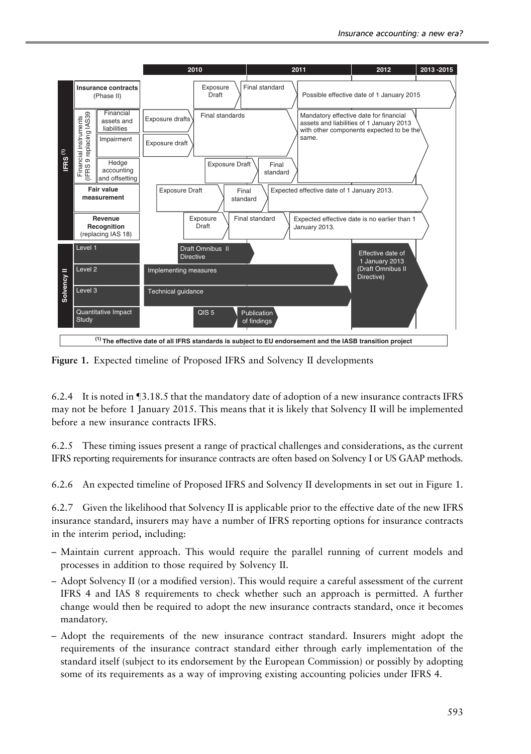| | | 2010 | 2011 | 2012 | 2013 -2015 |
|---|---|---|---|---|---|
| IFRS [(1)] | Insurance contracts (Phase II) | Exposure Draft | Final standard | Possible effective date of 1 January 2015 | |
| | Financial instruments (IFRS 9 replacing IAS39) – Financial assets and liabilities | Exposure drafts | Final standards | Mandatory effective date for financial assets and liabilities of 1 January 2013 with other components expected to be the same. | |
| | Financial instruments (IFRS 9 replacing IAS39) – Impairment | Exposure draft | Final standards | | |
| | Financial instruments (IFRS 9 replacing IAS39) – Hedge accounting and offsetting | Exposure Draft | Final standard | | |
| | **Fair value measurement** | Exposure Draft | Final standard | Expected effective date of 1 January 2013. | |
| | **Revenue Recognition** (replacing IAS 18) | Exposure Draft | Final standard | Expected effective date is no earlier than 1 January 2013. | |
| Solvency II | Level 1 | Draft Omnibus II Directive | | Effective date of 1 January 2013 (Draft Omnibus II Directive) | |
| | Level 2 | Implementing measures | | | |
| | Level 3 | Technical guidance | | | |
| | Quantitative Impact Study | QIS 5 | Publication of findings | | |

[(1)] **The effective date of all IFRS standards is subject to EU endorsement and the IASB transition project**

**Figure 1.** Expected timeline of Proposed IFRS and Solvency II developments

6.2.4 It is noted in ¶3.18.5 that the mandatory date of adoption of a new insurance contracts IFRS may not be before 1 January 2015. This means that it is likely that Solvency II will be implemented before a new insurance contracts IFRS.

6.2.5 These timing issues present a range of practical challenges and considerations, as the current IFRS reporting requirements for insurance contracts are often based on Solvency I or US GAAP methods.

6.2.6 An expected timeline of Proposed IFRS and Solvency II developments in set out in Figure 1.

6.2.7 Given the likelihood that Solvency II is applicable prior to the effective date of the new IFRS insurance standard, insurers may have a number of IFRS reporting options for insurance contracts in the interim period, including:

– Maintain current approach. This would require the parallel running of current models and processes in addition to those required by Solvency II.
– Adopt Solvency II (or a modified version). This would require a careful assessment of the current IFRS 4 and IAS 8 requirements to check whether such an approach is permitted. A further change would then be required to adopt the new insurance contracts standard, once it becomes mandatory.
– Adopt the requirements of the new insurance contract standard. Insurers might adopt the requirements of the insurance contract standard either through early implementation of the standard itself (subject to its endorsement by the European Commission) or possibly by adopting some of its requirements as a way of improving existing accounting policies under IFRS 4.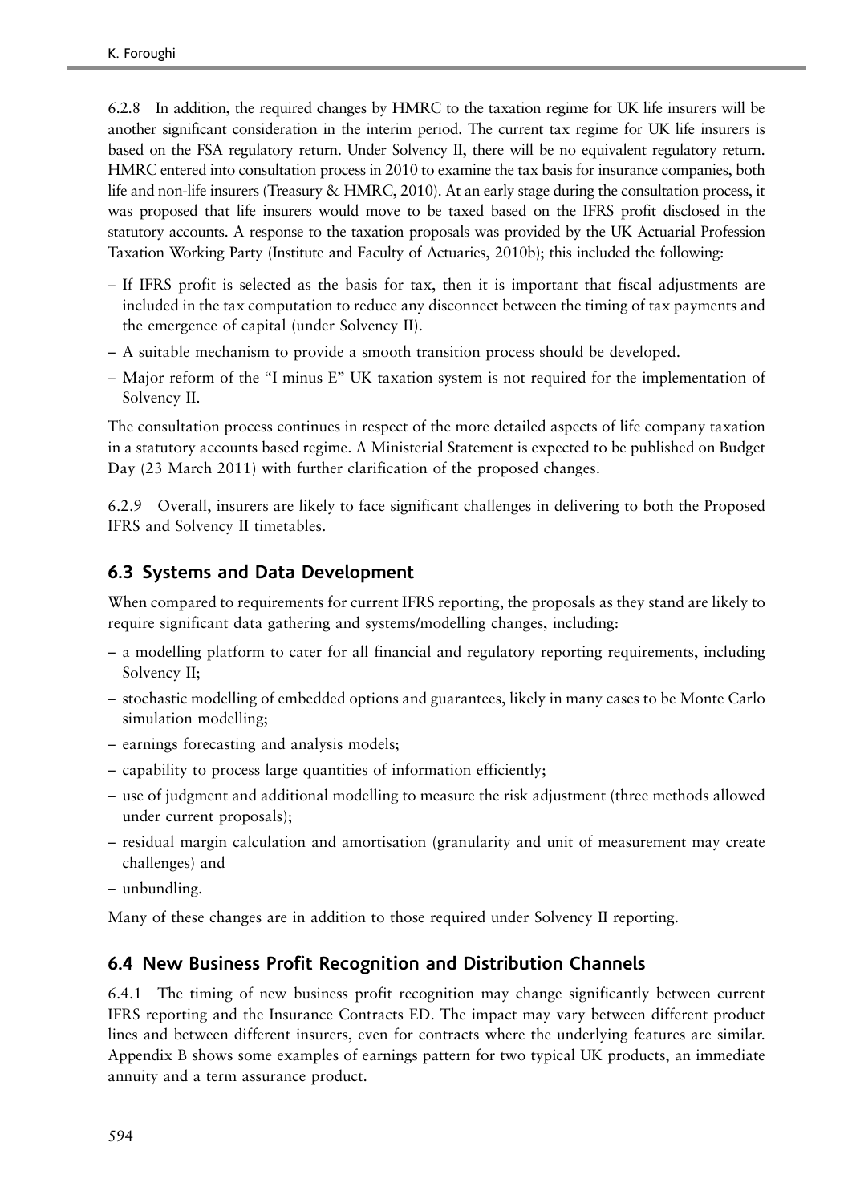6.2.8 In addition, the required changes by HMRC to the taxation regime for UK life insurers will be another significant consideration in the interim period. The current tax regime for UK life insurers is based on the FSA regulatory return. Under Solvency II, there will be no equivalent regulatory return. HMRC entered into consultation process in 2010 to examine the tax basis for insurance companies, both life and non-life insurers (Treasury & HMRC, 2010). At an early stage during the consultation process, it was proposed that life insurers would move to be taxed based on the IFRS profit disclosed in the statutory accounts. A response to the taxation proposals was provided by the UK Actuarial Profession Taxation Working Party (Institute and Faculty of Actuaries, 2010b); this included the following:

- If IFRS profit is selected as the basis for tax, then it is important that fiscal adjustments are included in the tax computation to reduce any disconnect between the timing of tax payments and the emergence of capital (under Solvency II).
- A suitable mechanism to provide a smooth transition process should be developed.
- Major reform of the "I minus E" UK taxation system is not required for the implementation of Solvency II.

The consultation process continues in respect of the more detailed aspects of life company taxation in a statutory accounts based regime. A Ministerial Statement is expected to be published on Budget Day (23 March 2011) with further clarification of the proposed changes.

6.2.9 Overall, insurers are likely to face significant challenges in delivering to both the Proposed IFRS and Solvency II timetables.

## 6.3 Systems and Data Development

When compared to requirements for current IFRS reporting, the proposals as they stand are likely to require significant data gathering and systems/modelling changes, including:

- a modelling platform to cater for all financial and regulatory reporting requirements, including Solvency II;
- stochastic modelling of embedded options and guarantees, likely in many cases to be Monte Carlo simulation modelling;
- earnings forecasting and analysis models;
- capability to process large quantities of information efficiently;
- use of judgment and additional modelling to measure the risk adjustment (three methods allowed under current proposals);
- residual margin calculation and amortisation (granularity and unit of measurement may create challenges) and
- unbundling.

Many of these changes are in addition to those required under Solvency II reporting.

## 6.4 New Business Profit Recognition and Distribution Channels

6.4.1 The timing of new business profit recognition may change significantly between current IFRS reporting and the Insurance Contracts ED. The impact may vary between different product lines and between different insurers, even for contracts where the underlying features are similar. Appendix B shows some examples of earnings pattern for two typical UK products, an immediate annuity and a term assurance product.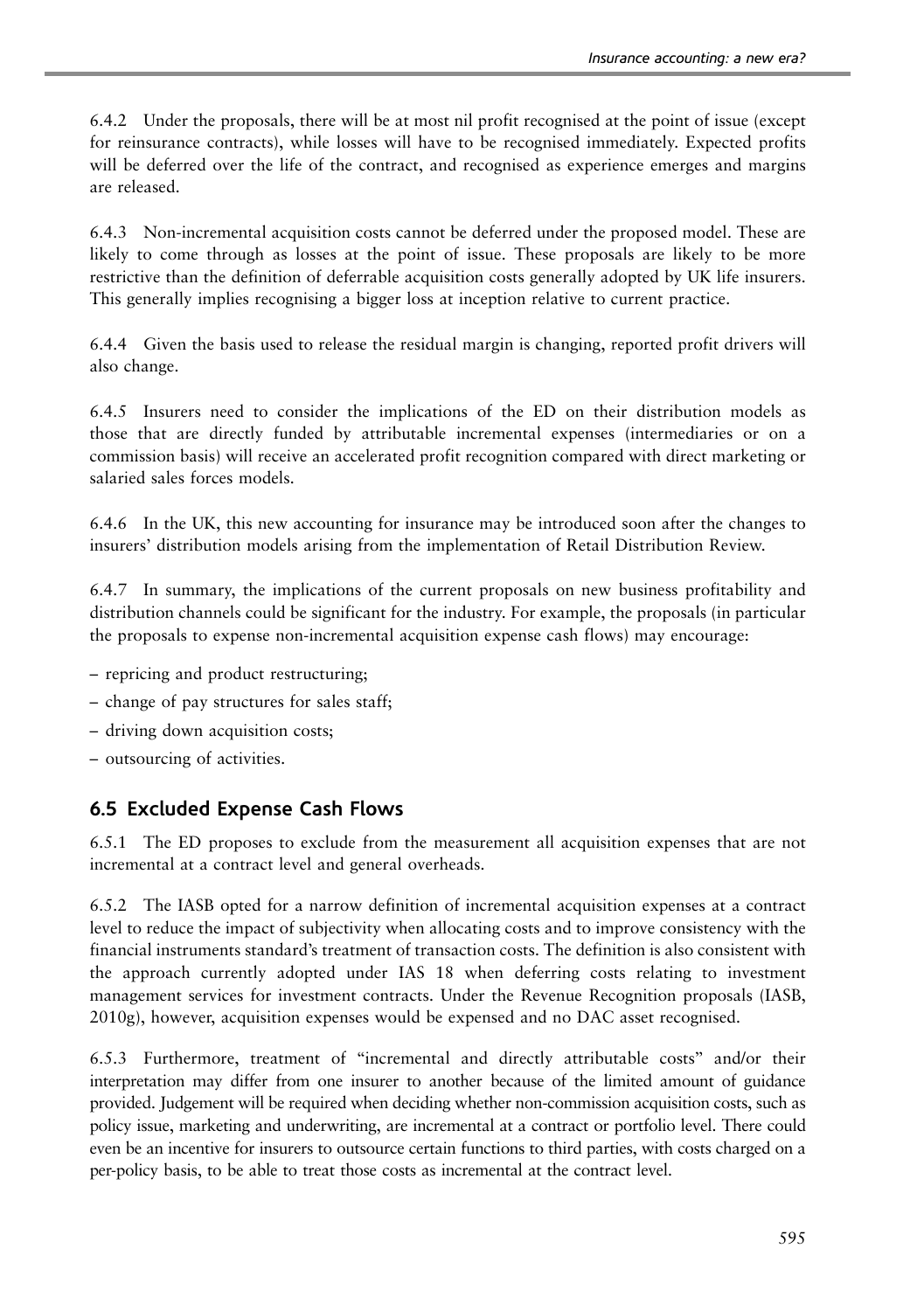6.4.2 Under the proposals, there will be at most nil profit recognised at the point of issue (except for reinsurance contracts), while losses will have to be recognised immediately. Expected profits will be deferred over the life of the contract, and recognised as experience emerges and margins are released.

6.4.3 Non-incremental acquisition costs cannot be deferred under the proposed model. These are likely to come through as losses at the point of issue. These proposals are likely to be more restrictive than the definition of deferrable acquisition costs generally adopted by UK life insurers. This generally implies recognising a bigger loss at inception relative to current practice.

6.4.4 Given the basis used to release the residual margin is changing, reported profit drivers will also change.

6.4.5 Insurers need to consider the implications of the ED on their distribution models as those that are directly funded by attributable incremental expenses (intermediaries or on a commission basis) will receive an accelerated profit recognition compared with direct marketing or salaried sales forces models.

6.4.6 In the UK, this new accounting for insurance may be introduced soon after the changes to insurers' distribution models arising from the implementation of Retail Distribution Review.

6.4.7 In summary, the implications of the current proposals on new business profitability and distribution channels could be significant for the industry. For example, the proposals (in particular the proposals to expense non-incremental acquisition expense cash flows) may encourage:

– repricing and product restructuring;
– change of pay structures for sales staff;
– driving down acquisition costs;
– outsourcing of activities.

## 6.5 Excluded Expense Cash Flows

6.5.1 The ED proposes to exclude from the measurement all acquisition expenses that are not incremental at a contract level and general overheads.

6.5.2 The IASB opted for a narrow definition of incremental acquisition expenses at a contract level to reduce the impact of subjectivity when allocating costs and to improve consistency with the financial instruments standard's treatment of transaction costs. The definition is also consistent with the approach currently adopted under IAS 18 when deferring costs relating to investment management services for investment contracts. Under the Revenue Recognition proposals (IASB, 2010g), however, acquisition expenses would be expensed and no DAC asset recognised.

6.5.3 Furthermore, treatment of "incremental and directly attributable costs" and/or their interpretation may differ from one insurer to another because of the limited amount of guidance provided. Judgement will be required when deciding whether non-commission acquisition costs, such as policy issue, marketing and underwriting, are incremental at a contract or portfolio level. There could even be an incentive for insurers to outsource certain functions to third parties, with costs charged on a per-policy basis, to be able to treat those costs as incremental at the contract level.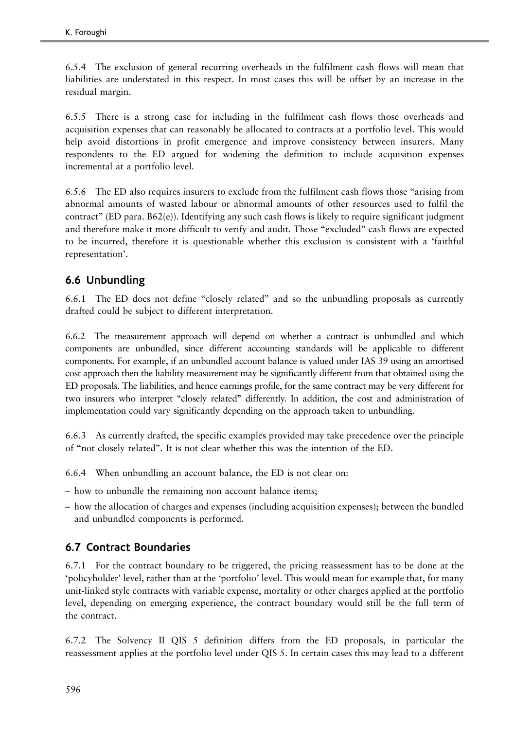6.5.4 The exclusion of general recurring overheads in the fulfilment cash flows will mean that liabilities are understated in this respect. In most cases this will be offset by an increase in the residual margin.

6.5.5 There is a strong case for including in the fulfilment cash flows those overheads and acquisition expenses that can reasonably be allocated to contracts at a portfolio level. This would help avoid distortions in profit emergence and improve consistency between insurers. Many respondents to the ED argued for widening the definition to include acquisition expenses incremental at a portfolio level.

6.5.6 The ED also requires insurers to exclude from the fulfilment cash flows those "arising from abnormal amounts of wasted labour or abnormal amounts of other resources used to fulfil the contract" (ED para. B62(e)). Identifying any such cash flows is likely to require significant judgment and therefore make it more difficult to verify and audit. Those "excluded" cash flows are expected to be incurred, therefore it is questionable whether this exclusion is consistent with a 'faithful representation'.

## 6.6 Unbundling

6.6.1 The ED does not define "closely related" and so the unbundling proposals as currently drafted could be subject to different interpretation.

6.6.2 The measurement approach will depend on whether a contract is unbundled and which components are unbundled, since different accounting standards will be applicable to different components. For example, if an unbundled account balance is valued under IAS 39 using an amortised cost approach then the liability measurement may be significantly different from that obtained using the ED proposals. The liabilities, and hence earnings profile, for the same contract may be very different for two insurers who interpret "closely related" differently. In addition, the cost and administration of implementation could vary significantly depending on the approach taken to unbundling.

6.6.3 As currently drafted, the specific examples provided may take precedence over the principle of "not closely related". It is not clear whether this was the intention of the ED.

6.6.4 When unbundling an account balance, the ED is not clear on:

– how to unbundle the remaining non account balance items;
– how the allocation of charges and expenses (including acquisition expenses); between the bundled and unbundled components is performed.

## 6.7 Contract Boundaries

6.7.1 For the contract boundary to be triggered, the pricing reassessment has to be done at the 'policyholder' level, rather than at the 'portfolio' level. This would mean for example that, for many unit-linked style contracts with variable expense, mortality or other charges applied at the portfolio level, depending on emerging experience, the contract boundary would still be the full term of the contract.

6.7.2 The Solvency II QIS 5 definition differs from the ED proposals, in particular the reassessment applies at the portfolio level under QIS 5. In certain cases this may lead to a different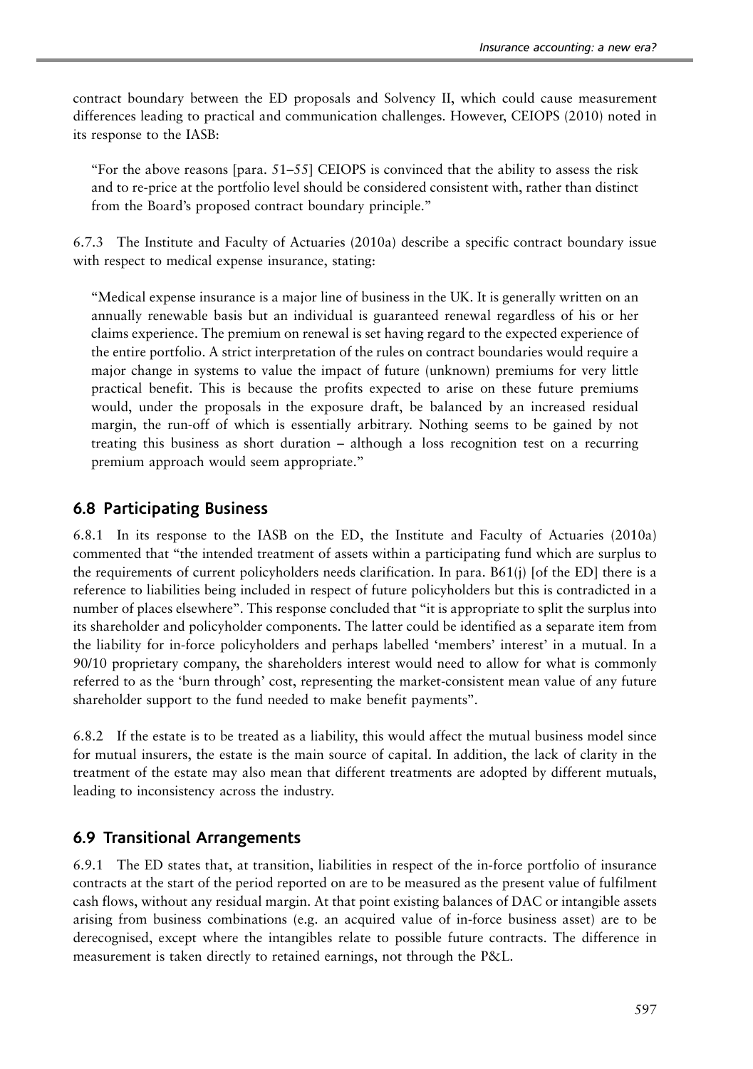contract boundary between the ED proposals and Solvency II, which could cause measurement differences leading to practical and communication challenges. However, CEIOPS (2010) noted in its response to the IASB:

> "For the above reasons [para. 51–55] CEIOPS is convinced that the ability to assess the risk and to re-price at the portfolio level should be considered consistent with, rather than distinct from the Board's proposed contract boundary principle."

6.7.3 The Institute and Faculty of Actuaries (2010a) describe a specific contract boundary issue with respect to medical expense insurance, stating:

> "Medical expense insurance is a major line of business in the UK. It is generally written on an annually renewable basis but an individual is guaranteed renewal regardless of his or her claims experience. The premium on renewal is set having regard to the expected experience of the entire portfolio. A strict interpretation of the rules on contract boundaries would require a major change in systems to value the impact of future (unknown) premiums for very little practical benefit. This is because the profits expected to arise on these future premiums would, under the proposals in the exposure draft, be balanced by an increased residual margin, the run-off of which is essentially arbitrary. Nothing seems to be gained by not treating this business as short duration – although a loss recognition test on a recurring premium approach would seem appropriate."

## 6.8 Participating Business

6.8.1 In its response to the IASB on the ED, the Institute and Faculty of Actuaries (2010a) commented that "the intended treatment of assets within a participating fund which are surplus to the requirements of current policyholders needs clarification. In para. B61(j) [of the ED] there is a reference to liabilities being included in respect of future policyholders but this is contradicted in a number of places elsewhere". This response concluded that "it is appropriate to split the surplus into its shareholder and policyholder components. The latter could be identified as a separate item from the liability for in-force policyholders and perhaps labelled 'members' interest' in a mutual. In a 90/10 proprietary company, the shareholders interest would need to allow for what is commonly referred to as the 'burn through' cost, representing the market-consistent mean value of any future shareholder support to the fund needed to make benefit payments".

6.8.2 If the estate is to be treated as a liability, this would affect the mutual business model since for mutual insurers, the estate is the main source of capital. In addition, the lack of clarity in the treatment of the estate may also mean that different treatments are adopted by different mutuals, leading to inconsistency across the industry.

## 6.9 Transitional Arrangements

6.9.1 The ED states that, at transition, liabilities in respect of the in-force portfolio of insurance contracts at the start of the period reported on are to be measured as the present value of fulfilment cash flows, without any residual margin. At that point existing balances of DAC or intangible assets arising from business combinations (e.g. an acquired value of in-force business asset) are to be derecognised, except where the intangibles relate to possible future contracts. The difference in measurement is taken directly to retained earnings, not through the P&L.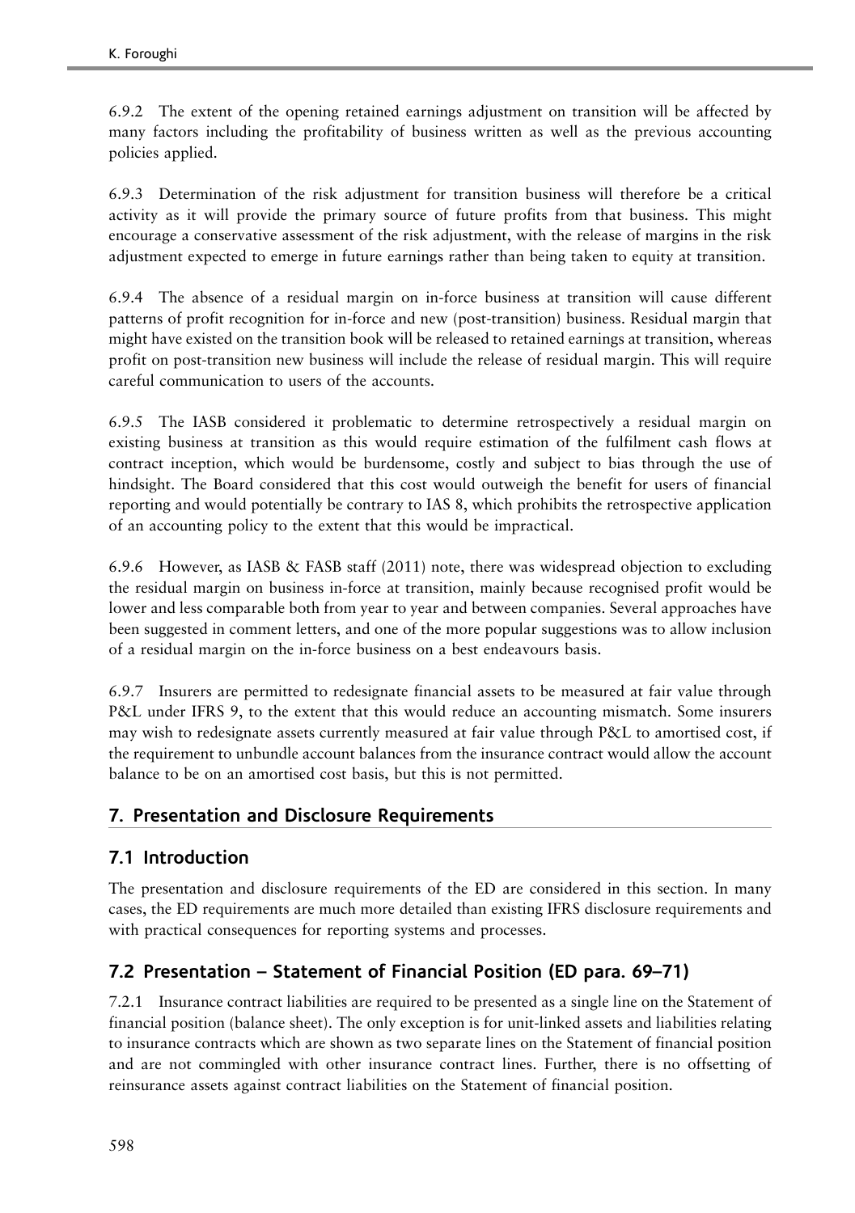6.9.2 The extent of the opening retained earnings adjustment on transition will be affected by many factors including the profitability of business written as well as the previous accounting policies applied.

6.9.3 Determination of the risk adjustment for transition business will therefore be a critical activity as it will provide the primary source of future profits from that business. This might encourage a conservative assessment of the risk adjustment, with the release of margins in the risk adjustment expected to emerge in future earnings rather than being taken to equity at transition.

6.9.4 The absence of a residual margin on in-force business at transition will cause different patterns of profit recognition for in-force and new (post-transition) business. Residual margin that might have existed on the transition book will be released to retained earnings at transition, whereas profit on post-transition new business will include the release of residual margin. This will require careful communication to users of the accounts.

6.9.5 The IASB considered it problematic to determine retrospectively a residual margin on existing business at transition as this would require estimation of the fulfilment cash flows at contract inception, which would be burdensome, costly and subject to bias through the use of hindsight. The Board considered that this cost would outweigh the benefit for users of financial reporting and would potentially be contrary to IAS 8, which prohibits the retrospective application of an accounting policy to the extent that this would be impractical.

6.9.6 However, as IASB & FASB staff (2011) note, there was widespread objection to excluding the residual margin on business in-force at transition, mainly because recognised profit would be lower and less comparable both from year to year and between companies. Several approaches have been suggested in comment letters, and one of the more popular suggestions was to allow inclusion of a residual margin on the in-force business on a best endeavours basis.

6.9.7 Insurers are permitted to redesignate financial assets to be measured at fair value through P&L under IFRS 9, to the extent that this would reduce an accounting mismatch. Some insurers may wish to redesignate assets currently measured at fair value through P&L to amortised cost, if the requirement to unbundle account balances from the insurance contract would allow the account balance to be on an amortised cost basis, but this is not permitted.

## 7. Presentation and Disclosure Requirements

### 7.1 Introduction

The presentation and disclosure requirements of the ED are considered in this section. In many cases, the ED requirements are much more detailed than existing IFRS disclosure requirements and with practical consequences for reporting systems and processes.

### 7.2 Presentation – Statement of Financial Position (ED para. 69–71)

7.2.1 Insurance contract liabilities are required to be presented as a single line on the Statement of financial position (balance sheet). The only exception is for unit-linked assets and liabilities relating to insurance contracts which are shown as two separate lines on the Statement of financial position and are not commingled with other insurance contract lines. Further, there is no offsetting of reinsurance assets against contract liabilities on the Statement of financial position.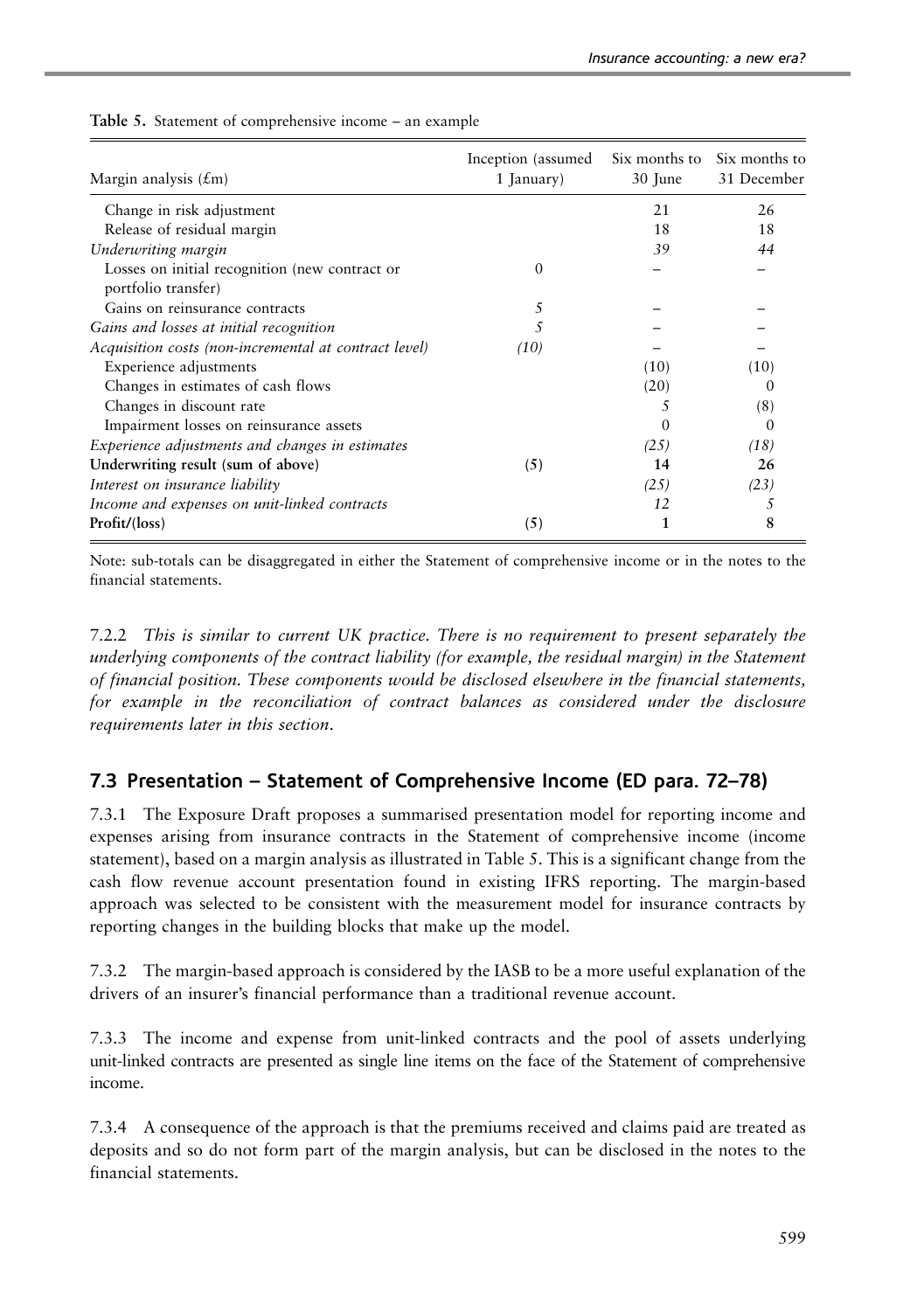**Table 5.** Statement of comprehensive income – an example

| Margin analysis (£m) | Inception (assumed 1 January) | Six months to 30 June | Six months to 31 December |
|---|---|---|---|
| Change in risk adjustment | | 21 | 26 |
| Release of residual margin | | 18 | 18 |
| *Underwriting margin* | | *39* | *44* |
| Losses on initial recognition (new contract or portfolio transfer) | 0 | – | – |
| Gains on reinsurance contracts | 5 | – | – |
| *Gains and losses at initial recognition* | *5* | – | – |
| *Acquisition costs (non-incremental at contract level)* | *(10)* | – | – |
| Experience adjustments | | (10) | (10) |
| Changes in estimates of cash flows | | (20) | 0 |
| Changes in discount rate | | 5 | (8) |
| Impairment losses on reinsurance assets | | 0 | 0 |
| *Experience adjustments and changes in estimates* | | *(25)* | *(18)* |
| **Underwriting result (sum of above)** | (5) | **14** | **26** |
| *Interest on insurance liability* | | *(25)* | *(23)* |
| *Income and expenses on unit-linked contracts* | | *12* | *5* |
| **Profit/(loss)** | (5) | **1** | **8** |

Note: sub-totals can be disaggregated in either the Statement of comprehensive income or in the notes to the financial statements.

7.2.2 *This is similar to current UK practice. There is no requirement to present separately the underlying components of the contract liability (for example, the residual margin) in the Statement of financial position. These components would be disclosed elsewhere in the financial statements, for example in the reconciliation of contract balances as considered under the disclosure requirements later in this section.*

## 7.3 Presentation – Statement of Comprehensive Income (ED para. 72–78)

7.3.1 The Exposure Draft proposes a summarised presentation model for reporting income and expenses arising from insurance contracts in the Statement of comprehensive income (income statement), based on a margin analysis as illustrated in Table 5. This is a significant change from the cash flow revenue account presentation found in existing IFRS reporting. The margin-based approach was selected to be consistent with the measurement model for insurance contracts by reporting changes in the building blocks that make up the model.

7.3.2 The margin-based approach is considered by the IASB to be a more useful explanation of the drivers of an insurer's financial performance than a traditional revenue account.

7.3.3 The income and expense from unit-linked contracts and the pool of assets underlying unit-linked contracts are presented as single line items on the face of the Statement of comprehensive income.

7.3.4 A consequence of the approach is that the premiums received and claims paid are treated as deposits and so do not form part of the margin analysis, but can be disclosed in the notes to the financial statements.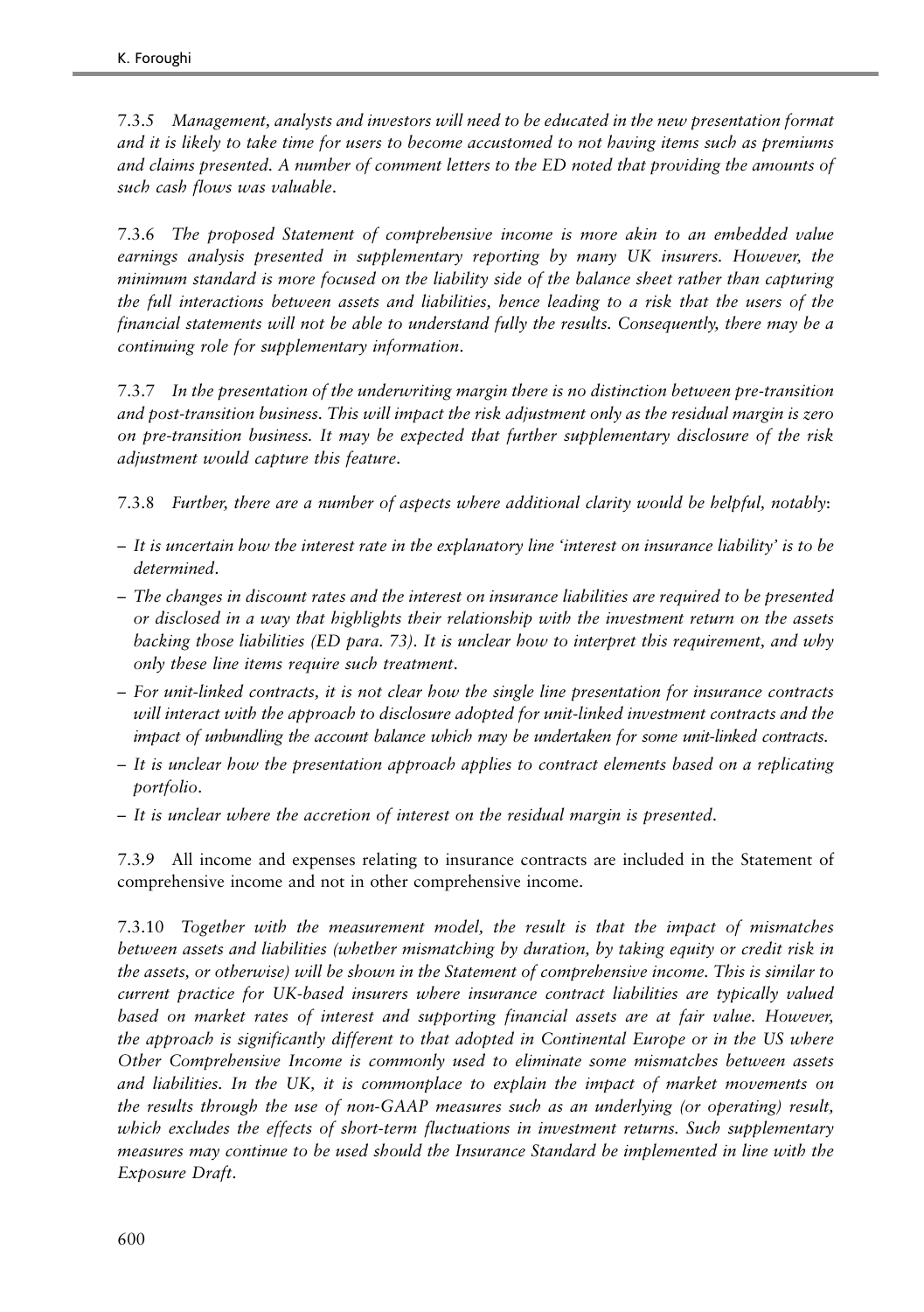*7.3.5 Management, analysts and investors will need to be educated in the new presentation format and it is likely to take time for users to become accustomed to not having items such as premiums and claims presented. A number of comment letters to the ED noted that providing the amounts of such cash flows was valuable.*

*7.3.6 The proposed Statement of comprehensive income is more akin to an embedded value earnings analysis presented in supplementary reporting by many UK insurers. However, the minimum standard is more focused on the liability side of the balance sheet rather than capturing the full interactions between assets and liabilities, hence leading to a risk that the users of the financial statements will not be able to understand fully the results. Consequently, there may be a continuing role for supplementary information.*

*7.3.7 In the presentation of the underwriting margin there is no distinction between pre-transition and post-transition business. This will impact the risk adjustment only as the residual margin is zero on pre-transition business. It may be expected that further supplementary disclosure of the risk adjustment would capture this feature.*

*7.3.8 Further, there are a number of aspects where additional clarity would be helpful, notably:*

- *It is uncertain how the interest rate in the explanatory line 'interest on insurance liability' is to be determined.*
- *The changes in discount rates and the interest on insurance liabilities are required to be presented or disclosed in a way that highlights their relationship with the investment return on the assets backing those liabilities (ED para. 73). It is unclear how to interpret this requirement, and why only these line items require such treatment.*
- *For unit-linked contracts, it is not clear how the single line presentation for insurance contracts will interact with the approach to disclosure adopted for unit-linked investment contracts and the impact of unbundling the account balance which may be undertaken for some unit-linked contracts.*
- *It is unclear how the presentation approach applies to contract elements based on a replicating portfolio.*
- *It is unclear where the accretion of interest on the residual margin is presented.*

7.3.9 All income and expenses relating to insurance contracts are included in the Statement of comprehensive income and not in other comprehensive income.

*7.3.10 Together with the measurement model, the result is that the impact of mismatches between assets and liabilities (whether mismatching by duration, by taking equity or credit risk in the assets, or otherwise) will be shown in the Statement of comprehensive income. This is similar to current practice for UK-based insurers where insurance contract liabilities are typically valued based on market rates of interest and supporting financial assets are at fair value. However, the approach is significantly different to that adopted in Continental Europe or in the US where Other Comprehensive Income is commonly used to eliminate some mismatches between assets and liabilities. In the UK, it is commonplace to explain the impact of market movements on the results through the use of non-GAAP measures such as an underlying (or operating) result, which excludes the effects of short-term fluctuations in investment returns. Such supplementary measures may continue to be used should the Insurance Standard be implemented in line with the Exposure Draft.*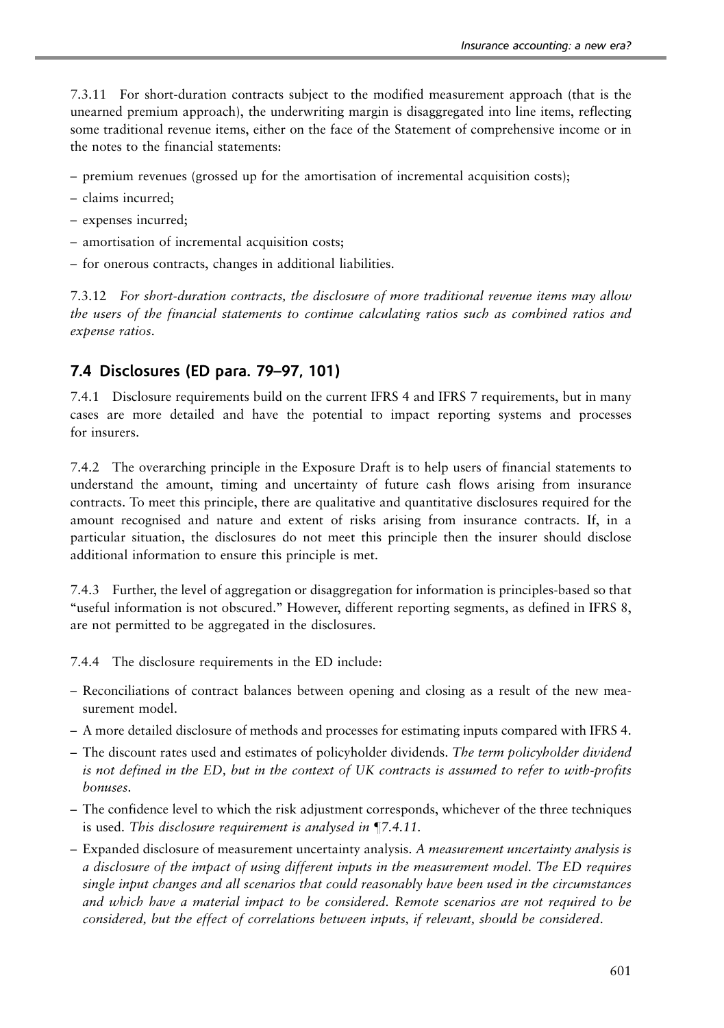7.3.11 For short-duration contracts subject to the modified measurement approach (that is the unearned premium approach), the underwriting margin is disaggregated into line items, reflecting some traditional revenue items, either on the face of the Statement of comprehensive income or in the notes to the financial statements:

– premium revenues (grossed up for the amortisation of incremental acquisition costs);
– claims incurred;
– expenses incurred;
– amortisation of incremental acquisition costs;
– for onerous contracts, changes in additional liabilities.

7.3.12 *For short-duration contracts, the disclosure of more traditional revenue items may allow the users of the financial statements to continue calculating ratios such as combined ratios and expense ratios.*

## 7.4 Disclosures (ED para. 79–97, 101)

7.4.1 Disclosure requirements build on the current IFRS 4 and IFRS 7 requirements, but in many cases are more detailed and have the potential to impact reporting systems and processes for insurers.

7.4.2 The overarching principle in the Exposure Draft is to help users of financial statements to understand the amount, timing and uncertainty of future cash flows arising from insurance contracts. To meet this principle, there are qualitative and quantitative disclosures required for the amount recognised and nature and extent of risks arising from insurance contracts. If, in a particular situation, the disclosures do not meet this principle then the insurer should disclose additional information to ensure this principle is met.

7.4.3 Further, the level of aggregation or disaggregation for information is principles-based so that "useful information is not obscured." However, different reporting segments, as defined in IFRS 8, are not permitted to be aggregated in the disclosures.

7.4.4 The disclosure requirements in the ED include:

– Reconciliations of contract balances between opening and closing as a result of the new measurement model.
– A more detailed disclosure of methods and processes for estimating inputs compared with IFRS 4.
– The discount rates used and estimates of policyholder dividends. *The term policyholder dividend is not defined in the ED, but in the context of UK contracts is assumed to refer to with-profits bonuses.*
– The confidence level to which the risk adjustment corresponds, whichever of the three techniques is used. *This disclosure requirement is analysed in ¶7.4.11.*
– Expanded disclosure of measurement uncertainty analysis. *A measurement uncertainty analysis is a disclosure of the impact of using different inputs in the measurement model. The ED requires single input changes and all scenarios that could reasonably have been used in the circumstances and which have a material impact to be considered. Remote scenarios are not required to be considered, but the effect of correlations between inputs, if relevant, should be considered.*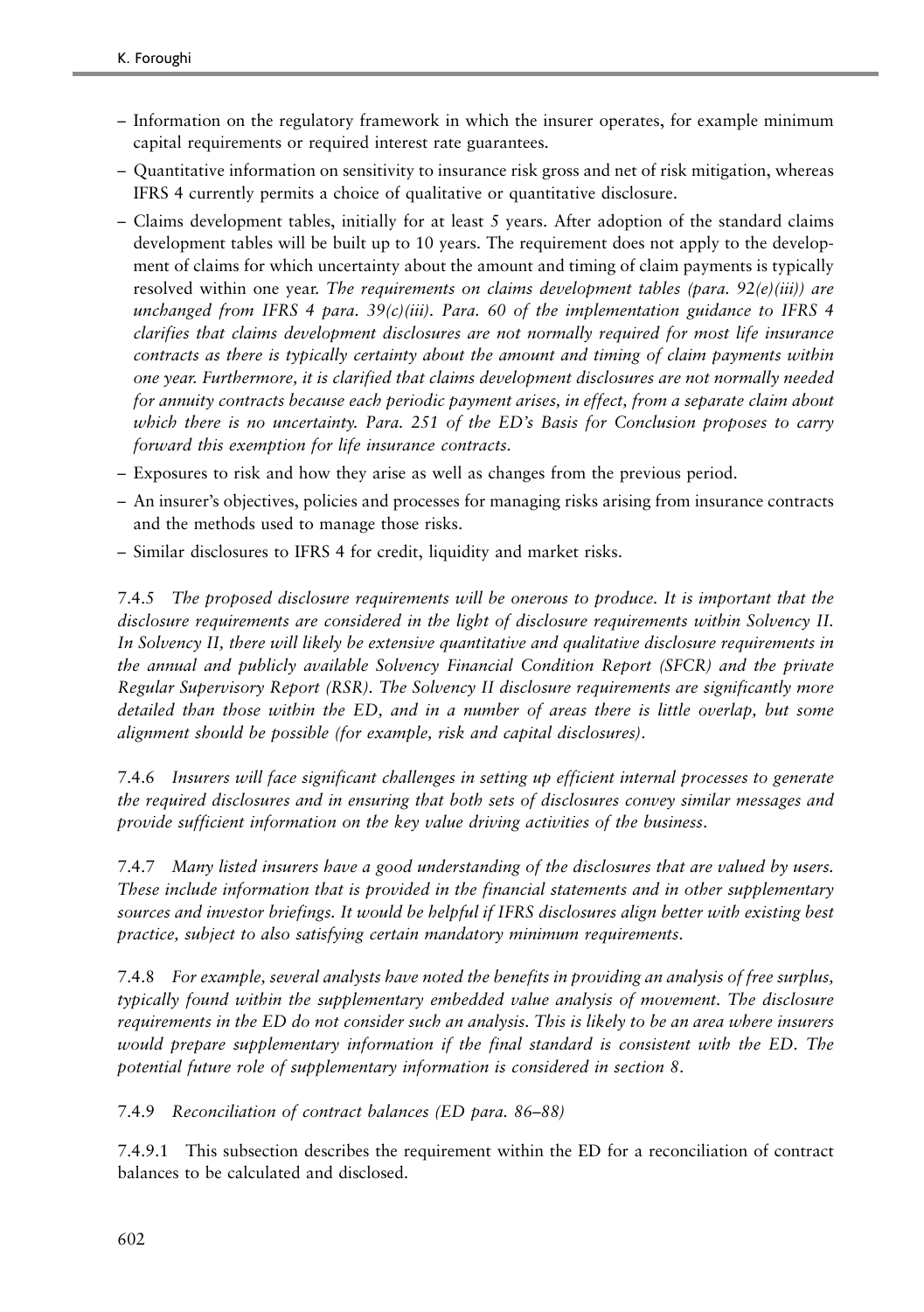- Information on the regulatory framework in which the insurer operates, for example minimum capital requirements or required interest rate guarantees.
- Quantitative information on sensitivity to insurance risk gross and net of risk mitigation, whereas IFRS 4 currently permits a choice of qualitative or quantitative disclosure.
- Claims development tables, initially for at least 5 years. After adoption of the standard claims development tables will be built up to 10 years. The requirement does not apply to the development of claims for which uncertainty about the amount and timing of claim payments is typically resolved within one year. *The requirements on claims development tables (para. 92(e)(iii)) are unchanged from IFRS 4 para. 39(c)(iii). Para. 60 of the implementation guidance to IFRS 4 clarifies that claims development disclosures are not normally required for most life insurance contracts as there is typically certainty about the amount and timing of claim payments within one year. Furthermore, it is clarified that claims development disclosures are not normally needed for annuity contracts because each periodic payment arises, in effect, from a separate claim about which there is no uncertainty. Para. 251 of the ED's Basis for Conclusion proposes to carry forward this exemption for life insurance contracts.*
- Exposures to risk and how they arise as well as changes from the previous period.
- An insurer's objectives, policies and processes for managing risks arising from insurance contracts and the methods used to manage those risks.
- Similar disclosures to IFRS 4 for credit, liquidity and market risks.

7.4.5 *The proposed disclosure requirements will be onerous to produce. It is important that the disclosure requirements are considered in the light of disclosure requirements within Solvency II. In Solvency II, there will likely be extensive quantitative and qualitative disclosure requirements in the annual and publicly available Solvency Financial Condition Report (SFCR) and the private Regular Supervisory Report (RSR). The Solvency II disclosure requirements are significantly more detailed than those within the ED, and in a number of areas there is little overlap, but some alignment should be possible (for example, risk and capital disclosures).*

7.4.6 *Insurers will face significant challenges in setting up efficient internal processes to generate the required disclosures and in ensuring that both sets of disclosures convey similar messages and provide sufficient information on the key value driving activities of the business.*

7.4.7 *Many listed insurers have a good understanding of the disclosures that are valued by users. These include information that is provided in the financial statements and in other supplementary sources and investor briefings. It would be helpful if IFRS disclosures align better with existing best practice, subject to also satisfying certain mandatory minimum requirements.*

7.4.8 *For example, several analysts have noted the benefits in providing an analysis of free surplus, typically found within the supplementary embedded value analysis of movement. The disclosure requirements in the ED do not consider such an analysis. This is likely to be an area where insurers would prepare supplementary information if the final standard is consistent with the ED. The potential future role of supplementary information is considered in section 8.*

7.4.9 *Reconciliation of contract balances (ED para. 86–88)*

7.4.9.1 This subsection describes the requirement within the ED for a reconciliation of contract balances to be calculated and disclosed.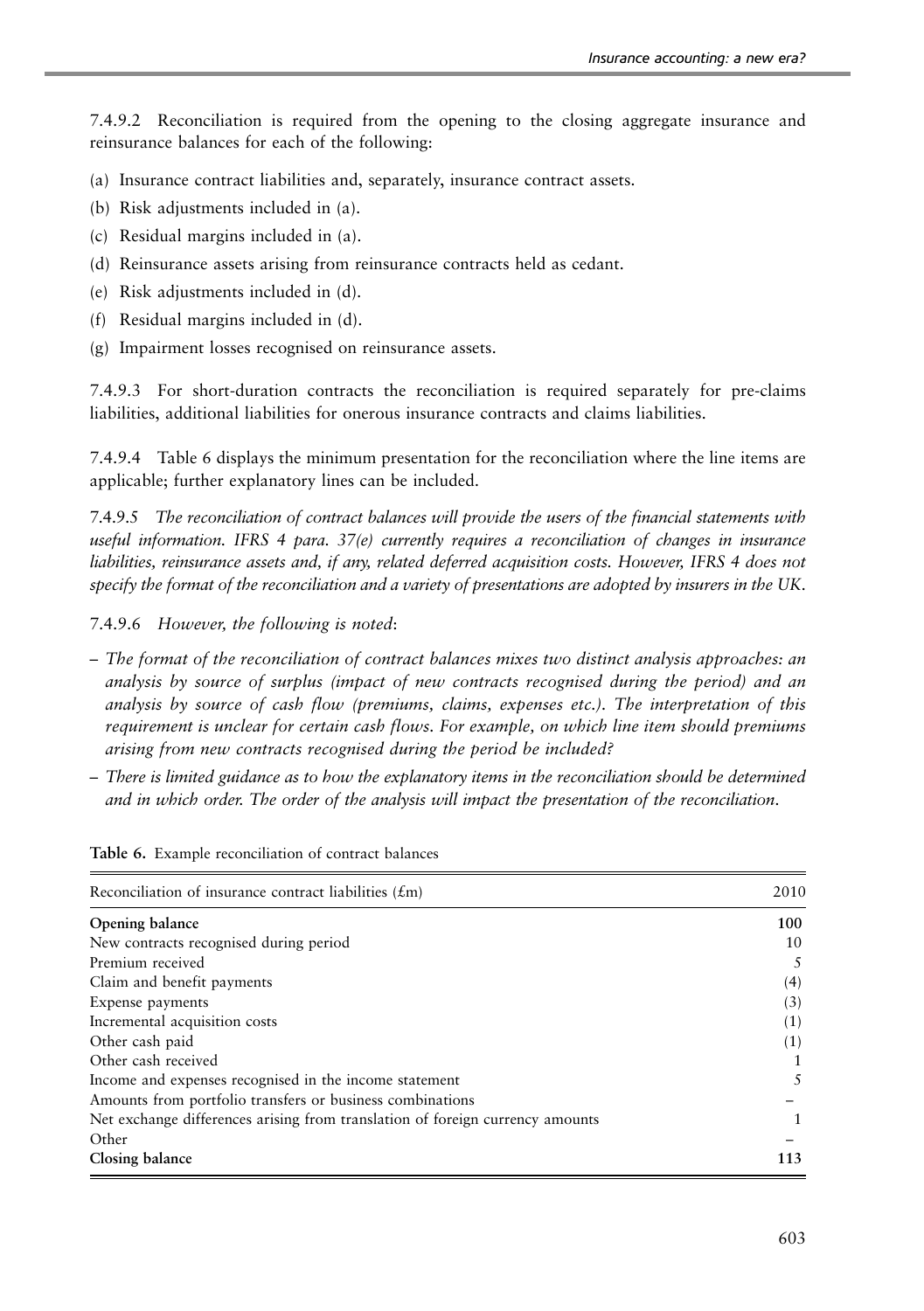7.4.9.2 Reconciliation is required from the opening to the closing aggregate insurance and reinsurance balances for each of the following:

(a) Insurance contract liabilities and, separately, insurance contract assets.
(b) Risk adjustments included in (a).
(c) Residual margins included in (a).
(d) Reinsurance assets arising from reinsurance contracts held as cedant.
(e) Risk adjustments included in (d).
(f) Residual margins included in (d).
(g) Impairment losses recognised on reinsurance assets.

7.4.9.3 For short-duration contracts the reconciliation is required separately for pre-claims liabilities, additional liabilities for onerous insurance contracts and claims liabilities.

7.4.9.4 Table 6 displays the minimum presentation for the reconciliation where the line items are applicable; further explanatory lines can be included.

7.4.9.5 *The reconciliation of contract balances will provide the users of the financial statements with useful information. IFRS 4 para. 37(e) currently requires a reconciliation of changes in insurance liabilities, reinsurance assets and, if any, related deferred acquisition costs. However, IFRS 4 does not specify the format of the reconciliation and a variety of presentations are adopted by insurers in the UK.*

7.4.9.6 *However, the following is noted*:

– *The format of the reconciliation of contract balances mixes two distinct analysis approaches: an analysis by source of surplus (impact of new contracts recognised during the period) and an analysis by source of cash flow (premiums, claims, expenses etc.). The interpretation of this requirement is unclear for certain cash flows. For example, on which line item should premiums arising from new contracts recognised during the period be included?*
– *There is limited guidance as to how the explanatory items in the reconciliation should be determined and in which order. The order of the analysis will impact the presentation of the reconciliation.*

**Table 6.** Example reconciliation of contract balances

| Reconciliation of insurance contract liabilities (£m) | 2010 |
|---|---|
| **Opening balance** | **100** |
| New contracts recognised during period | 10 |
| Premium received | 5 |
| Claim and benefit payments | (4) |
| Expense payments | (3) |
| Incremental acquisition costs | (1) |
| Other cash paid | (1) |
| Other cash received | 1 |
| Income and expenses recognised in the income statement | 5 |
| Amounts from portfolio transfers or business combinations | – |
| Net exchange differences arising from translation of foreign currency amounts | 1 |
| Other | – |
| **Closing balance** | **113** |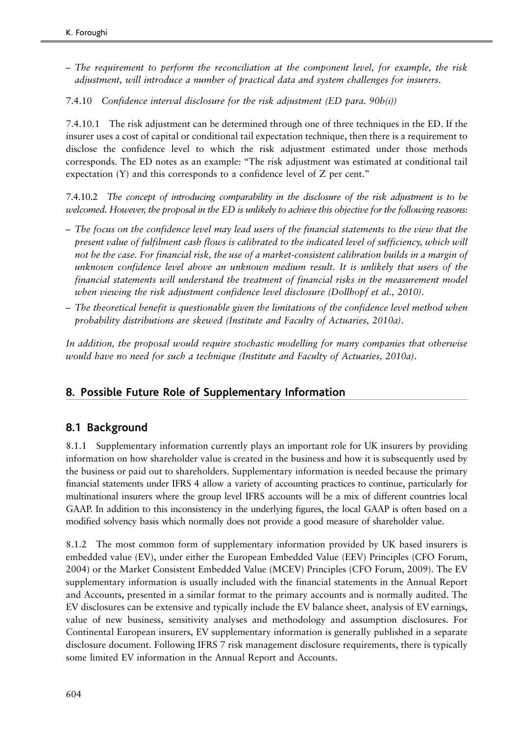– *The requirement to perform the reconciliation at the component level, for example, the risk adjustment, will introduce a number of practical data and system challenges for insurers.*

7.4.10 *Confidence interval disclosure for the risk adjustment (ED para. 90b(i))*

7.4.10.1 The risk adjustment can be determined through one of three techniques in the ED. If the insurer uses a cost of capital or conditional tail expectation technique, then there is a requirement to disclose the confidence level to which the risk adjustment estimated under those methods corresponds. The ED notes as an example: "The risk adjustment was estimated at conditional tail expectation (Y) and this corresponds to a confidence level of Z per cent."

7.4.10.2 *The concept of introducing comparability in the disclosure of the risk adjustment is to be welcomed. However, the proposal in the ED is unlikely to achieve this objective for the following reasons:*

– *The focus on the confidence level may lead users of the financial statements to the view that the present value of fulfilment cash flows is calibrated to the indicated level of sufficiency, which will not be the case. For financial risk, the use of a market-consistent calibration builds in a margin of unknown confidence level above an unknown medium result. It is unlikely that users of the financial statements will understand the treatment of financial risks in the measurement model when viewing the risk adjustment confidence level disclosure (Dollhopf et al., 2010).*

– *The theoretical benefit is questionable given the limitations of the confidence level method when probability distributions are skewed (Institute and Faculty of Actuaries, 2010a).*

*In addition, the proposal would require stochastic modelling for many companies that otherwise would have no need for such a technique (Institute and Faculty of Actuaries, 2010a).*

## 8. Possible Future Role of Supplementary Information

### 8.1 Background

8.1.1 Supplementary information currently plays an important role for UK insurers by providing information on how shareholder value is created in the business and how it is subsequently used by the business or paid out to shareholders. Supplementary information is needed because the primary financial statements under IFRS 4 allow a variety of accounting practices to continue, particularly for multinational insurers where the group level IFRS accounts will be a mix of different countries local GAAP. In addition to this inconsistency in the underlying figures, the local GAAP is often based on a modified solvency basis which normally does not provide a good measure of shareholder value.

8.1.2 The most common form of supplementary information provided by UK based insurers is embedded value (EV), under either the European Embedded Value (EEV) Principles (CFO Forum, 2004) or the Market Consistent Embedded Value (MCEV) Principles (CFO Forum, 2009). The EV supplementary information is usually included with the financial statements in the Annual Report and Accounts, presented in a similar format to the primary accounts and is normally audited. The EV disclosures can be extensive and typically include the EV balance sheet, analysis of EV earnings, value of new business, sensitivity analyses and methodology and assumption disclosures. For Continental European insurers, EV supplementary information is generally published in a separate disclosure document. Following IFRS 7 risk management disclosure requirements, there is typically some limited EV information in the Annual Report and Accounts.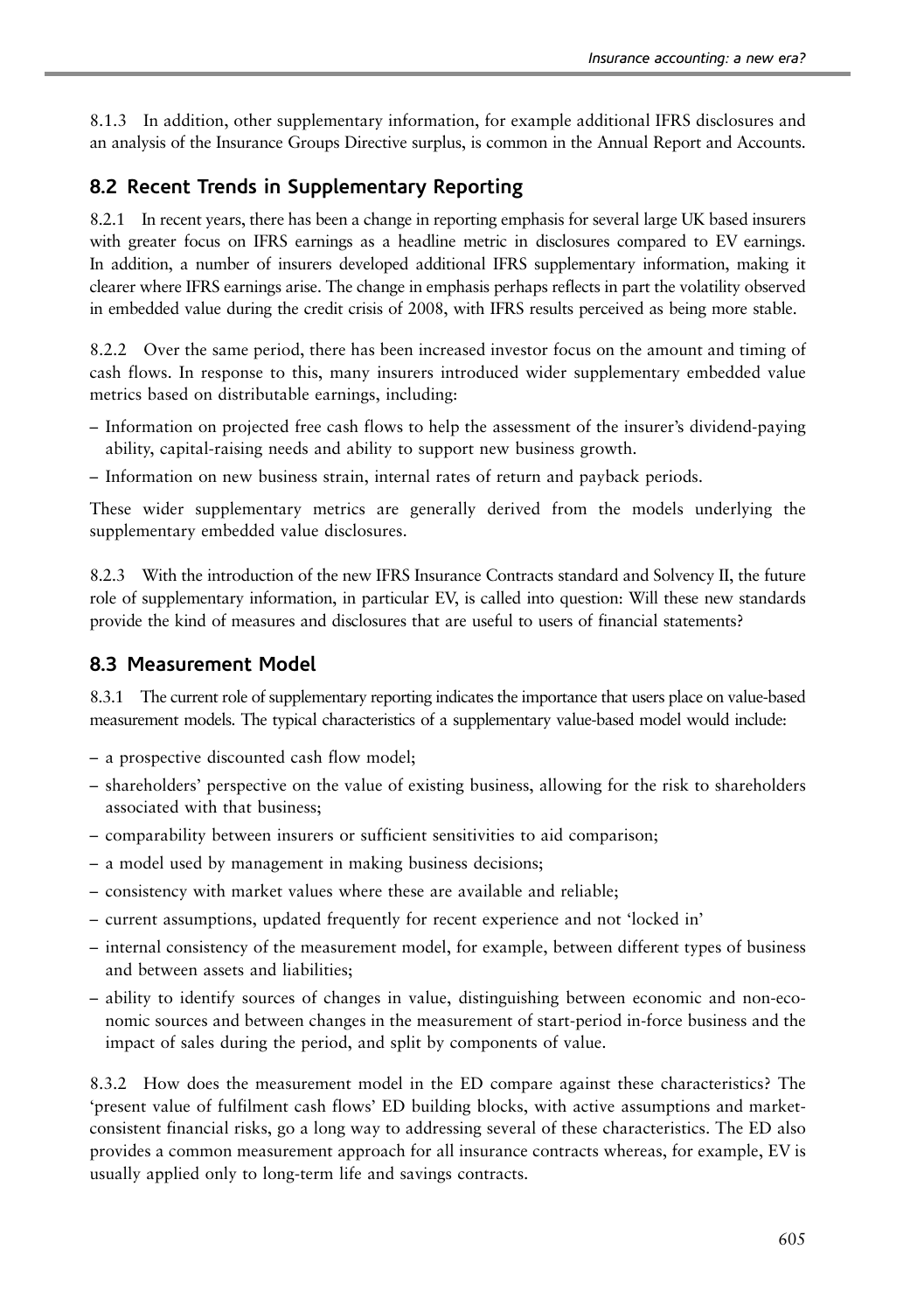8.1.3 In addition, other supplementary information, for example additional IFRS disclosures and an analysis of the Insurance Groups Directive surplus, is common in the Annual Report and Accounts.

## 8.2 Recent Trends in Supplementary Reporting

8.2.1 In recent years, there has been a change in reporting emphasis for several large UK based insurers with greater focus on IFRS earnings as a headline metric in disclosures compared to EV earnings. In addition, a number of insurers developed additional IFRS supplementary information, making it clearer where IFRS earnings arise. The change in emphasis perhaps reflects in part the volatility observed in embedded value during the credit crisis of 2008, with IFRS results perceived as being more stable.

8.2.2 Over the same period, there has been increased investor focus on the amount and timing of cash flows. In response to this, many insurers introduced wider supplementary embedded value metrics based on distributable earnings, including:

– Information on projected free cash flows to help the assessment of the insurer's dividend-paying ability, capital-raising needs and ability to support new business growth.
– Information on new business strain, internal rates of return and payback periods.

These wider supplementary metrics are generally derived from the models underlying the supplementary embedded value disclosures.

8.2.3 With the introduction of the new IFRS Insurance Contracts standard and Solvency II, the future role of supplementary information, in particular EV, is called into question: Will these new standards provide the kind of measures and disclosures that are useful to users of financial statements?

## 8.3 Measurement Model

8.3.1 The current role of supplementary reporting indicates the importance that users place on value-based measurement models. The typical characteristics of a supplementary value-based model would include:

– a prospective discounted cash flow model;
– shareholders' perspective on the value of existing business, allowing for the risk to shareholders associated with that business;
– comparability between insurers or sufficient sensitivities to aid comparison;
– a model used by management in making business decisions;
– consistency with market values where these are available and reliable;
– current assumptions, updated frequently for recent experience and not 'locked in'
– internal consistency of the measurement model, for example, between different types of business and between assets and liabilities;
– ability to identify sources of changes in value, distinguishing between economic and non-economic sources and between changes in the measurement of start-period in-force business and the impact of sales during the period, and split by components of value.

8.3.2 How does the measurement model in the ED compare against these characteristics? The 'present value of fulfilment cash flows' ED building blocks, with active assumptions and market-consistent financial risks, go a long way to addressing several of these characteristics. The ED also provides a common measurement approach for all insurance contracts whereas, for example, EV is usually applied only to long-term life and savings contracts.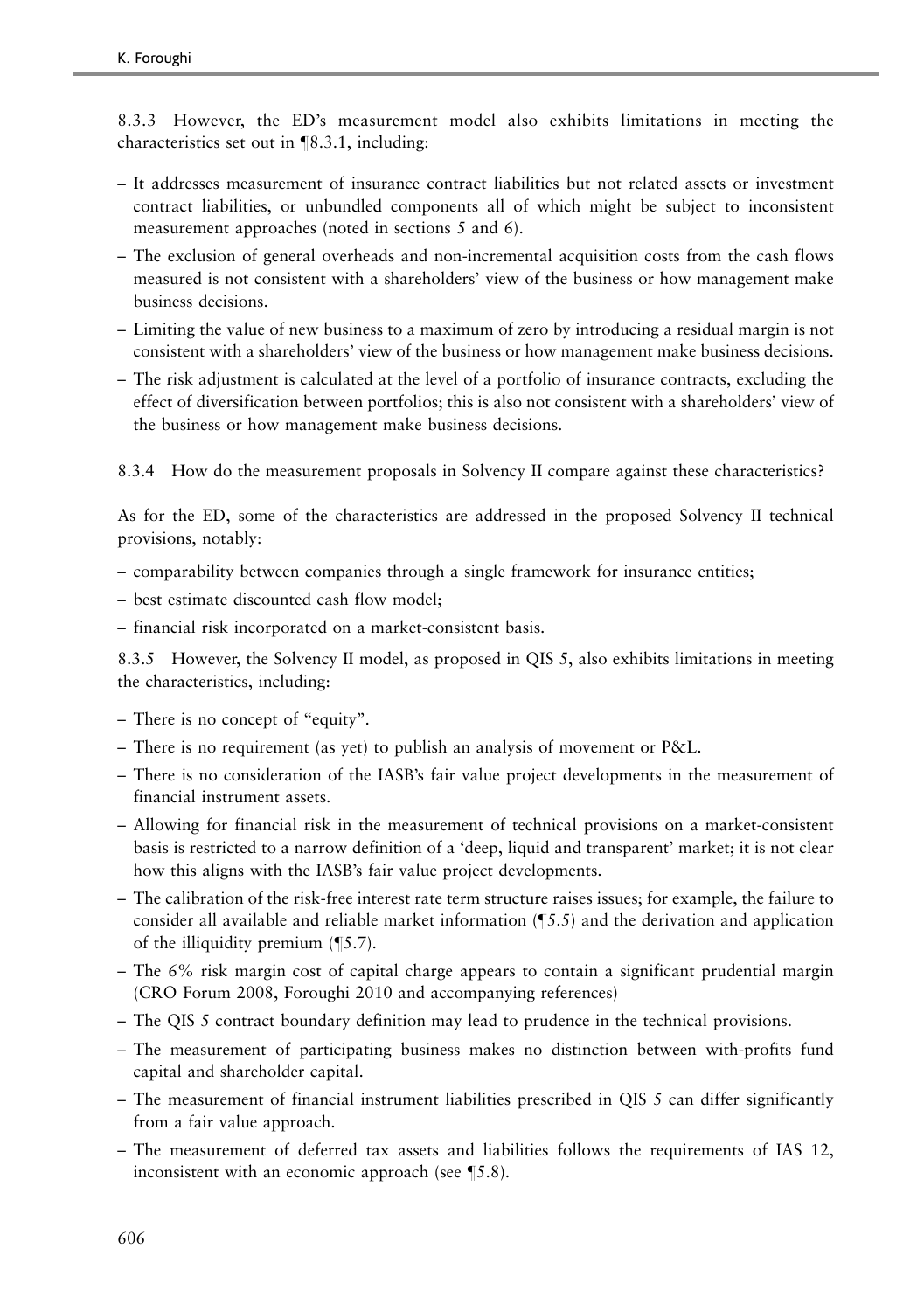8.3.3 However, the ED's measurement model also exhibits limitations in meeting the characteristics set out in ¶8.3.1, including:

– It addresses measurement of insurance contract liabilities but not related assets or investment contract liabilities, or unbundled components all of which might be subject to inconsistent measurement approaches (noted in sections 5 and 6).
– The exclusion of general overheads and non-incremental acquisition costs from the cash flows measured is not consistent with a shareholders' view of the business or how management make business decisions.
– Limiting the value of new business to a maximum of zero by introducing a residual margin is not consistent with a shareholders' view of the business or how management make business decisions.
– The risk adjustment is calculated at the level of a portfolio of insurance contracts, excluding the effect of diversification between portfolios; this is also not consistent with a shareholders' view of the business or how management make business decisions.

8.3.4 How do the measurement proposals in Solvency II compare against these characteristics?

As for the ED, some of the characteristics are addressed in the proposed Solvency II technical provisions, notably:

– comparability between companies through a single framework for insurance entities;
– best estimate discounted cash flow model;
– financial risk incorporated on a market-consistent basis.

8.3.5 However, the Solvency II model, as proposed in QIS 5, also exhibits limitations in meeting the characteristics, including:

– There is no concept of "equity".
– There is no requirement (as yet) to publish an analysis of movement or P&L.
– There is no consideration of the IASB's fair value project developments in the measurement of financial instrument assets.
– Allowing for financial risk in the measurement of technical provisions on a market-consistent basis is restricted to a narrow definition of a 'deep, liquid and transparent' market; it is not clear how this aligns with the IASB's fair value project developments.
– The calibration of the risk-free interest rate term structure raises issues; for example, the failure to consider all available and reliable market information (¶5.5) and the derivation and application of the illiquidity premium (¶5.7).
– The 6% risk margin cost of capital charge appears to contain a significant prudential margin (CRO Forum 2008, Foroughi 2010 and accompanying references)
– The QIS 5 contract boundary definition may lead to prudence in the technical provisions.
– The measurement of participating business makes no distinction between with-profits fund capital and shareholder capital.
– The measurement of financial instrument liabilities prescribed in QIS 5 can differ significantly from a fair value approach.
– The measurement of deferred tax assets and liabilities follows the requirements of IAS 12, inconsistent with an economic approach (see ¶5.8).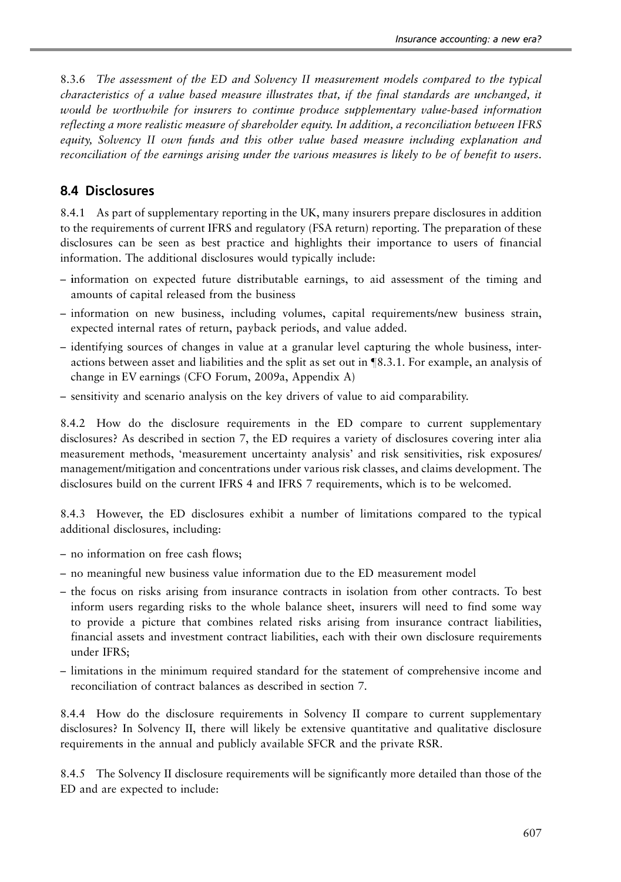8.3.6 *The assessment of the ED and Solvency II measurement models compared to the typical characteristics of a value based measure illustrates that, if the final standards are unchanged, it would be worthwhile for insurers to continue produce supplementary value-based information reflecting a more realistic measure of shareholder equity. In addition, a reconciliation between IFRS equity, Solvency II own funds and this other value based measure including explanation and reconciliation of the earnings arising under the various measures is likely to be of benefit to users.*

## 8.4 Disclosures

8.4.1 As part of supplementary reporting in the UK, many insurers prepare disclosures in addition to the requirements of current IFRS and regulatory (FSA return) reporting. The preparation of these disclosures can be seen as best practice and highlights their importance to users of financial information. The additional disclosures would typically include:

- information on expected future distributable earnings, to aid assessment of the timing and amounts of capital released from the business
- information on new business, including volumes, capital requirements/new business strain, expected internal rates of return, payback periods, and value added.
- identifying sources of changes in value at a granular level capturing the whole business, interactions between asset and liabilities and the split as set out in ¶8.3.1. For example, an analysis of change in EV earnings (CFO Forum, 2009a, Appendix A)
- sensitivity and scenario analysis on the key drivers of value to aid comparability.

8.4.2 How do the disclosure requirements in the ED compare to current supplementary disclosures? As described in section 7, the ED requires a variety of disclosures covering inter alia measurement methods, 'measurement uncertainty analysis' and risk sensitivities, risk exposures/management/mitigation and concentrations under various risk classes, and claims development. The disclosures build on the current IFRS 4 and IFRS 7 requirements, which is to be welcomed.

8.4.3 However, the ED disclosures exhibit a number of limitations compared to the typical additional disclosures, including:

- no information on free cash flows;
- no meaningful new business value information due to the ED measurement model
- the focus on risks arising from insurance contracts in isolation from other contracts. To best inform users regarding risks to the whole balance sheet, insurers will need to find some way to provide a picture that combines related risks arising from insurance contract liabilities, financial assets and investment contract liabilities, each with their own disclosure requirements under IFRS;
- limitations in the minimum required standard for the statement of comprehensive income and reconciliation of contract balances as described in section 7.

8.4.4 How do the disclosure requirements in Solvency II compare to current supplementary disclosures? In Solvency II, there will likely be extensive quantitative and qualitative disclosure requirements in the annual and publicly available SFCR and the private RSR.

8.4.5 The Solvency II disclosure requirements will be significantly more detailed than those of the ED and are expected to include: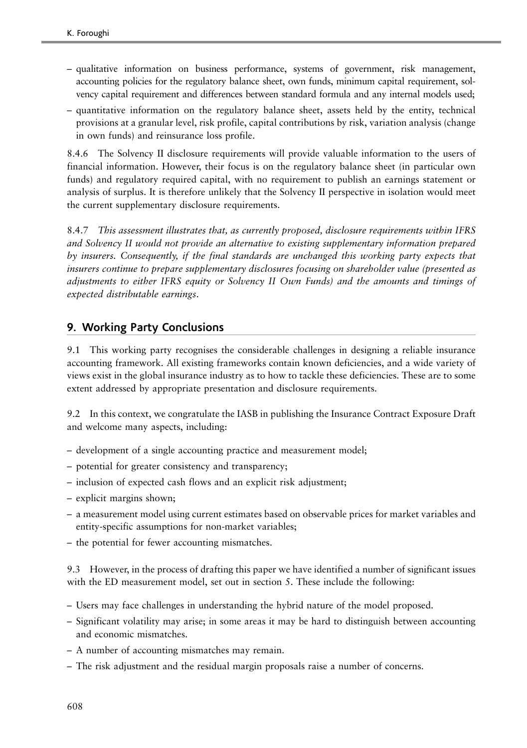– qualitative information on business performance, systems of government, risk management, accounting policies for the regulatory balance sheet, own funds, minimum capital requirement, solvency capital requirement and differences between standard formula and any internal models used;
– quantitative information on the regulatory balance sheet, assets held by the entity, technical provisions at a granular level, risk profile, capital contributions by risk, variation analysis (change in own funds) and reinsurance loss profile.

8.4.6 The Solvency II disclosure requirements will provide valuable information to the users of financial information. However, their focus is on the regulatory balance sheet (in particular own funds) and regulatory required capital, with no requirement to publish an earnings statement or analysis of surplus. It is therefore unlikely that the Solvency II perspective in isolation would meet the current supplementary disclosure requirements.

8.4.7 *This assessment illustrates that, as currently proposed, disclosure requirements within IFRS and Solvency II would not provide an alternative to existing supplementary information prepared by insurers. Consequently, if the final standards are unchanged this working party expects that insurers continue to prepare supplementary disclosures focusing on shareholder value (presented as adjustments to either IFRS equity or Solvency II Own Funds) and the amounts and timings of expected distributable earnings.*

## 9. Working Party Conclusions

9.1 This working party recognises the considerable challenges in designing a reliable insurance accounting framework. All existing frameworks contain known deficiencies, and a wide variety of views exist in the global insurance industry as to how to tackle these deficiencies. These are to some extent addressed by appropriate presentation and disclosure requirements.

9.2 In this context, we congratulate the IASB in publishing the Insurance Contract Exposure Draft and welcome many aspects, including:

– development of a single accounting practice and measurement model;
– potential for greater consistency and transparency;
– inclusion of expected cash flows and an explicit risk adjustment;
– explicit margins shown;
– a measurement model using current estimates based on observable prices for market variables and entity-specific assumptions for non-market variables;
– the potential for fewer accounting mismatches.

9.3 However, in the process of drafting this paper we have identified a number of significant issues with the ED measurement model, set out in section 5. These include the following:

– Users may face challenges in understanding the hybrid nature of the model proposed.
– Significant volatility may arise; in some areas it may be hard to distinguish between accounting and economic mismatches.
– A number of accounting mismatches may remain.
– The risk adjustment and the residual margin proposals raise a number of concerns.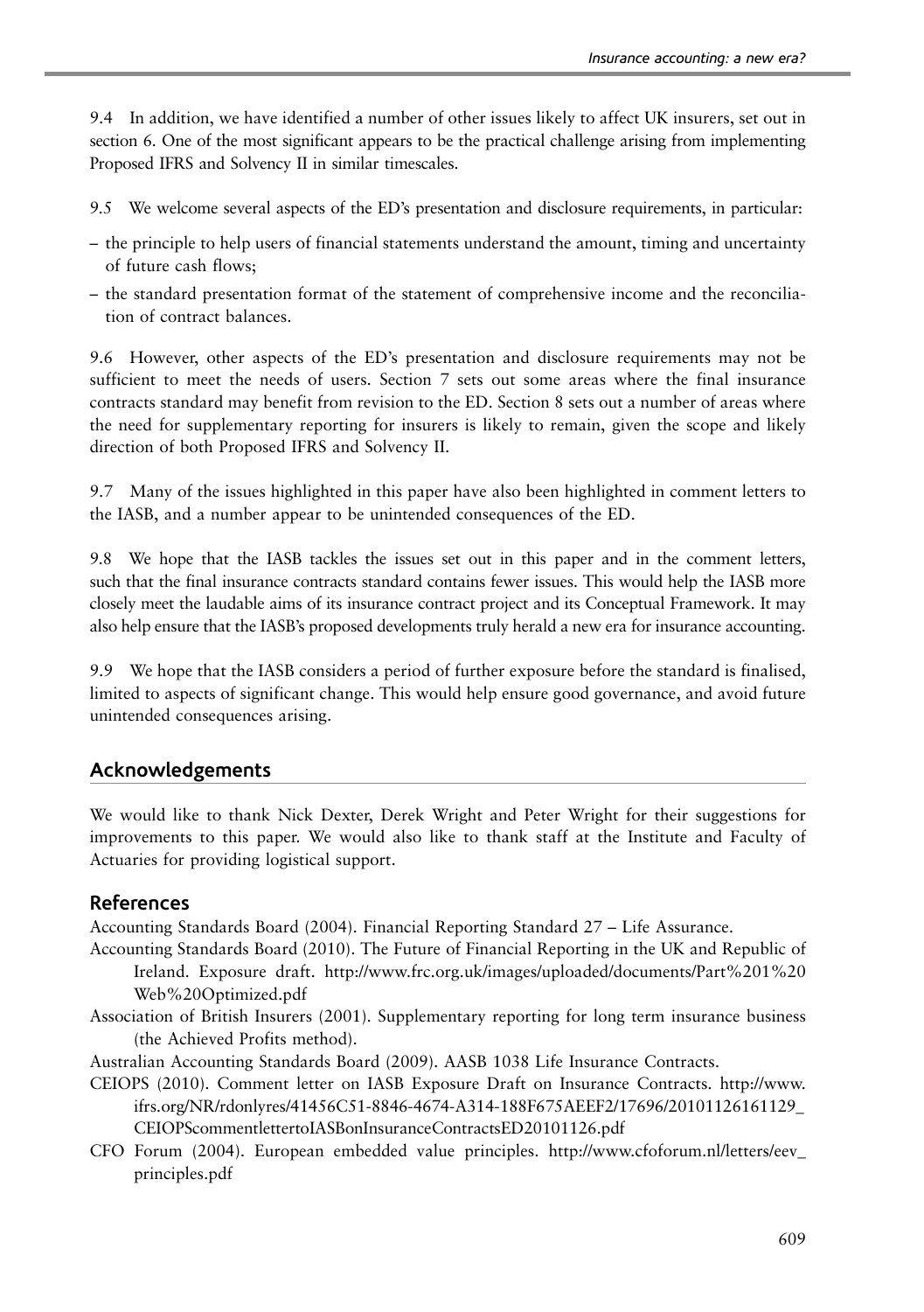9.4 In addition, we have identified a number of other issues likely to affect UK insurers, set out in section 6. One of the most significant appears to be the practical challenge arising from implementing Proposed IFRS and Solvency II in similar timescales.

9.5 We welcome several aspects of the ED's presentation and disclosure requirements, in particular:

– the principle to help users of financial statements understand the amount, timing and uncertainty of future cash flows;
– the standard presentation format of the statement of comprehensive income and the reconciliation of contract balances.

9.6 However, other aspects of the ED's presentation and disclosure requirements may not be sufficient to meet the needs of users. Section 7 sets out some areas where the final insurance contracts standard may benefit from revision to the ED. Section 8 sets out a number of areas where the need for supplementary reporting for insurers is likely to remain, given the scope and likely direction of both Proposed IFRS and Solvency II.

9.7 Many of the issues highlighted in this paper have also been highlighted in comment letters to the IASB, and a number appear to be unintended consequences of the ED.

9.8 We hope that the IASB tackles the issues set out in this paper and in the comment letters, such that the final insurance contracts standard contains fewer issues. This would help the IASB more closely meet the laudable aims of its insurance contract project and its Conceptual Framework. It may also help ensure that the IASB's proposed developments truly herald a new era for insurance accounting.

9.9 We hope that the IASB considers a period of further exposure before the standard is finalised, limited to aspects of significant change. This would help ensure good governance, and avoid future unintended consequences arising.

## Acknowledgements

We would like to thank Nick Dexter, Derek Wright and Peter Wright for their suggestions for improvements to this paper. We would also like to thank staff at the Institute and Faculty of Actuaries for providing logistical support.

## References

Accounting Standards Board (2004). Financial Reporting Standard 27 – Life Assurance.

Accounting Standards Board (2010). The Future of Financial Reporting in the UK and Republic of Ireland. Exposure draft. http://www.frc.org.uk/images/uploaded/documents/Part%201%20Web%20Optimized.pdf

Association of British Insurers (2001). Supplementary reporting for long term insurance business (the Achieved Profits method).

Australian Accounting Standards Board (2009). AASB 1038 Life Insurance Contracts.

CEIOPS (2010). Comment letter on IASB Exposure Draft on Insurance Contracts. http://www.ifrs.org/NR/rdonlyres/41456C51-8846-4674-A314-188F675AEEF2/17696/20101126161129_CEIOPScommentlettertoIASBonInsuranceContractsED20101126.pdf

CFO Forum (2004). European embedded value principles. http://www.cfoforum.nl/letters/eev_principles.pdf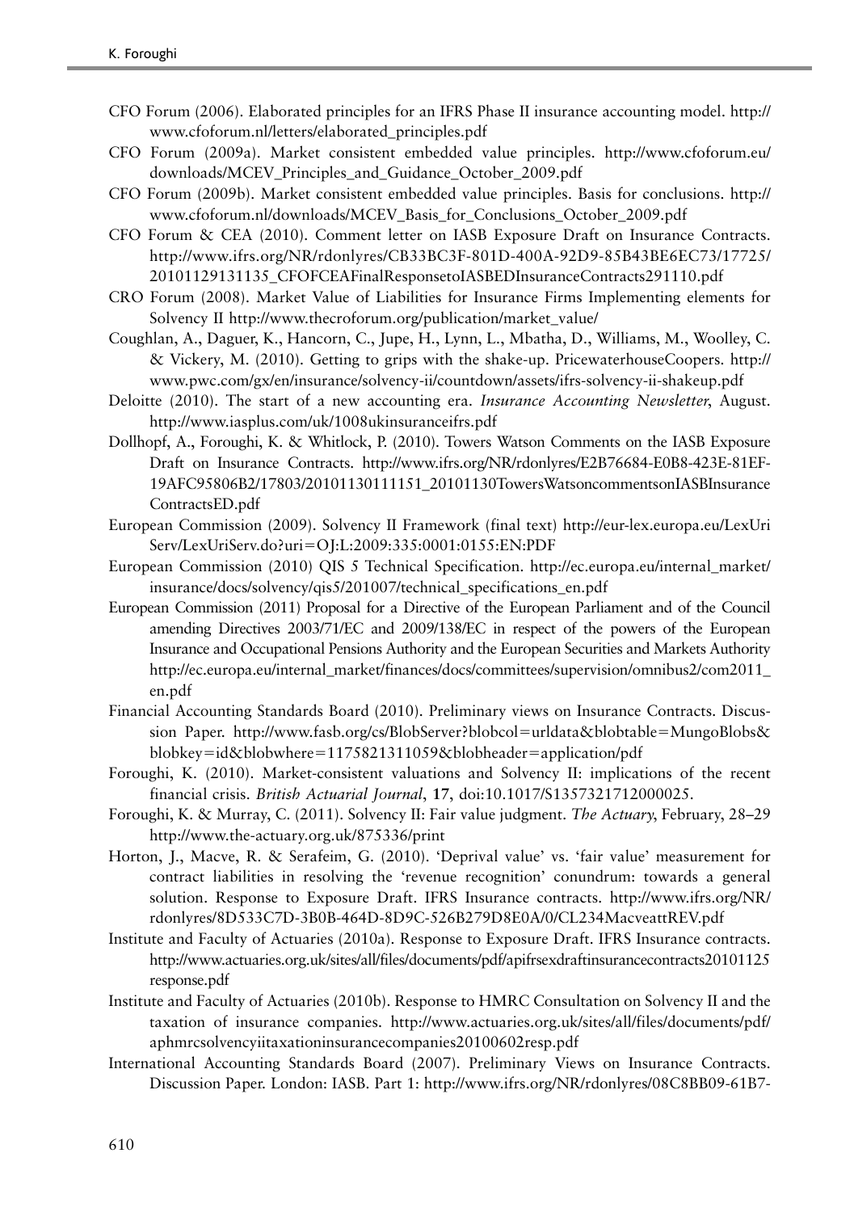CFO Forum (2006). Elaborated principles for an IFRS Phase II insurance accounting model. http://www.cfoforum.nl/letters/elaborated_principles.pdf

CFO Forum (2009a). Market consistent embedded value principles. http://www.cfoforum.eu/downloads/MCEV_Principles_and_Guidance_October_2009.pdf

CFO Forum (2009b). Market consistent embedded value principles. Basis for conclusions. http://www.cfoforum.nl/downloads/MCEV_Basis_for_Conclusions_October_2009.pdf

CFO Forum & CEA (2010). Comment letter on IASB Exposure Draft on Insurance Contracts. http://www.ifrs.org/NR/rdonlyres/CB33BC3F-801D-400A-92D9-85B43BE6EC73/17725/20101129131135_CFOFCEAFinalResponsetoIASBEDInsuranceContracts291110.pdf

CRO Forum (2008). Market Value of Liabilities for Insurance Firms Implementing elements for Solvency II http://www.thecroforum.org/publication/market_value/

Coughlan, A., Daguer, K., Hancorn, C., Jupe, H., Lynn, L., Mbatha, D., Williams, M., Woolley, C. & Vickery, M. (2010). Getting to grips with the shake-up. PricewaterhouseCoopers. http://www.pwc.com/gx/en/insurance/solvency-ii/countdown/assets/ifrs-solvency-ii-shakeup.pdf

Deloitte (2010). The start of a new accounting era. *Insurance Accounting Newsletter*, August. http://www.iasplus.com/uk/1008ukinsuranceifrs.pdf

Dollhopf, A., Foroughi, K. & Whitlock, P. (2010). Towers Watson Comments on the IASB Exposure Draft on Insurance Contracts. http://www.ifrs.org/NR/rdonlyres/E2B76684-E0B8-423E-81EF-19AFC95806B2/17803/20101130111151_20101130TowersWatsoncommentsonIASBInsuranceContractsED.pdf

European Commission (2009). Solvency II Framework (final text) http://eur-lex.europa.eu/LexUriServ/LexUriServ.do?uri=OJ:L:2009:335:0001:0155:EN:PDF

European Commission (2010) QIS 5 Technical Specification. http://ec.europa.eu/internal_market/insurance/docs/solvency/qis5/201007/technical_specifications_en.pdf

European Commission (2011) Proposal for a Directive of the European Parliament and of the Council amending Directives 2003/71/EC and 2009/138/EC in respect of the powers of the European Insurance and Occupational Pensions Authority and the European Securities and Markets Authority http://ec.europa.eu/internal_market/finances/docs/committees/supervision/omnibus2/com2011_en.pdf

Financial Accounting Standards Board (2010). Preliminary views on Insurance Contracts. Discussion Paper. http://www.fasb.org/cs/BlobServer?blobcol=urldata&blobtable=MungoBlobs&blobkey=id&blobwhere=1175821311059&blobheader=application/pdf

Foroughi, K. (2010). Market-consistent valuations and Solvency II: implications of the recent financial crisis. *British Actuarial Journal*, **17**, doi:10.1017/S1357321712000025.

Foroughi, K. & Murray, C. (2011). Solvency II: Fair value judgment. *The Actuary*, February, 28–29 http://www.the-actuary.org.uk/875336/print

Horton, J., Macve, R. & Serafeim, G. (2010). 'Deprival value' vs. 'fair value' measurement for contract liabilities in resolving the 'revenue recognition' conundrum: towards a general solution. Response to Exposure Draft. IFRS Insurance contracts. http://www.ifrs.org/NR/rdonlyres/8D533C7D-3B0B-464D-8D9C-526B279D8E0A/0/CL234MacveattREV.pdf

Institute and Faculty of Actuaries (2010a). Response to Exposure Draft. IFRS Insurance contracts. http://www.actuaries.org.uk/sites/all/files/documents/pdf/apifrsexdraftinsurancecontracts20101125response.pdf

Institute and Faculty of Actuaries (2010b). Response to HMRC Consultation on Solvency II and the taxation of insurance companies. http://www.actuaries.org.uk/sites/all/files/documents/pdf/aphmrcsolvencyiitaxationinsurancecompanies20100602resp.pdf

International Accounting Standards Board (2007). Preliminary Views on Insurance Contracts. Discussion Paper. London: IASB. Part 1: http://www.ifrs.org/NR/rdonlyres/08C8BB09-61B7-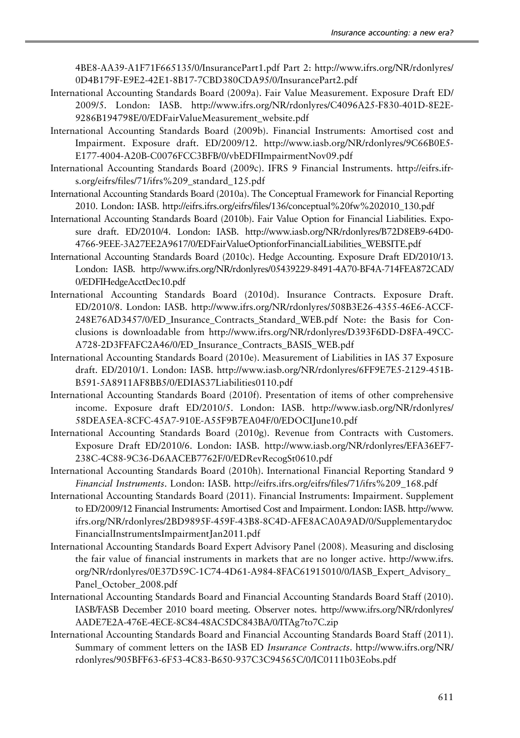4BE8-AA39-A1F71F665135/0/InsurancePart1.pdf Part 2: http://www.ifrs.org/NR/rdonlyres/0D4B179F-E9E2-42E1-8B17-7CBD380CDA95/0/InsurancePart2.pdf

International Accounting Standards Board (2009a). Fair Value Measurement. Exposure Draft ED/2009/5. London: IASB. http://www.ifrs.org/NR/rdonlyres/C4096A25-F830-401D-8E2E-9286B194798E/0/EDFairValueMeasurement_website.pdf

International Accounting Standards Board (2009b). Financial Instruments: Amortised cost and Impairment. Exposure draft. ED/2009/12. http://www.iasb.org/NR/rdonlyres/9C66B0E5-E177-4004-A20B-C0076FCC3BFB/0/vbEDFIImpairmentNov09.pdf

International Accounting Standards Board (2009c). IFRS 9 Financial Instruments. http://eifrs.ifrs.org/eifrs/files/71/ifrs%209_standard_125.pdf

International Accounting Standards Board (2010a). The Conceptual Framework for Financial Reporting 2010. London: IASB. http://eifrs.ifrs.org/eifrs/files/136/conceptual%20fw%202010_130.pdf

International Accounting Standards Board (2010b). Fair Value Option for Financial Liabilities. Exposure draft. ED/2010/4. London: IASB. http://www.iasb.org/NR/rdonlyres/B72D8EB9-64D0-4766-9EEE-3A27EE2A9617/0/EDFairValueOptionforFinancialLiabilities_WEBSITE.pdf

International Accounting Standards Board (2010c). Hedge Accounting. Exposure Draft ED/2010/13. London: IASB. http://www.ifrs.org/NR/rdonlyres/05439229-8491-4A70-BF4A-714FEA872CAD/0/EDFIHedgeAcctDec10.pdf

International Accounting Standards Board (2010d). Insurance Contracts. Exposure Draft. ED/2010/8. London: IASB. http://www.ifrs.org/NR/rdonlyres/508B3E26-4355-46E6-ACCF-248E76AD3457/0/ED_Insurance_Contracts_Standard_WEB.pdf Note: the Basis for Conclusions is downloadable from http://www.ifrs.org/NR/rdonlyres/D393F6DD-D8FA-49CC-A728-2D3FFAFC2A46/0/ED_Insurance_Contracts_BASIS_WEB.pdf

International Accounting Standards Board (2010e). Measurement of Liabilities in IAS 37 Exposure draft. ED/2010/1. London: IASB. http://www.iasb.org/NR/rdonlyres/6FF9E7E5-2129-451B-B591-5A8911AF8BB5/0/EDIAS37Liabilities0110.pdf

International Accounting Standards Board (2010f). Presentation of items of other comprehensive income. Exposure draft ED/2010/5. London: IASB. http://www.iasb.org/NR/rdonlyres/58DEA5EA-8CFC-45A7-910E-A55F9B7EA04F/0/EDOCIJune10.pdf

International Accounting Standards Board (2010g). Revenue from Contracts with Customers. Exposure Draft ED/2010/6. London: IASB. http://www.iasb.org/NR/rdonlyres/EFA36EF7-238C-4C88-9C36-D6AACEB7762F/0/EDRevRecogSt0610.pdf

International Accounting Standards Board (2010h). International Financial Reporting Standard 9 *Financial Instruments*. London: IASB. http://eifrs.ifrs.org/eifrs/files/71/ifrs%209_168.pdf

International Accounting Standards Board (2011). Financial Instruments: Impairment. Supplement to ED/2009/12 Financial Instruments: Amortised Cost and Impairment. London: IASB. http://www.ifrs.org/NR/rdonlyres/2BD9895F-459F-43B8-8C4D-AFE8ACA0A9AD/0/Supplementarydoc FinancialInstrumentsImpairmentJan2011.pdf

International Accounting Standards Board Expert Advisory Panel (2008). Measuring and disclosing the fair value of financial instruments in markets that are no longer active. http://www.ifrs.org/NR/rdonlyres/0E37D59C-1C74-4D61-A984-8FAC61915010/0/IASB_Expert_Advisory_Panel_October_2008.pdf

International Accounting Standards Board and Financial Accounting Standards Board Staff (2010). IASB/FASB December 2010 board meeting. Observer notes. http://www.ifrs.org/NR/rdonlyres/AADE7E2A-476E-4ECE-8C84-48AC5DC843BA/0/ITAg7to7C.zip

International Accounting Standards Board and Financial Accounting Standards Board Staff (2011). Summary of comment letters on the IASB ED *Insurance Contracts*. http://www.ifrs.org/NR/rdonlyres/905BFF63-6F53-4C83-B650-937C3C94565C/0/IC0111b03Eobs.pdf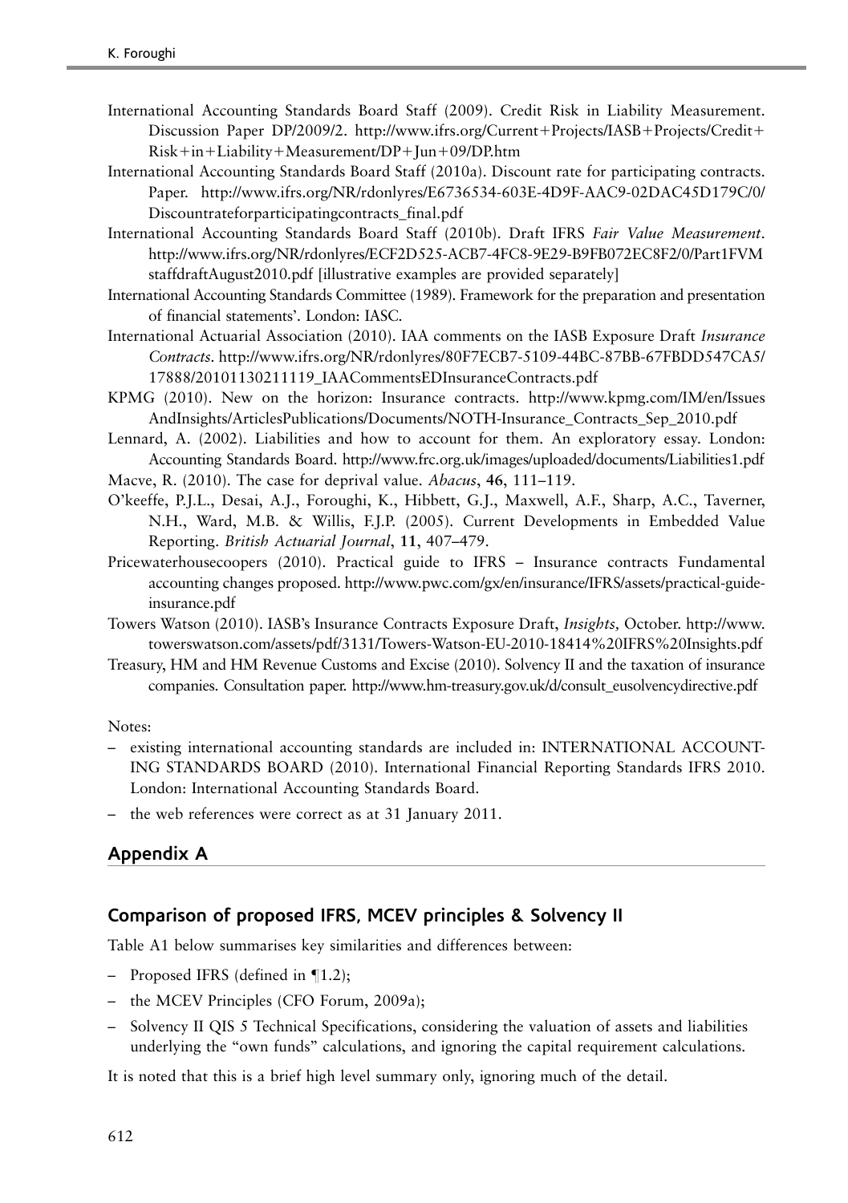International Accounting Standards Board Staff (2009). Credit Risk in Liability Measurement. Discussion Paper DP/2009/2. http://www.ifrs.org/Current+Projects/IASB+Projects/Credit+Risk+in+Liability+Measurement/DP+Jun+09/DP.htm

International Accounting Standards Board Staff (2010a). Discount rate for participating contracts. Paper. http://www.ifrs.org/NR/rdonlyres/E6736534-603E-4D9F-AAC9-02DAC45D179C/0/Discountrateforparticipatingcontracts_final.pdf

International Accounting Standards Board Staff (2010b). Draft IFRS *Fair Value Measurement*. http://www.ifrs.org/NR/rdonlyres/ECF2D525-ACB7-4FC8-9E29-B9FB072EC8F2/0/Part1FVMstaffdraftAugust2010.pdf [illustrative examples are provided separately]

International Accounting Standards Committee (1989). Framework for the preparation and presentation of financial statements'. London: IASC.

International Actuarial Association (2010). IAA comments on the IASB Exposure Draft *Insurance Contracts*. http://www.ifrs.org/NR/rdonlyres/80F7ECB7-5109-44BC-87BB-67FBDD547CA5/17888/20101130211119_IAACommentsEDInsuranceContracts.pdf

KPMG (2010). New on the horizon: Insurance contracts. http://www.kpmg.com/IM/en/IssuesAndInsights/ArticlesPublications/Documents/NOTH-Insurance_Contracts_Sep_2010.pdf

Lennard, A. (2002). Liabilities and how to account for them. An exploratory essay. London: Accounting Standards Board. http://www.frc.org.uk/images/uploaded/documents/Liabilities1.pdf

Macve, R. (2010). The case for deprival value. *Abacus*, **46**, 111–119.

O'keeffe, P.J.L., Desai, A.J., Foroughi, K., Hibbett, G.J., Maxwell, A.F., Sharp, A.C., Taverner, N.H., Ward, M.B. & Willis, F.J.P. (2005). Current Developments in Embedded Value Reporting. *British Actuarial Journal*, **11**, 407–479.

Pricewaterhousecoopers (2010). Practical guide to IFRS – Insurance contracts Fundamental accounting changes proposed. http://www.pwc.com/gx/en/insurance/IFRS/assets/practical-guide-insurance.pdf

Towers Watson (2010). IASB's Insurance Contracts Exposure Draft, *Insights*, October. http://www.towerswatson.com/assets/pdf/3131/Towers-Watson-EU-2010-18414%20IFRS%20Insights.pdf

Treasury, HM and HM Revenue Customs and Excise (2010). Solvency II and the taxation of insurance companies. Consultation paper. http://www.hm-treasury.gov.uk/d/consult_eusolvencydirective.pdf

Notes:

- existing international accounting standards are included in: INTERNATIONAL ACCOUNTING STANDARDS BOARD (2010). International Financial Reporting Standards IFRS 2010. London: International Accounting Standards Board.
- the web references were correct as at 31 January 2011.

## Appendix A

### Comparison of proposed IFRS, MCEV principles & Solvency II

Table A1 below summarises key similarities and differences between:

- Proposed IFRS (defined in ¶1.2);
- the MCEV Principles (CFO Forum, 2009a);
- Solvency II QIS 5 Technical Specifications, considering the valuation of assets and liabilities underlying the "own funds" calculations, and ignoring the capital requirement calculations.

It is noted that this is a brief high level summary only, ignoring much of the detail.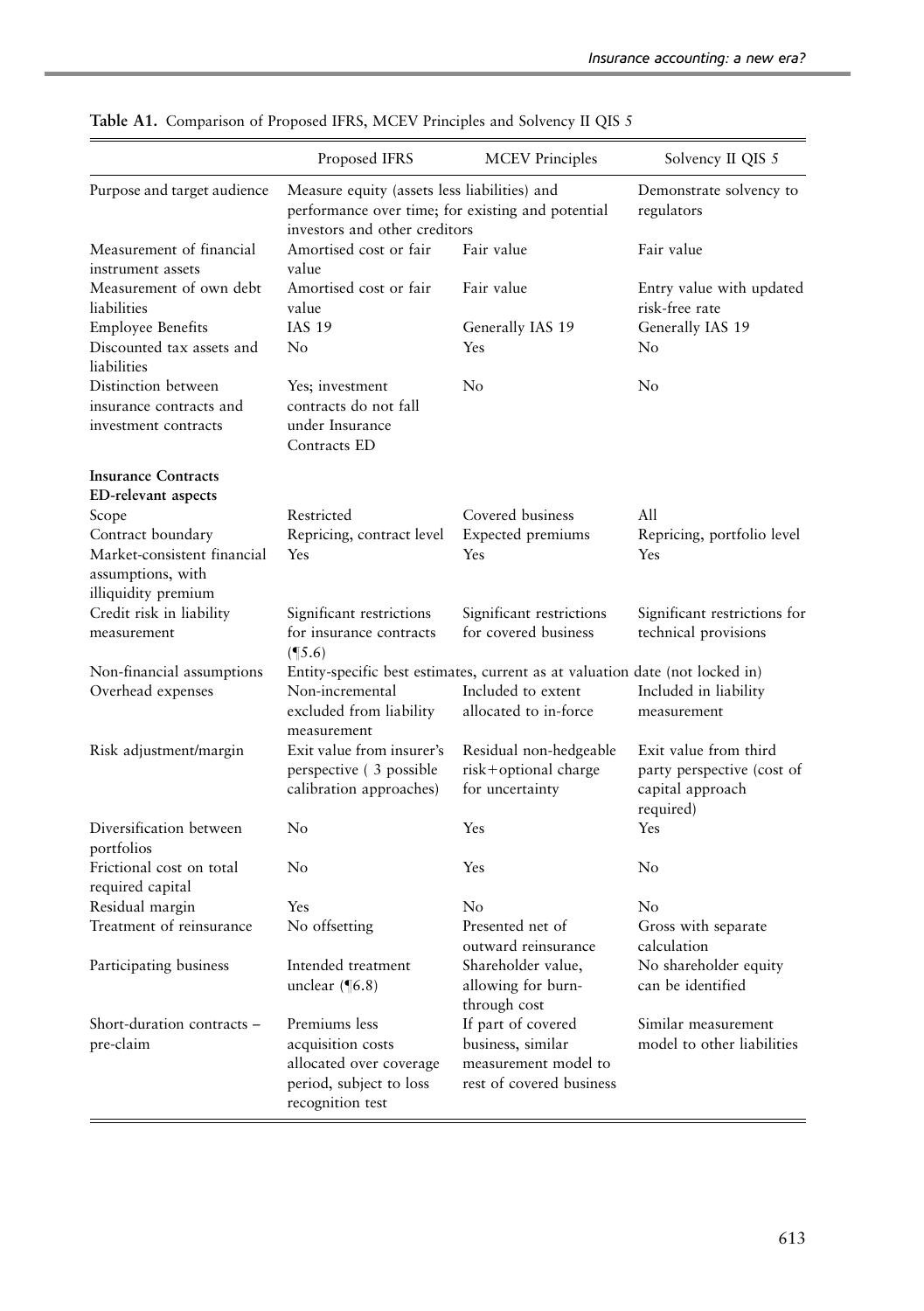**Table A1.** Comparison of Proposed IFRS, MCEV Principles and Solvency II QIS 5

| | Proposed IFRS | MCEV Principles | Solvency II QIS 5 |
|---|---|---|---|
| Purpose and target audience | Measure equity (assets less liabilities) and performance over time; for existing and potential investors and other creditors | | Demonstrate solvency to regulators |
| Measurement of financial instrument assets | Amortised cost or fair value | Fair value | Fair value |
| Measurement of own debt liabilities | Amortised cost or fair value | Fair value | Entry value with updated risk-free rate |
| Employee Benefits | IAS 19 | Generally IAS 19 | Generally IAS 19 |
| Discounted tax assets and liabilities | No | Yes | No |
| Distinction between insurance contracts and investment contracts | Yes; investment contracts do not fall under Insurance Contracts ED | No | No |
| **Insurance Contracts ED-relevant aspects** | | | |
| Scope | Restricted | Covered business | All |
| Contract boundary | Repricing, contract level | Expected premiums | Repricing, portfolio level |
| Market-consistent financial assumptions, with illiquidity premium | Yes | Yes | Yes |
| Credit risk in liability measurement | Significant restrictions for insurance contracts (¶5.6) | Significant restrictions for covered business | Significant restrictions for technical provisions |
| Non-financial assumptions | Entity-specific best estimates, current as at valuation date (not locked in) | | |
| Overhead expenses | Non-incremental excluded from liability measurement | Included to extent allocated to in-force | Included in liability measurement |
| Risk adjustment/margin | Exit value from insurer's perspective ( 3 possible calibration approaches) | Residual non-hedgeable risk+optional charge for uncertainty | Exit value from third party perspective (cost of capital approach required) |
| Diversification between portfolios | No | Yes | Yes |
| Frictional cost on total required capital | No | Yes | No |
| Residual margin | Yes | No | No |
| Treatment of reinsurance | No offsetting | Presented net of outward reinsurance | Gross with separate calculation |
| Participating business | Intended treatment unclear (¶6.8) | Shareholder value, allowing for burn-through cost | No shareholder equity can be identified |
| Short-duration contracts – pre-claim | Premiums less acquisition costs allocated over coverage period, subject to loss recognition test | If part of covered business, similar measurement model to rest of covered business | Similar measurement model to other liabilities |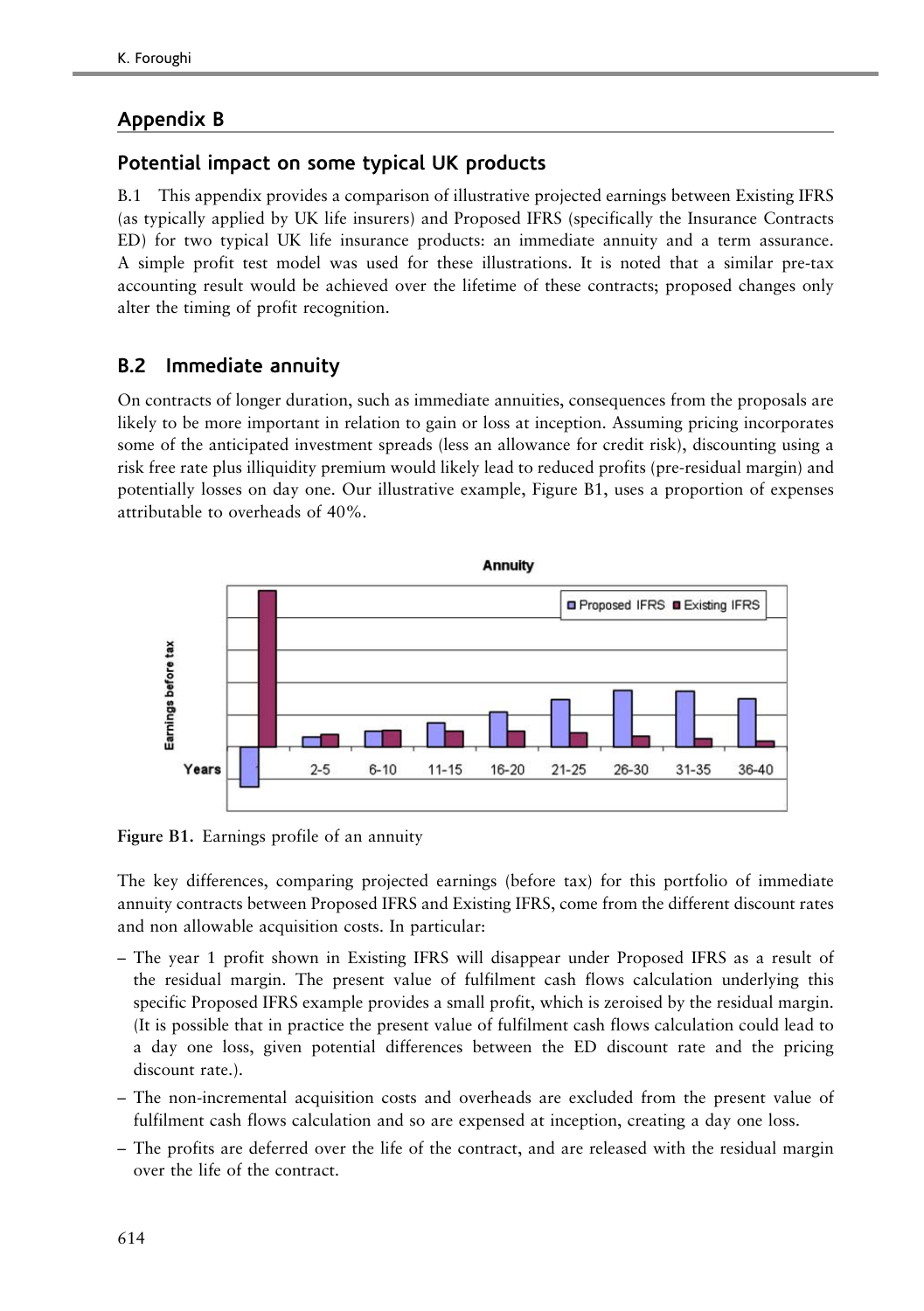## Appendix B

### Potential impact on some typical UK products

B.1 This appendix provides a comparison of illustrative projected earnings between Existing IFRS (as typically applied by UK life insurers) and Proposed IFRS (specifically the Insurance Contracts ED) for two typical UK life insurance products: an immediate annuity and a term assurance. A simple profit test model was used for these illustrations. It is noted that a similar pre-tax accounting result would be achieved over the lifetime of these contracts; proposed changes only alter the timing of profit recognition.

### B.2 Immediate annuity

On contracts of longer duration, such as immediate annuities, consequences from the proposals are likely to be more important in relation to gain or loss at inception. Assuming pricing incorporates some of the anticipated investment spreads (less an allowance for credit risk), discounting using a risk free rate plus illiquidity premium would likely lead to reduced profits (pre-residual margin) and potentially losses on day one. Our illustrative example, Figure B1, uses a proportion of expenses attributable to overheads of 40%.

Figure B1. Earnings profile of an annuity

The key differences, comparing projected earnings (before tax) for this portfolio of immediate annuity contracts between Proposed IFRS and Existing IFRS, come from the different discount rates and non allowable acquisition costs. In particular:

- The year 1 profit shown in Existing IFRS will disappear under Proposed IFRS as a result of the residual margin. The present value of fulfilment cash flows calculation underlying this specific Proposed IFRS example provides a small profit, which is zeroised by the residual margin. (It is possible that in practice the present value of fulfilment cash flows calculation could lead to a day one loss, given potential differences between the ED discount rate and the pricing discount rate.).
- The non-incremental acquisition costs and overheads are excluded from the present value of fulfilment cash flows calculation and so are expensed at inception, creating a day one loss.
- The profits are deferred over the life of the contract, and are released with the residual margin over the life of the contract.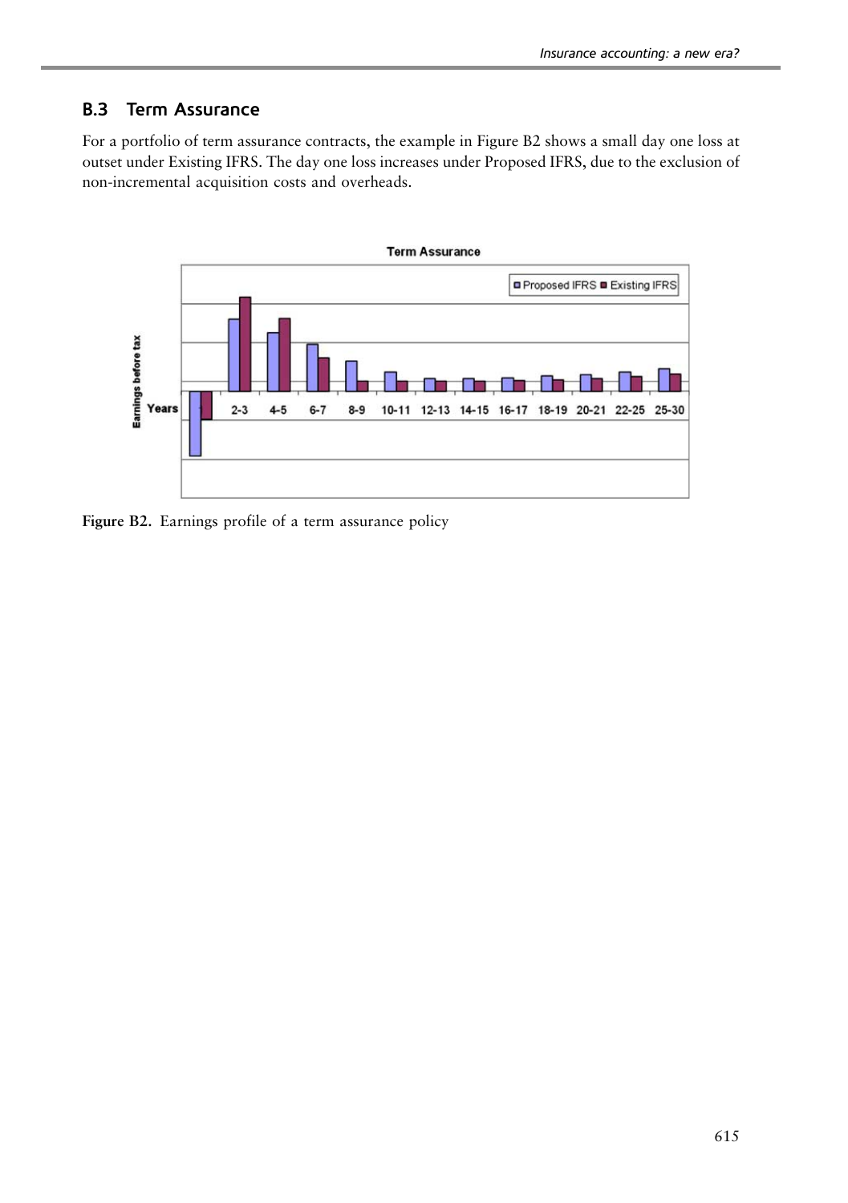## B.3 Term Assurance

For a portfolio of term assurance contracts, the example in Figure B2 shows a small day one loss at outset under Existing IFRS. The day one loss increases under Proposed IFRS, due to the exclusion of non-incremental acquisition costs and overheads.

Term Assurance

Proposed IFRS Existing IFRS

Earnings before tax

Years

2-3 4-5 6-7 8-9 10-11 12-13 14-15 16-17 18-19 20-21 22-25 25-30

**Figure B2.** Earnings profile of a term assurance policy